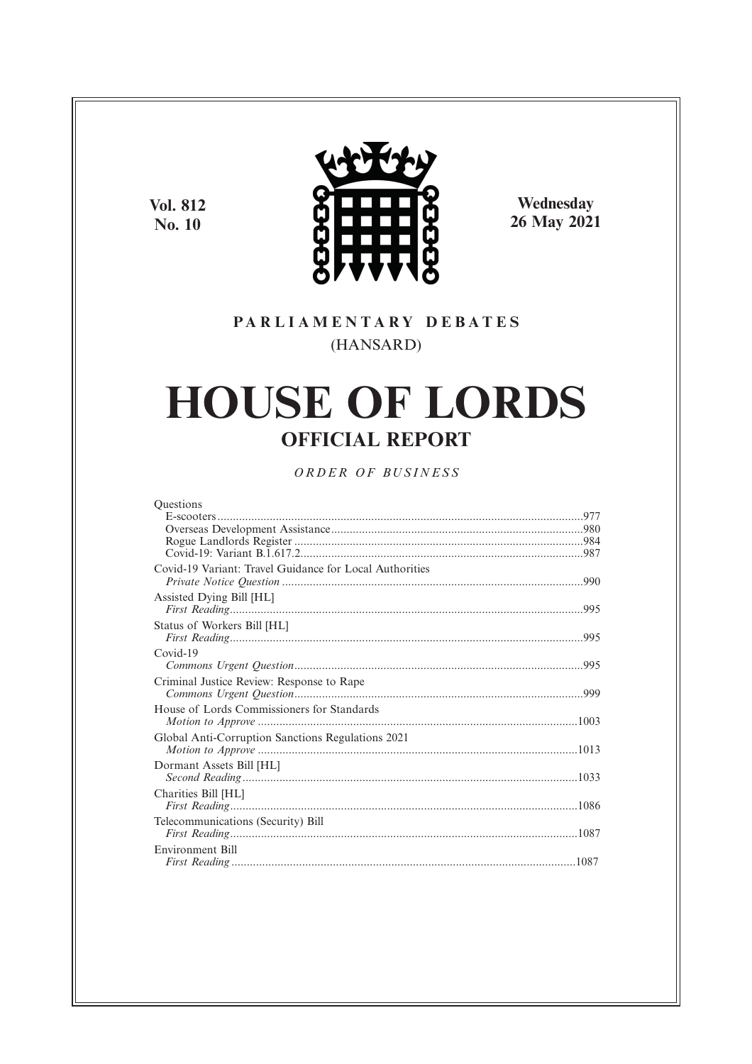**Vol. 812**
**No. 10**

**Wednesday**
**26 May 2021**

PARLIAMENTARY DEBATES
(HANSARD)

# HOUSE OF LORDS

## OFFICIAL REPORT

*ORDER OF BUSINESS*

Questions
- E-scooters ...977
- Overseas Development Assistance ...980
- Rogue Landlords Register ...984
- Covid-19: Variant B.1.617.2 ...987

Covid-19 Variant: Travel Guidance for Local Authorities
- *Private Notice Question* ...990

Assisted Dying Bill [HL]
- *First Reading* ...995

Status of Workers Bill [HL]
- *First Reading* ...995

Covid-19
- *Commons Urgent Question* ...995

Criminal Justice Review: Response to Rape
- *Commons Urgent Question* ...999

House of Lords Commissioners for Standards
- *Motion to Approve* ...1003

Global Anti-Corruption Sanctions Regulations 2021
- *Motion to Approve* ...1013

Dormant Assets Bill [HL]
- *Second Reading* ...1033

Charities Bill [HL]
- *First Reading* ...1086

Telecommunications (Security) Bill
- *First Reading* ...1087

Environment Bill
- *First Reading* ...1087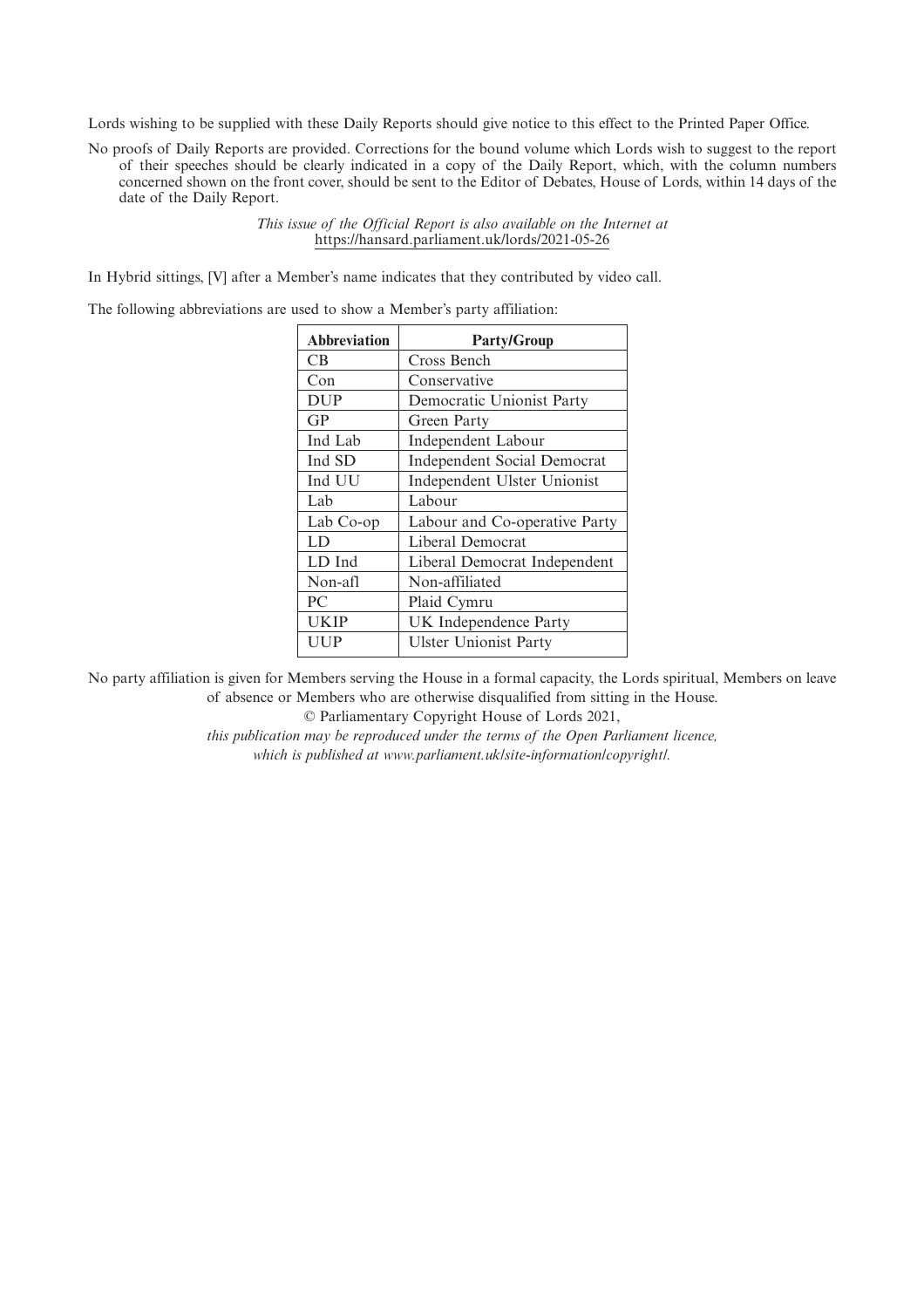Lords wishing to be supplied with these Daily Reports should give notice to this effect to the Printed Paper Office.

No proofs of Daily Reports are provided. Corrections for the bound volume which Lords wish to suggest to the report of their speeches should be clearly indicated in a copy of the Daily Report, which, with the column numbers concerned shown on the front cover, should be sent to the Editor of Debates, House of Lords, within 14 days of the date of the Daily Report.

*This issue of the Official Report is also available on the Internet at*
https://hansard.parliament.uk/lords/2021-05-26

In Hybrid sittings, [V] after a Member's name indicates that they contributed by video call.

The following abbreviations are used to show a Member's party affiliation:

| Abbreviation | Party/Group |
|---|---|
| CB | Cross Bench |
| Con | Conservative |
| DUP | Democratic Unionist Party |
| GP | Green Party |
| Ind Lab | Independent Labour |
| Ind SD | Independent Social Democrat |
| Ind UU | Independent Ulster Unionist |
| Lab | Labour |
| Lab Co-op | Labour and Co-operative Party |
| LD | Liberal Democrat |
| LD Ind | Liberal Democrat Independent |
| Non-afl | Non-affiliated |
| PC | Plaid Cymru |
| UKIP | UK Independence Party |
| UUP | Ulster Unionist Party |

No party affiliation is given for Members serving the House in a formal capacity, the Lords spiritual, Members on leave of absence or Members who are otherwise disqualified from sitting in the House.

© Parliamentary Copyright House of Lords 2021,

*this publication may be reproduced under the terms of the Open Parliament licence, which is published at www.parliament.uk/site-information/copyright/.*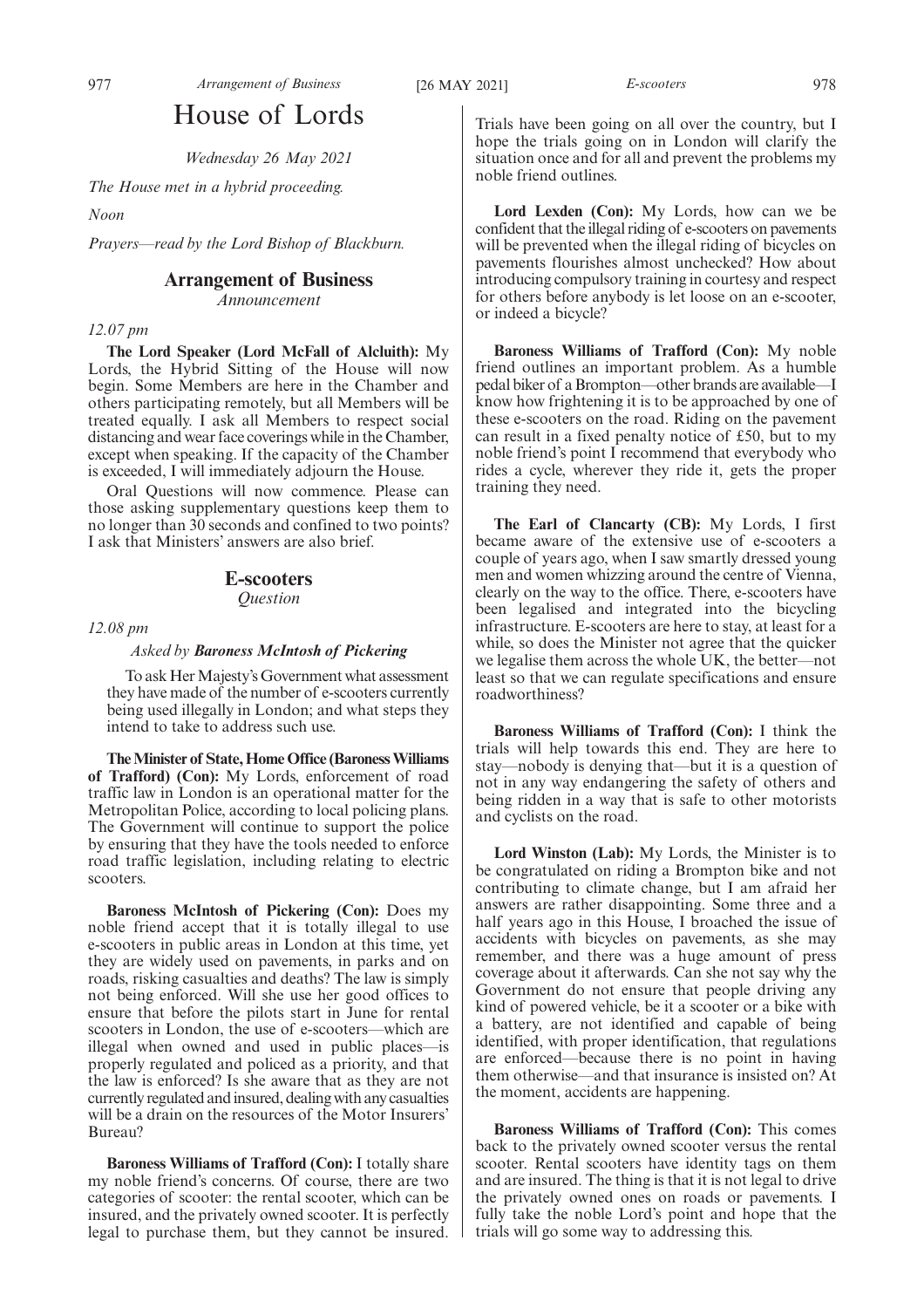# House of Lords

*Wednesday 26 May 2021*

*The House met in a hybrid proceeding.*

*Noon*

*Prayers—read by the Lord Bishop of Blackburn.*

## Arrangement of Business

*Announcement*

*12.07 pm*

**The Lord Speaker (Lord McFall of Alcluith):** My Lords, the Hybrid Sitting of the House will now begin. Some Members are here in the Chamber and others participating remotely, but all Members will be treated equally. I ask all Members to respect social distancing and wear face coverings while in the Chamber, except when speaking. If the capacity of the Chamber is exceeded, I will immediately adjourn the House.

Oral Questions will now commence. Please can those asking supplementary questions keep them to no longer than 30 seconds and confined to two points? I ask that Ministers' answers are also brief.

## E-scooters

*Question*

*12.08 pm*

*Asked by* ***Baroness McIntosh of Pickering***

To ask Her Majesty's Government what assessment they have made of the number of e-scooters currently being used illegally in London; and what steps they intend to take to address such use.

**The Minister of State, Home Office (Baroness Williams of Trafford) (Con):** My Lords, enforcement of road traffic law in London is an operational matter for the Metropolitan Police, according to local policing plans. The Government will continue to support the police by ensuring that they have the tools needed to enforce road traffic legislation, including relating to electric scooters.

**Baroness McIntosh of Pickering (Con):** Does my noble friend accept that it is totally illegal to use e-scooters in public areas in London at this time, yet they are widely used on pavements, in parks and on roads, risking casualties and deaths? The law is simply not being enforced. Will she use her good offices to ensure that before the pilots start in June for rental scooters in London, the use of e-scooters—which are illegal when owned and used in public places—is properly regulated and policed as a priority, and that the law is enforced? Is she aware that as they are not currently regulated and insured, dealing with any casualties will be a drain on the resources of the Motor Insurers' Bureau?

**Baroness Williams of Trafford (Con):** I totally share my noble friend's concerns. Of course, there are two categories of scooter: the rental scooter, which can be insured, and the privately owned scooter. It is perfectly legal to purchase them, but they cannot be insured. Trials have been going on all over the country, but I hope the trials going on in London will clarify the situation once and for all and prevent the problems my noble friend outlines.

**Lord Lexden (Con):** My Lords, how can we be confident that the illegal riding of e-scooters on pavements will be prevented when the illegal riding of bicycles on pavements flourishes almost unchecked? How about introducing compulsory training in courtesy and respect for others before anybody is let loose on an e-scooter, or indeed a bicycle?

**Baroness Williams of Trafford (Con):** My noble friend outlines an important problem. As a humble pedal biker of a Brompton—other brands are available—I know how frightening it is to be approached by one of these e-scooters on the road. Riding on the pavement can result in a fixed penalty notice of £50, but to my noble friend's point I recommend that everybody who rides a cycle, wherever they ride it, gets the proper training they need.

**The Earl of Clancarty (CB):** My Lords, I first became aware of the extensive use of e-scooters a couple of years ago, when I saw smartly dressed young men and women whizzing around the centre of Vienna, clearly on the way to the office. There, e-scooters have been legalised and integrated into the bicycling infrastructure. E-scooters are here to stay, at least for a while, so does the Minister not agree that the quicker we legalise them across the whole UK, the better—not least so that we can regulate specifications and ensure roadworthiness?

**Baroness Williams of Trafford (Con):** I think the trials will help towards this end. They are here to stay—nobody is denying that—but it is a question of not in any way endangering the safety of others and being ridden in a way that is safe to other motorists and cyclists on the road.

**Lord Winston (Lab):** My Lords, the Minister is to be congratulated on riding a Brompton bike and not contributing to climate change, but I am afraid her answers are rather disappointing. Some three and a half years ago in this House, I broached the issue of accidents with bicycles on pavements, as she may remember, and there was a huge amount of press coverage about it afterwards. Can she not say why the Government do not ensure that people driving any kind of powered vehicle, be it a scooter or a bike with a battery, are not identified and capable of being identified, with proper identification, that regulations are enforced—because there is no point in having them otherwise—and that insurance is insisted on? At the moment, accidents are happening.

**Baroness Williams of Trafford (Con):** This comes back to the privately owned scooter versus the rental scooter. Rental scooters have identity tags on them and are insured. The thing is that it is not legal to drive the privately owned ones on roads or pavements. I fully take the noble Lord's point and hope that the trials will go some way to addressing this.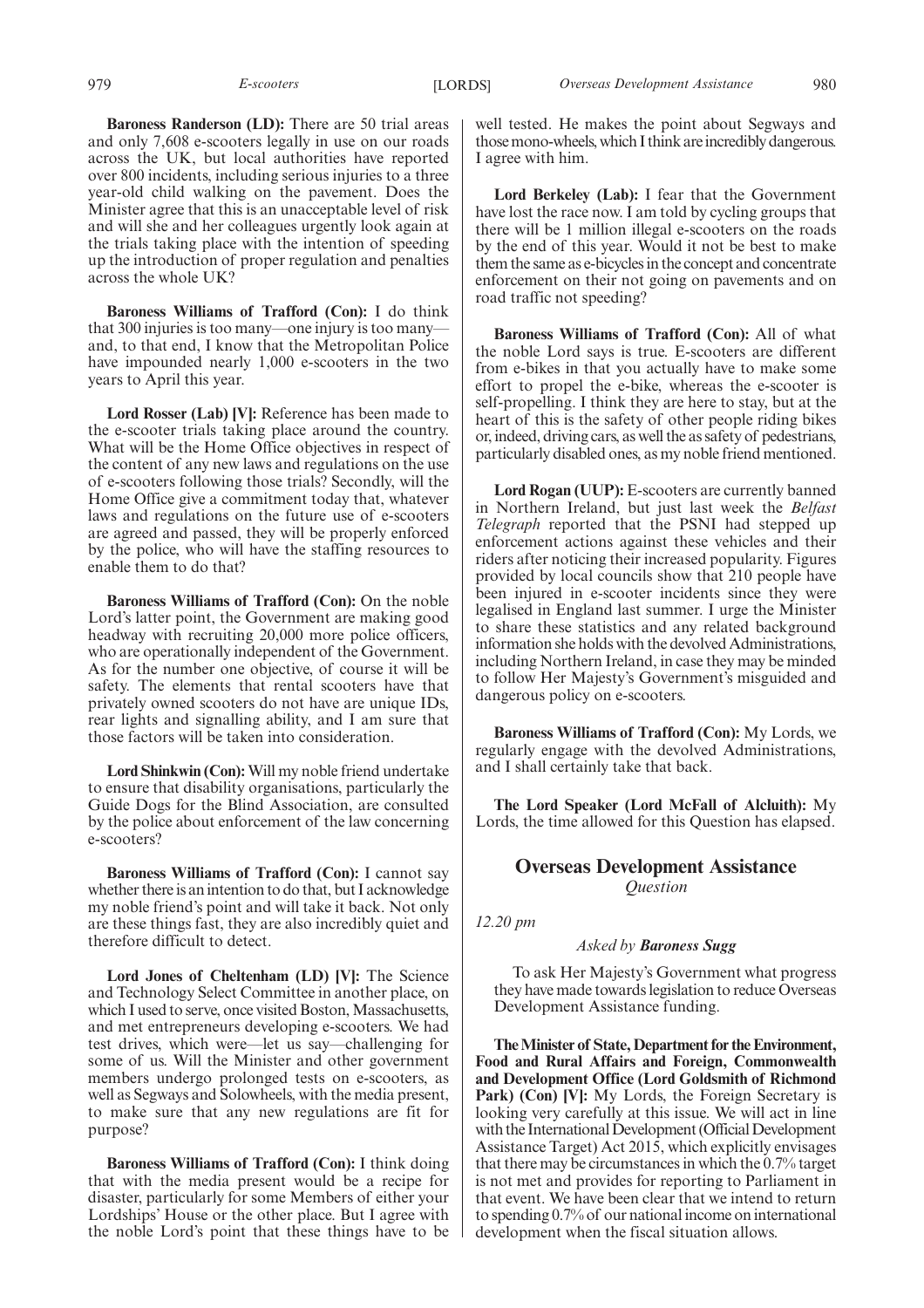**Baroness Randerson (LD):** There are 50 trial areas and only 7,608 e-scooters legally in use on our roads across the UK, but local authorities have reported over 800 incidents, including serious injuries to a three year-old child walking on the pavement. Does the Minister agree that this is an unacceptable level of risk and will she and her colleagues urgently look again at the trials taking place with the intention of speeding up the introduction of proper regulation and penalties across the whole UK?

**Baroness Williams of Trafford (Con):** I do think that 300 injuries is too many—one injury is too many—and, to that end, I know that the Metropolitan Police have impounded nearly 1,000 e-scooters in the two years to April this year.

**Lord Rosser (Lab) [V]:** Reference has been made to the e-scooter trials taking place around the country. What will be the Home Office objectives in respect of the content of any new laws and regulations on the use of e-scooters following those trials? Secondly, will the Home Office give a commitment today that, whatever laws and regulations on the future use of e-scooters are agreed and passed, they will be properly enforced by the police, who will have the staffing resources to enable them to do that?

**Baroness Williams of Trafford (Con):** On the noble Lord's latter point, the Government are making good headway with recruiting 20,000 more police officers, who are operationally independent of the Government. As for the number one objective, of course it will be safety. The elements that rental scooters have that privately owned scooters do not have are unique IDs, rear lights and signalling ability, and I am sure that those factors will be taken into consideration.

**Lord Shinkwin (Con):** Will my noble friend undertake to ensure that disability organisations, particularly the Guide Dogs for the Blind Association, are consulted by the police about enforcement of the law concerning e-scooters?

**Baroness Williams of Trafford (Con):** I cannot say whether there is an intention to do that, but I acknowledge my noble friend's point and will take it back. Not only are these things fast, they are also incredibly quiet and therefore difficult to detect.

**Lord Jones of Cheltenham (LD) [V]:** The Science and Technology Select Committee in another place, on which I used to serve, once visited Boston, Massachusetts, and met entrepreneurs developing e-scooters. We had test drives, which were—let us say—challenging for some of us. Will the Minister and other government members undergo prolonged tests on e-scooters, as well as Segways and Solowheels, with the media present, to make sure that any new regulations are fit for purpose?

**Baroness Williams of Trafford (Con):** I think doing that with the media present would be a recipe for disaster, particularly for some Members of either your Lordships' House or the other place. But I agree with the noble Lord's point that these things have to be well tested. He makes the point about Segways and those mono-wheels, which I think are incredibly dangerous. I agree with him.

**Lord Berkeley (Lab):** I fear that the Government have lost the race now. I am told by cycling groups that there will be 1 million illegal e-scooters on the roads by the end of this year. Would it not be best to make them the same as e-bicycles in the concept and concentrate enforcement on their not going on pavements and on road traffic not speeding?

**Baroness Williams of Trafford (Con):** All of what the noble Lord says is true. E-scooters are different from e-bikes in that you actually have to make some effort to propel the e-bike, whereas the e-scooter is self-propelling. I think they are here to stay, but at the heart of this is the safety of other people riding bikes or, indeed, driving cars, as well the as safety of pedestrians, particularly disabled ones, as my noble friend mentioned.

**Lord Rogan (UUP):** E-scooters are currently banned in Northern Ireland, but just last week the *Belfast Telegraph* reported that the PSNI had stepped up enforcement actions against these vehicles and their riders after noticing their increased popularity. Figures provided by local councils show that 210 people have been injured in e-scooter incidents since they were legalised in England last summer. I urge the Minister to share these statistics and any related background information she holds with the devolved Administrations, including Northern Ireland, in case they may be minded to follow Her Majesty's Government's misguided and dangerous policy on e-scooters.

**Baroness Williams of Trafford (Con):** My Lords, we regularly engage with the devolved Administrations, and I shall certainly take that back.

**The Lord Speaker (Lord McFall of Alcluith):** My Lords, the time allowed for this Question has elapsed.

## Overseas Development Assistance

*Question*

*12.20 pm*

*Asked by* ***Baroness Sugg***

To ask Her Majesty's Government what progress they have made towards legislation to reduce Overseas Development Assistance funding.

**The Minister of State, Department for the Environment, Food and Rural Affairs and Foreign, Commonwealth and Development Office (Lord Goldsmith of Richmond Park) (Con) [V]:** My Lords, the Foreign Secretary is looking very carefully at this issue. We will act in line with the International Development (Official Development Assistance Target) Act 2015, which explicitly envisages that there may be circumstances in which the 0.7% target is not met and provides for reporting to Parliament in that event. We have been clear that we intend to return to spending 0.7% of our national income on international development when the fiscal situation allows.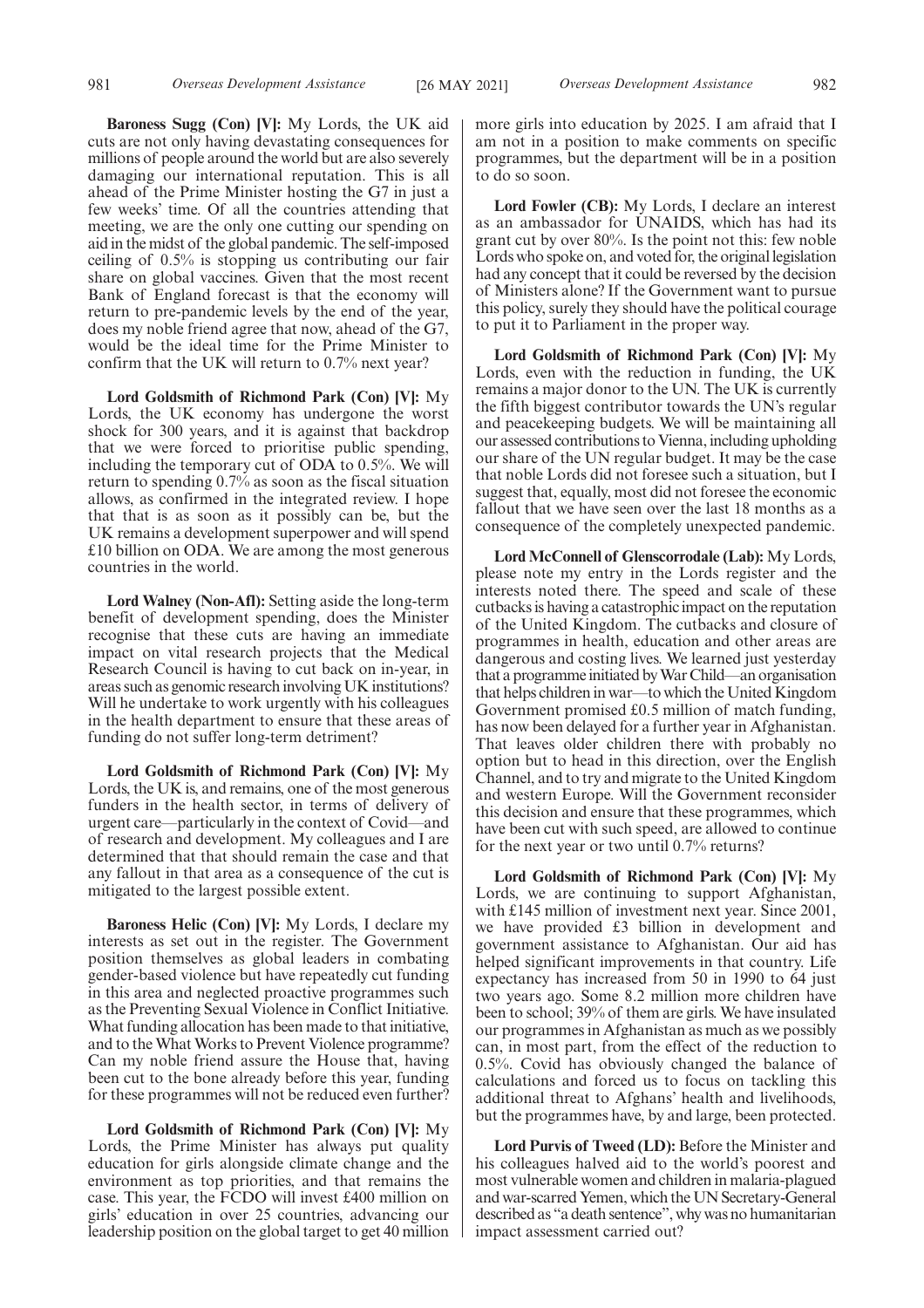**Baroness Sugg (Con) [V]:** My Lords, the UK aid cuts are not only having devastating consequences for millions of people around the world but are also severely damaging our international reputation. This is all ahead of the Prime Minister hosting the G7 in just a few weeks' time. Of all the countries attending that meeting, we are the only one cutting our spending on aid in the midst of the global pandemic. The self-imposed ceiling of 0.5% is stopping us contributing our fair share on global vaccines. Given that the most recent Bank of England forecast is that the economy will return to pre-pandemic levels by the end of the year, does my noble friend agree that now, ahead of the G7, would be the ideal time for the Prime Minister to confirm that the UK will return to 0.7% next year?

**Lord Goldsmith of Richmond Park (Con) [V]:** My Lords, the UK economy has undergone the worst shock for 300 years, and it is against that backdrop that we were forced to prioritise public spending, including the temporary cut of ODA to 0.5%. We will return to spending 0.7% as soon as the fiscal situation allows, as confirmed in the integrated review. I hope that that is as soon as it possibly can be, but the UK remains a development superpower and will spend £10 billion on ODA. We are among the most generous countries in the world.

**Lord Walney (Non-Afl):** Setting aside the long-term benefit of development spending, does the Minister recognise that these cuts are having an immediate impact on vital research projects that the Medical Research Council is having to cut back on in-year, in areas such as genomic research involving UK institutions? Will he undertake to work urgently with his colleagues in the health department to ensure that these areas of funding do not suffer long-term detriment?

**Lord Goldsmith of Richmond Park (Con) [V]:** My Lords, the UK is, and remains, one of the most generous funders in the health sector, in terms of delivery of urgent care—particularly in the context of Covid—and of research and development. My colleagues and I are determined that that should remain the case and that any fallout in that area as a consequence of the cut is mitigated to the largest possible extent.

**Baroness Helic (Con) [V]:** My Lords, I declare my interests as set out in the register. The Government position themselves as global leaders in combating gender-based violence but have repeatedly cut funding in this area and neglected proactive programmes such as the Preventing Sexual Violence in Conflict Initiative. What funding allocation has been made to that initiative, and to the What Works to Prevent Violence programme? Can my noble friend assure the House that, having been cut to the bone already before this year, funding for these programmes will not be reduced even further?

**Lord Goldsmith of Richmond Park (Con) [V]:** My Lords, the Prime Minister has always put quality education for girls alongside climate change and the environment as top priorities, and that remains the case. This year, the FCDO will invest £400 million on girls' education in over 25 countries, advancing our leadership position on the global target to get 40 million more girls into education by 2025. I am afraid that I am not in a position to make comments on specific programmes, but the department will be in a position to do so soon.

**Lord Fowler (CB):** My Lords, I declare an interest as an ambassador for UNAIDS, which has had its grant cut by over 80%. Is the point not this: few noble Lords who spoke on, and voted for, the original legislation had any concept that it could be reversed by the decision of Ministers alone? If the Government want to pursue this policy, surely they should have the political courage to put it to Parliament in the proper way.

**Lord Goldsmith of Richmond Park (Con) [V]:** My Lords, even with the reduction in funding, the UK remains a major donor to the UN. The UK is currently the fifth biggest contributor towards the UN's regular and peacekeeping budgets. We will be maintaining all our assessed contributions to Vienna, including upholding our share of the UN regular budget. It may be the case that noble Lords did not foresee such a situation, but I suggest that, equally, most did not foresee the economic fallout that we have seen over the last 18 months as a consequence of the completely unexpected pandemic.

**Lord McConnell of Glenscorrodale (Lab):** My Lords, please note my entry in the Lords register and the interests noted there. The speed and scale of these cutbacks is having a catastrophic impact on the reputation of the United Kingdom. The cutbacks and closure of programmes in health, education and other areas are dangerous and costing lives. We learned just yesterday that a programme initiated by War Child—an organisation that helps children in war—to which the United Kingdom Government promised £0.5 million of match funding, has now been delayed for a further year in Afghanistan. That leaves older children there with probably no option but to head in this direction, over the English Channel, and to try and migrate to the United Kingdom and western Europe. Will the Government reconsider this decision and ensure that these programmes, which have been cut with such speed, are allowed to continue for the next year or two until 0.7% returns?

**Lord Goldsmith of Richmond Park (Con) [V]:** My Lords, we are continuing to support Afghanistan, with £145 million of investment next year. Since 2001, we have provided £3 billion in development and government assistance to Afghanistan. Our aid has helped significant improvements in that country. Life expectancy has increased from 50 in 1990 to 64 just two years ago. Some 8.2 million more children have been to school; 39% of them are girls. We have insulated our programmes in Afghanistan as much as we possibly can, in most part, from the effect of the reduction to 0.5%. Covid has obviously changed the balance of calculations and forced us to focus on tackling this additional threat to Afghans' health and livelihoods, but the programmes have, by and large, been protected.

**Lord Purvis of Tweed (LD):** Before the Minister and his colleagues halved aid to the world's poorest and most vulnerable women and children in malaria-plagued and war-scarred Yemen, which the UN Secretary-General described as "a death sentence", why was no humanitarian impact assessment carried out?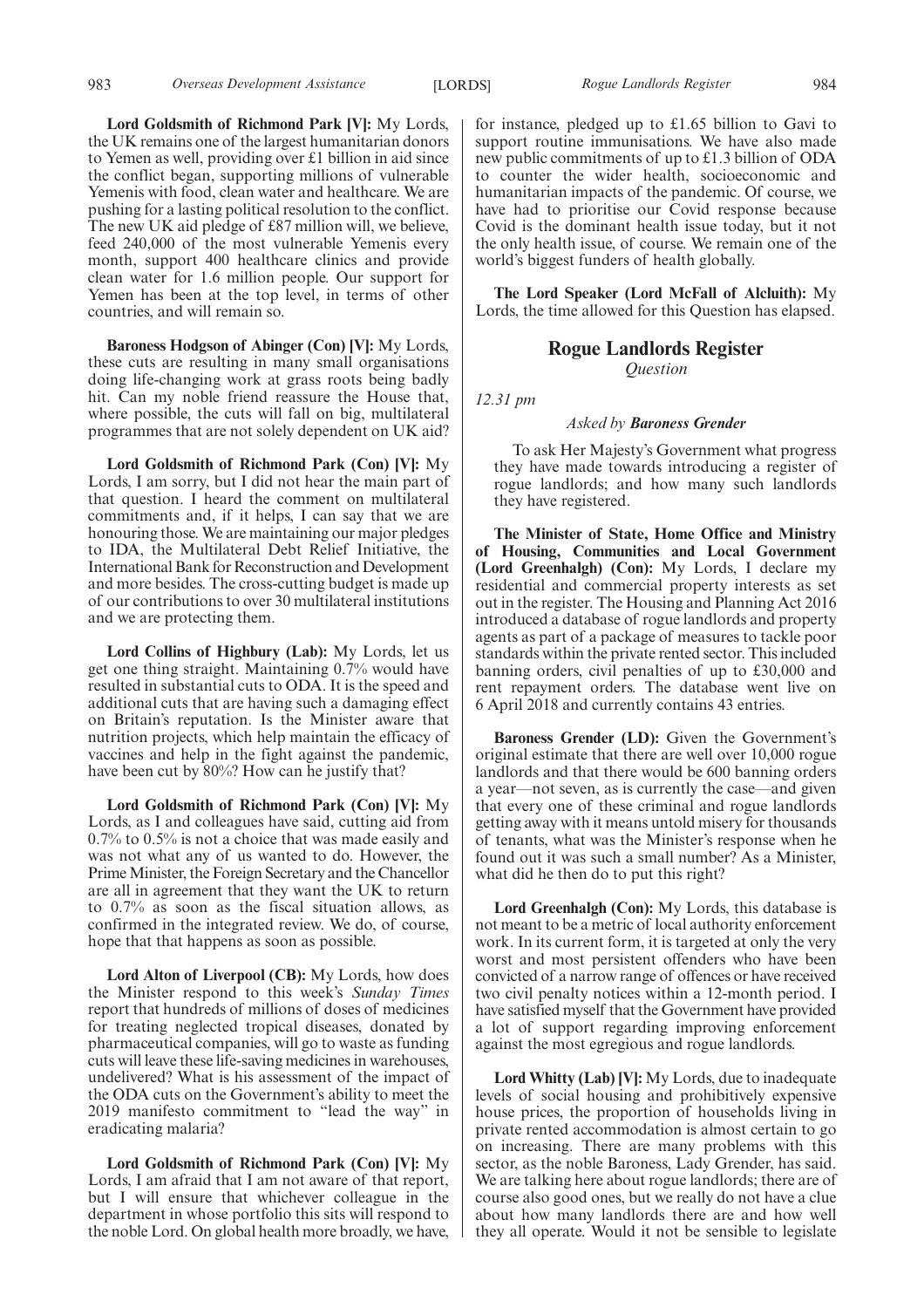**Lord Goldsmith of Richmond Park [V]:** My Lords, the UK remains one of the largest humanitarian donors to Yemen as well, providing over £1 billion in aid since the conflict began, supporting millions of vulnerable Yemenis with food, clean water and healthcare. We are pushing for a lasting political resolution to the conflict. The new UK aid pledge of £87 million will, we believe, feed 240,000 of the most vulnerable Yemenis every month, support 400 healthcare clinics and provide clean water for 1.6 million people. Our support for Yemen has been at the top level, in terms of other countries, and will remain so.

**Baroness Hodgson of Abinger (Con) [V]:** My Lords, these cuts are resulting in many small organisations doing life-changing work at grass roots being badly hit. Can my noble friend reassure the House that, where possible, the cuts will fall on big, multilateral programmes that are not solely dependent on UK aid?

**Lord Goldsmith of Richmond Park (Con) [V]:** My Lords, I am sorry, but I did not hear the main part of that question. I heard the comment on multilateral commitments and, if it helps, I can say that we are honouring those. We are maintaining our major pledges to IDA, the Multilateral Debt Relief Initiative, the International Bank for Reconstruction and Development and more besides. The cross-cutting budget is made up of our contributions to over 30 multilateral institutions and we are protecting them.

**Lord Collins of Highbury (Lab):** My Lords, let us get one thing straight. Maintaining 0.7% would have resulted in substantial cuts to ODA. It is the speed and additional cuts that are having such a damaging effect on Britain's reputation. Is the Minister aware that nutrition projects, which help maintain the efficacy of vaccines and help in the fight against the pandemic, have been cut by 80%? How can he justify that?

**Lord Goldsmith of Richmond Park (Con) [V]:** My Lords, as I and colleagues have said, cutting aid from 0.7% to 0.5% is not a choice that was made easily and was not what any of us wanted to do. However, the Prime Minister, the Foreign Secretary and the Chancellor are all in agreement that they want the UK to return to 0.7% as soon as the fiscal situation allows, as confirmed in the integrated review. We do, of course, hope that that happens as soon as possible.

**Lord Alton of Liverpool (CB):** My Lords, how does the Minister respond to this week's *Sunday Times* report that hundreds of millions of doses of medicines for treating neglected tropical diseases, donated by pharmaceutical companies, will go to waste as funding cuts will leave these life-saving medicines in warehouses, undelivered? What is his assessment of the impact of the ODA cuts on the Government's ability to meet the 2019 manifesto commitment to "lead the way" in eradicating malaria?

**Lord Goldsmith of Richmond Park (Con) [V]:** My Lords, I am afraid that I am not aware of that report, but I will ensure that whichever colleague in the department in whose portfolio this sits will respond to the noble Lord. On global health more broadly, we have, for instance, pledged up to £1.65 billion to Gavi to support routine immunisations. We have also made new public commitments of up to £1.3 billion of ODA to counter the wider health, socioeconomic and humanitarian impacts of the pandemic. Of course, we have had to prioritise our Covid response because Covid is the dominant health issue today, but it not the only health issue, of course. We remain one of the world's biggest funders of health globally.

**The Lord Speaker (Lord McFall of Alcluith):** My Lords, the time allowed for this Question has elapsed.

## Rogue Landlords Register

*Question*

*12.31 pm*

*Asked by* ***Baroness Grender***

To ask Her Majesty's Government what progress they have made towards introducing a register of rogue landlords; and how many such landlords they have registered.

**The Minister of State, Home Office and Ministry of Housing, Communities and Local Government (Lord Greenhalgh) (Con):** My Lords, I declare my residential and commercial property interests as set out in the register. The Housing and Planning Act 2016 introduced a database of rogue landlords and property agents as part of a package of measures to tackle poor standards within the private rented sector. This included banning orders, civil penalties of up to £30,000 and rent repayment orders. The database went live on 6 April 2018 and currently contains 43 entries.

**Baroness Grender (LD):** Given the Government's original estimate that there are well over 10,000 rogue landlords and that there would be 600 banning orders a year—not seven, as is currently the case—and given that every one of these criminal and rogue landlords getting away with it means untold misery for thousands of tenants, what was the Minister's response when he found out it was such a small number? As a Minister, what did he then do to put this right?

**Lord Greenhalgh (Con):** My Lords, this database is not meant to be a metric of local authority enforcement work. In its current form, it is targeted at only the very worst and most persistent offenders who have been convicted of a narrow range of offences or have received two civil penalty notices within a 12-month period. I have satisfied myself that the Government have provided a lot of support regarding improving enforcement against the most egregious and rogue landlords.

**Lord Whitty (Lab) [V]:** My Lords, due to inadequate levels of social housing and prohibitively expensive house prices, the proportion of households living in private rented accommodation is almost certain to go on increasing. There are many problems with this sector, as the noble Baroness, Lady Grender, has said. We are talking here about rogue landlords; there are of course also good ones, but we really do not have a clue about how many landlords there are and how well they all operate. Would it not be sensible to legislate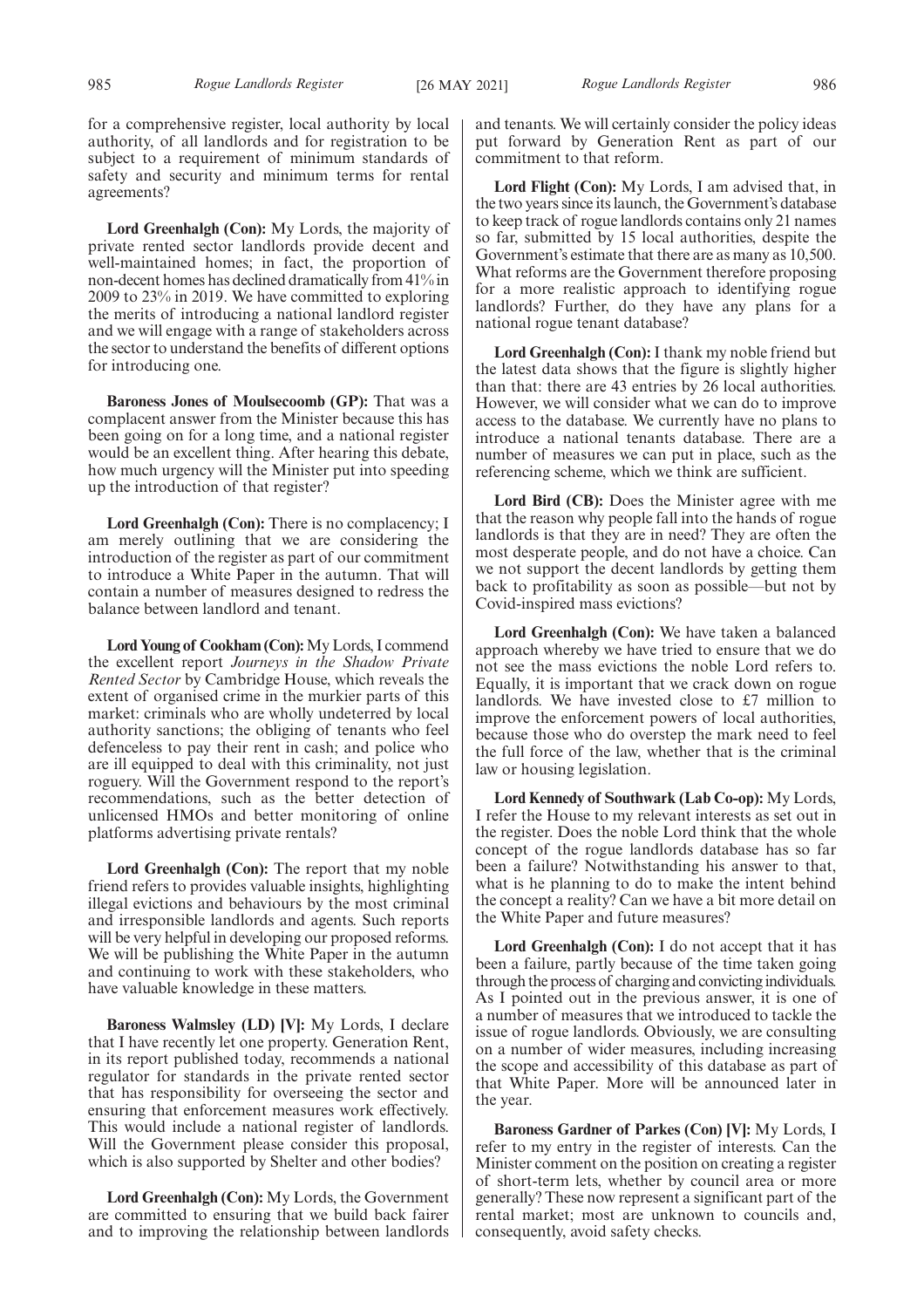for a comprehensive register, local authority by local authority, of all landlords and for registration to be subject to a requirement of minimum standards of safety and security and minimum terms for rental agreements?

**Lord Greenhalgh (Con):** My Lords, the majority of private rented sector landlords provide decent and well-maintained homes; in fact, the proportion of non-decent homes has declined dramatically from 41% in 2009 to 23% in 2019. We have committed to exploring the merits of introducing a national landlord register and we will engage with a range of stakeholders across the sector to understand the benefits of different options for introducing one.

**Baroness Jones of Moulsecoomb (GP):** That was a complacent answer from the Minister because this has been going on for a long time, and a national register would be an excellent thing. After hearing this debate, how much urgency will the Minister put into speeding up the introduction of that register?

**Lord Greenhalgh (Con):** There is no complacency; I am merely outlining that we are considering the introduction of the register as part of our commitment to introduce a White Paper in the autumn. That will contain a number of measures designed to redress the balance between landlord and tenant.

**Lord Young of Cookham (Con):** My Lords, I commend the excellent report *Journeys in the Shadow Private Rented Sector* by Cambridge House, which reveals the extent of organised crime in the murkier parts of this market: criminals who are wholly undeterred by local authority sanctions; the obliging of tenants who feel defenceless to pay their rent in cash; and police who are ill equipped to deal with this criminality, not just roguery. Will the Government respond to the report's recommendations, such as the better detection of unlicensed HMOs and better monitoring of online platforms advertising private rentals?

**Lord Greenhalgh (Con):** The report that my noble friend refers to provides valuable insights, highlighting illegal evictions and behaviours by the most criminal and irresponsible landlords and agents. Such reports will be very helpful in developing our proposed reforms. We will be publishing the White Paper in the autumn and continuing to work with these stakeholders, who have valuable knowledge in these matters.

**Baroness Walmsley (LD) [V]:** My Lords, I declare that I have recently let one property. Generation Rent, in its report published today, recommends a national regulator for standards in the private rented sector that has responsibility for overseeing the sector and ensuring that enforcement measures work effectively. This would include a national register of landlords. Will the Government please consider this proposal, which is also supported by Shelter and other bodies?

**Lord Greenhalgh (Con):** My Lords, the Government are committed to ensuring that we build back fairer and to improving the relationship between landlords and tenants. We will certainly consider the policy ideas put forward by Generation Rent as part of our commitment to that reform.

**Lord Flight (Con):** My Lords, I am advised that, in the two years since its launch, the Government's database to keep track of rogue landlords contains only 21 names so far, submitted by 15 local authorities, despite the Government's estimate that there are as many as 10,500. What reforms are the Government therefore proposing for a more realistic approach to identifying rogue landlords? Further, do they have any plans for a national rogue tenant database?

**Lord Greenhalgh (Con):** I thank my noble friend but the latest data shows that the figure is slightly higher than that: there are 43 entries by 26 local authorities. However, we will consider what we can do to improve access to the database. We currently have no plans to introduce a national tenants database. There are a number of measures we can put in place, such as the referencing scheme, which we think are sufficient.

**Lord Bird (CB):** Does the Minister agree with me that the reason why people fall into the hands of rogue landlords is that they are in need? They are often the most desperate people, and do not have a choice. Can we not support the decent landlords by getting them back to profitability as soon as possible—but not by Covid-inspired mass evictions?

**Lord Greenhalgh (Con):** We have taken a balanced approach whereby we have tried to ensure that we do not see the mass evictions the noble Lord refers to. Equally, it is important that we crack down on rogue landlords. We have invested close to £7 million to improve the enforcement powers of local authorities, because those who do overstep the mark need to feel the full force of the law, whether that is the criminal law or housing legislation.

**Lord Kennedy of Southwark (Lab Co-op):** My Lords, I refer the House to my relevant interests as set out in the register. Does the noble Lord think that the whole concept of the rogue landlords database has so far been a failure? Notwithstanding his answer to that, what is he planning to do to make the intent behind the concept a reality? Can we have a bit more detail on the White Paper and future measures?

**Lord Greenhalgh (Con):** I do not accept that it has been a failure, partly because of the time taken going through the process of charging and convicting individuals. As I pointed out in the previous answer, it is one of a number of measures that we introduced to tackle the issue of rogue landlords. Obviously, we are consulting on a number of wider measures, including increasing the scope and accessibility of this database as part of that White Paper. More will be announced later in the year.

**Baroness Gardner of Parkes (Con) [V]:** My Lords, I refer to my entry in the register of interests. Can the Minister comment on the position on creating a register of short-term lets, whether by council area or more generally? These now represent a significant part of the rental market; most are unknown to councils and, consequently, avoid safety checks.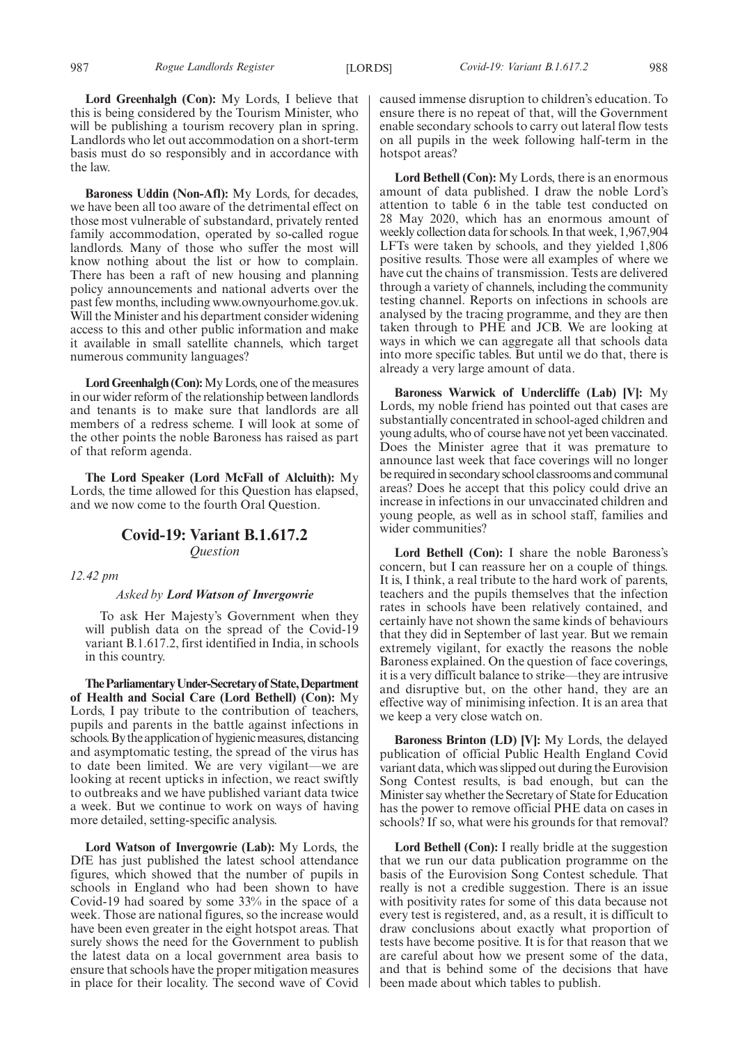**Lord Greenhalgh (Con):** My Lords, I believe that this is being considered by the Tourism Minister, who will be publishing a tourism recovery plan in spring. Landlords who let out accommodation on a short-term basis must do so responsibly and in accordance with the law.

**Baroness Uddin (Non-Afl):** My Lords, for decades, we have been all too aware of the detrimental effect on those most vulnerable of substandard, privately rented family accommodation, operated by so-called rogue landlords. Many of those who suffer the most will know nothing about the list or how to complain. There has been a raft of new housing and planning policy announcements and national adverts over the past few months, including www.ownyourhome.gov.uk. Will the Minister and his department consider widening access to this and other public information and make it available in small satellite channels, which target numerous community languages?

**Lord Greenhalgh (Con):** My Lords, one of the measures in our wider reform of the relationship between landlords and tenants is to make sure that landlords are all members of a redress scheme. I will look at some of the other points the noble Baroness has raised as part of that reform agenda.

**The Lord Speaker (Lord McFall of Alcluith):** My Lords, the time allowed for this Question has elapsed, and we now come to the fourth Oral Question.

## Covid-19: Variant B.1.617.2

*Question*

*12.42 pm*

*Asked by* ***Lord Watson of Invergowrie***

To ask Her Majesty's Government when they will publish data on the spread of the Covid-19 variant B.1.617.2, first identified in India, in schools in this country.

**The Parliamentary Under-Secretary of State, Department of Health and Social Care (Lord Bethell) (Con):** My Lords, I pay tribute to the contribution of teachers, pupils and parents in the battle against infections in schools. By the application of hygienic measures, distancing and asymptomatic testing, the spread of the virus has to date been limited. We are very vigilant—we are looking at recent upticks in infection, we react swiftly to outbreaks and we have published variant data twice a week. But we continue to work on ways of having more detailed, setting-specific analysis.

**Lord Watson of Invergowrie (Lab):** My Lords, the DfE has just published the latest school attendance figures, which showed that the number of pupils in schools in England who had been shown to have Covid-19 had soared by some 33% in the space of a week. Those are national figures, so the increase would have been even greater in the eight hotspot areas. That surely shows the need for the Government to publish the latest data on a local government area basis to ensure that schools have the proper mitigation measures in place for their locality. The second wave of Covid caused immense disruption to children's education. To ensure there is no repeat of that, will the Government enable secondary schools to carry out lateral flow tests on all pupils in the week following half-term in the hotspot areas?

**Lord Bethell (Con):** My Lords, there is an enormous amount of data published. I draw the noble Lord's attention to table 6 in the table test conducted on 28 May 2020, which has an enormous amount of weekly collection data for schools. In that week, 1,967,904 LFTs were taken by schools, and they yielded 1,806 positive results. Those were all examples of where we have cut the chains of transmission. Tests are delivered through a variety of channels, including the community testing channel. Reports on infections in schools are analysed by the tracing programme, and they are then taken through to PHE and JCB. We are looking at ways in which we can aggregate all that schools data into more specific tables. But until we do that, there is already a very large amount of data.

**Baroness Warwick of Undercliffe (Lab) [V]:** My Lords, my noble friend has pointed out that cases are substantially concentrated in school-aged children and young adults, who of course have not yet been vaccinated. Does the Minister agree that it was premature to announce last week that face coverings will no longer be required in secondary school classrooms and communal areas? Does he accept that this policy could drive an increase in infections in our unvaccinated children and young people, as well as in school staff, families and wider communities?

**Lord Bethell (Con):** I share the noble Baroness's concern, but I can reassure her on a couple of things. It is, I think, a real tribute to the hard work of parents, teachers and the pupils themselves that the infection rates in schools have been relatively contained, and certainly have not shown the same kinds of behaviours that they did in September of last year. But we remain extremely vigilant, for exactly the reasons the noble Baroness explained. On the question of face coverings, it is a very difficult balance to strike—they are intrusive and disruptive but, on the other hand, they are an effective way of minimising infection. It is an area that we keep a very close watch on.

**Baroness Brinton (LD) [V]:** My Lords, the delayed publication of official Public Health England Covid variant data, which was slipped out during the Eurovision Song Contest results, is bad enough, but can the Minister say whether the Secretary of State for Education has the power to remove official PHE data on cases in schools? If so, what were his grounds for that removal?

**Lord Bethell (Con):** I really bridle at the suggestion that we run our data publication programme on the basis of the Eurovision Song Contest schedule. That really is not a credible suggestion. There is an issue with positivity rates for some of this data because not every test is registered, and, as a result, it is difficult to draw conclusions about exactly what proportion of tests have become positive. It is for that reason that we are careful about how we present some of the data, and that is behind some of the decisions that have been made about which tables to publish.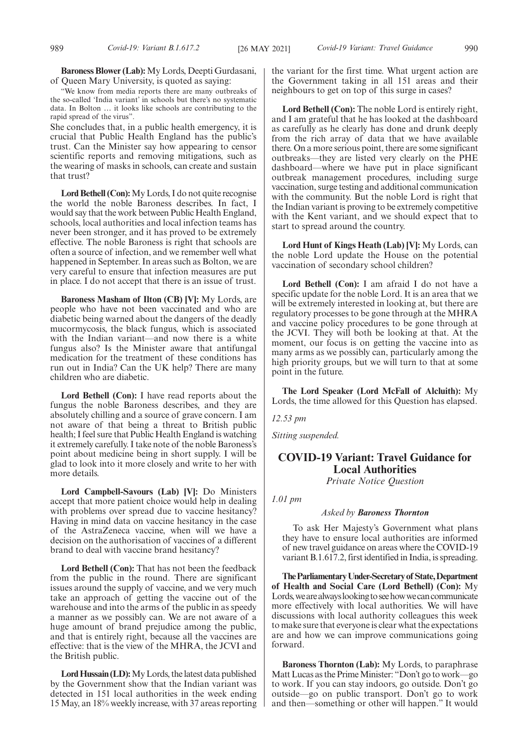**Baroness Blower (Lab):** My Lords, Deepti Gurdasani, of Queen Mary University, is quoted as saying:

"We know from media reports there are many outbreaks of the so-called 'India variant' in schools but there's no systematic data. In Bolton … it looks like schools are contributing to the rapid spread of the virus".

She concludes that, in a public health emergency, it is crucial that Public Health England has the public's trust. Can the Minister say how appearing to censor scientific reports and removing mitigations, such as the wearing of masks in schools, can create and sustain that trust?

**Lord Bethell (Con):** My Lords, I do not quite recognise the world the noble Baroness describes. In fact, I would say that the work between Public Health England, schools, local authorities and local infection teams has never been stronger, and it has proved to be extremely effective. The noble Baroness is right that schools are often a source of infection, and we remember well what happened in September. In areas such as Bolton, we are very careful to ensure that infection measures are put in place. I do not accept that there is an issue of trust.

**Baroness Masham of Ilton (CB) [V]:** My Lords, are people who have not been vaccinated and who are diabetic being warned about the dangers of the deadly mucormycosis, the black fungus, which is associated with the Indian variant—and now there is a white fungus also? Is the Minister aware that antifungal medication for the treatment of these conditions has run out in India? Can the UK help? There are many children who are diabetic.

**Lord Bethell (Con):** I have read reports about the fungus the noble Baroness describes, and they are absolutely chilling and a source of grave concern. I am not aware of that being a threat to British public health; I feel sure that Public Health England is watching it extremely carefully. I take note of the noble Baroness's point about medicine being in short supply. I will be glad to look into it more closely and write to her with more details.

**Lord Campbell-Savours (Lab) [V]:** Do Ministers accept that more patient choice would help in dealing with problems over spread due to vaccine hesitancy? Having in mind data on vaccine hesitancy in the case of the AstraZeneca vaccine, when will we have a decision on the authorisation of vaccines of a different brand to deal with vaccine brand hesitancy?

**Lord Bethell (Con):** That has not been the feedback from the public in the round. There are significant issues around the supply of vaccine, and we very much take an approach of getting the vaccine out of the warehouse and into the arms of the public in as speedy a manner as we possibly can. We are not aware of a huge amount of brand prejudice among the public, and that is entirely right, because all the vaccines are effective: that is the view of the MHRA, the JCVI and the British public.

**Lord Hussain (LD):** My Lords, the latest data published by the Government show that the Indian variant was detected in 151 local authorities in the week ending 15 May, an 18% weekly increase, with 37 areas reporting the variant for the first time. What urgent action are the Government taking in all 151 areas and their neighbours to get on top of this surge in cases?

**Lord Bethell (Con):** The noble Lord is entirely right, and I am grateful that he has looked at the dashboard as carefully as he clearly has done and drunk deeply from the rich array of data that we have available there. On a more serious point, there are some significant outbreaks—they are listed very clearly on the PHE dashboard—where we have put in place significant outbreak management procedures, including surge vaccination, surge testing and additional communication with the community. But the noble Lord is right that the Indian variant is proving to be extremely competitive with the Kent variant, and we should expect that to start to spread around the country.

**Lord Hunt of Kings Heath (Lab) [V]:** My Lords, can the noble Lord update the House on the potential vaccination of secondary school children?

**Lord Bethell (Con):** I am afraid I do not have a specific update for the noble Lord. It is an area that we will be extremely interested in looking at, but there are regulatory processes to be gone through at the MHRA and vaccine policy procedures to be gone through at the JCVI. They will both be looking at that. At the moment, our focus is on getting the vaccine into as many arms as we possibly can, particularly among the high priority groups, but we will turn to that at some point in the future.

**The Lord Speaker (Lord McFall of Alcluith):** My Lords, the time allowed for this Question has elapsed.

*12.53 pm*

*Sitting suspended.*

## COVID-19 Variant: Travel Guidance for Local Authorities

*Private Notice Question*

*1.01 pm*

*Asked by* ***Baroness Thornton***

To ask Her Majesty's Government what plans they have to ensure local authorities are informed of new travel guidance on areas where the COVID-19 variant B.1.617.2, first identified in India, is spreading.

**The Parliamentary Under-Secretary of State, Department of Health and Social Care (Lord Bethell) (Con):** My Lords, we are always looking to see how we can communicate more effectively with local authorities. We will have discussions with local authority colleagues this week to make sure that everyone is clear what the expectations are and how we can improve communications going forward.

**Baroness Thornton (Lab):** My Lords, to paraphrase Matt Lucas as the Prime Minister: "Don't go to work—go to work. If you can stay indoors, go outside. Don't go outside—go on public transport. Don't go to work and then—something or other will happen." It would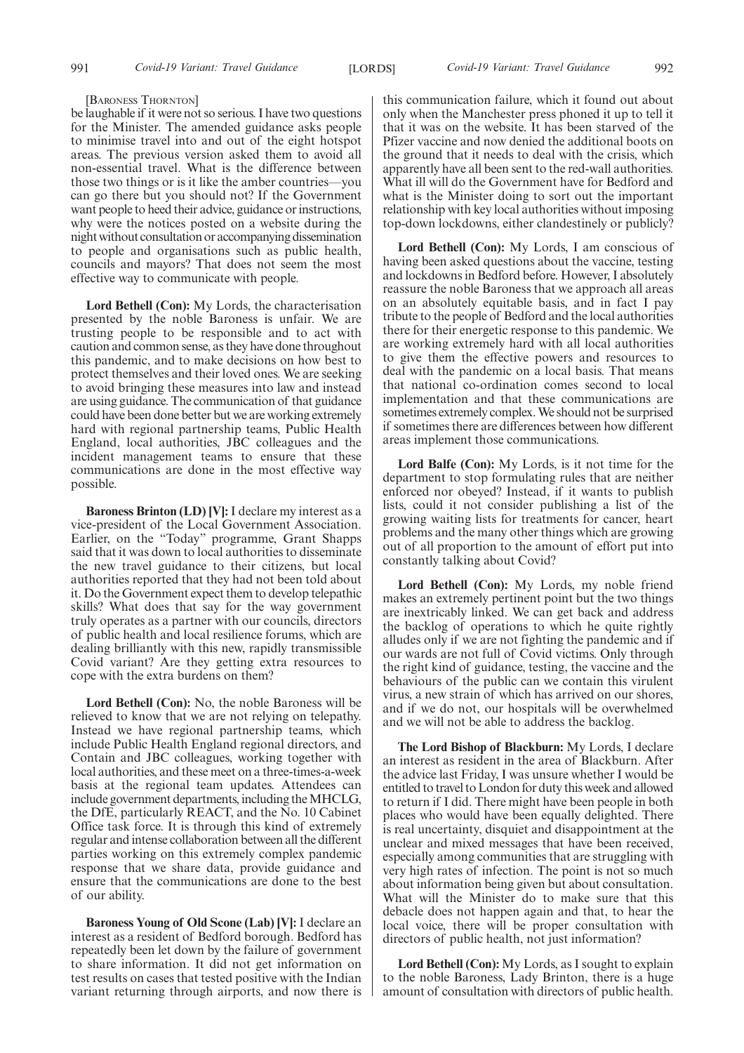[Baroness Thornton]

be laughable if it were not so serious. I have two questions for the Minister. The amended guidance asks people to minimise travel into and out of the eight hotspot areas. The previous version asked them to avoid all non-essential travel. What is the difference between those two things or is it like the amber countries—you can go there but you should not? If the Government want people to heed their advice, guidance or instructions, why were the notices posted on a website during the night without consultation or accompanying dissemination to people and organisations such as public health, councils and mayors? That does not seem the most effective way to communicate with people.

**Lord Bethell (Con):** My Lords, the characterisation presented by the noble Baroness is unfair. We are trusting people to be responsible and to act with caution and common sense, as they have done throughout this pandemic, and to make decisions on how best to protect themselves and their loved ones. We are seeking to avoid bringing these measures into law and instead are using guidance. The communication of that guidance could have been done better but we are working extremely hard with regional partnership teams, Public Health England, local authorities, JBC colleagues and the incident management teams to ensure that these communications are done in the most effective way possible.

**Baroness Brinton (LD) [V]:** I declare my interest as a vice-president of the Local Government Association. Earlier, on the "Today" programme, Grant Shapps said that it was down to local authorities to disseminate the new travel guidance to their citizens, but local authorities reported that they had not been told about it. Do the Government expect them to develop telepathic skills? What does that say for the way government truly operates as a partner with our councils, directors of public health and local resilience forums, which are dealing brilliantly with this new, rapidly transmissible Covid variant? Are they getting extra resources to cope with the extra burdens on them?

**Lord Bethell (Con):** No, the noble Baroness will be relieved to know that we are not relying on telepathy. Instead we have regional partnership teams, which include Public Health England regional directors, and Contain and JBC colleagues, working together with local authorities, and these meet on a three-times-a-week basis at the regional team updates. Attendees can include government departments, including the MHCLG, the DfE, particularly REACT, and the No. 10 Cabinet Office task force. It is through this kind of extremely regular and intense collaboration between all the different parties working on this extremely complex pandemic response that we share data, provide guidance and ensure that the communications are done to the best of our ability.

**Baroness Young of Old Scone (Lab) [V]:** I declare an interest as a resident of Bedford borough. Bedford has repeatedly been let down by the failure of government to share information. It did not get information on test results on cases that tested positive with the Indian variant returning through airports, and now there is this communication failure, which it found out about only when the Manchester press phoned it up to tell it that it was on the website. It has been starved of the Pfizer vaccine and now denied the additional boots on the ground that it needs to deal with the crisis, which apparently have all been sent to the red-wall authorities. What ill will do the Government have for Bedford and what is the Minister doing to sort out the important relationship with key local authorities without imposing top-down lockdowns, either clandestinely or publicly?

**Lord Bethell (Con):** My Lords, I am conscious of having been asked questions about the vaccine, testing and lockdowns in Bedford before. However, I absolutely reassure the noble Baroness that we approach all areas on an absolutely equitable basis, and in fact I pay tribute to the people of Bedford and the local authorities there for their energetic response to this pandemic. We are working extremely hard with all local authorities to give them the effective powers and resources to deal with the pandemic on a local basis. That means that national co-ordination comes second to local implementation and that these communications are sometimes extremely complex. We should not be surprised if sometimes there are differences between how different areas implement those communications.

**Lord Balfe (Con):** My Lords, is it not time for the department to stop formulating rules that are neither enforced nor obeyed? Instead, if it wants to publish lists, could it not consider publishing a list of the growing waiting lists for treatments for cancer, heart problems and the many other things which are growing out of all proportion to the amount of effort put into constantly talking about Covid?

**Lord Bethell (Con):** My Lords, my noble friend makes an extremely pertinent point but the two things are inextricably linked. We can get back and address the backlog of operations to which he quite rightly alludes only if we are not fighting the pandemic and if our wards are not full of Covid victims. Only through the right kind of guidance, testing, the vaccine and the behaviours of the public can we contain this virulent virus, a new strain of which has arrived on our shores, and if we do not, our hospitals will be overwhelmed and we will not be able to address the backlog.

**The Lord Bishop of Blackburn:** My Lords, I declare an interest as resident in the area of Blackburn. After the advice last Friday, I was unsure whether I would be entitled to travel to London for duty this week and allowed to return if I did. There might have been people in both places who would have been equally delighted. There is real uncertainty, disquiet and disappointment at the unclear and mixed messages that have been received, especially among communities that are struggling with very high rates of infection. The point is not so much about information being given but about consultation. What will the Minister do to make sure that this debacle does not happen again and that, to hear the local voice, there will be proper consultation with directors of public health, not just information?

**Lord Bethell (Con):** My Lords, as I sought to explain to the noble Baroness, Lady Brinton, there is a huge amount of consultation with directors of public health.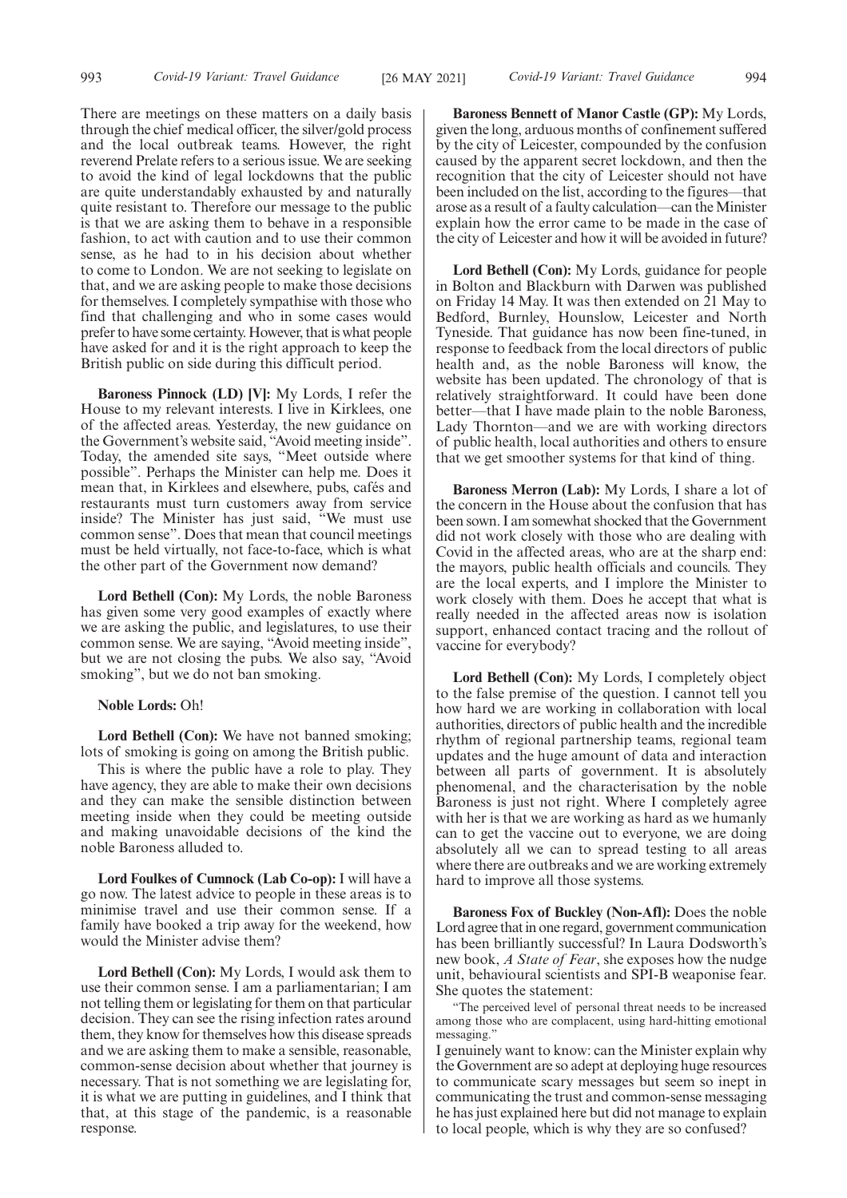There are meetings on these matters on a daily basis through the chief medical officer, the silver/gold process and the local outbreak teams. However, the right reverend Prelate refers to a serious issue. We are seeking to avoid the kind of legal lockdowns that the public are quite understandably exhausted by and naturally quite resistant to. Therefore our message to the public is that we are asking them to behave in a responsible fashion, to act with caution and to use their common sense, as he had to in his decision about whether to come to London. We are not seeking to legislate on that, and we are asking people to make those decisions for themselves. I completely sympathise with those who find that challenging and who in some cases would prefer to have some certainty. However, that is what people have asked for and it is the right approach to keep the British public on side during this difficult period.

**Baroness Pinnock (LD) [V]:** My Lords, I refer the House to my relevant interests. I live in Kirklees, one of the affected areas. Yesterday, the new guidance on the Government's website said, "Avoid meeting inside". Today, the amended site says, "Meet outside where possible". Perhaps the Minister can help me. Does it mean that, in Kirklees and elsewhere, pubs, cafés and restaurants must turn customers away from service inside? The Minister has just said, "We must use common sense". Does that mean that council meetings must be held virtually, not face-to-face, which is what the other part of the Government now demand?

**Lord Bethell (Con):** My Lords, the noble Baroness has given some very good examples of exactly where we are asking the public, and legislatures, to use their common sense. We are saying, "Avoid meeting inside", but we are not closing the pubs. We also say, "Avoid smoking", but we do not ban smoking.

**Noble Lords:** Oh!

**Lord Bethell (Con):** We have not banned smoking; lots of smoking is going on among the British public.

This is where the public have a role to play. They have agency, they are able to make their own decisions and they can make the sensible distinction between meeting inside when they could be meeting outside and making unavoidable decisions of the kind the noble Baroness alluded to.

**Lord Foulkes of Cumnock (Lab Co-op):** I will have a go now. The latest advice to people in these areas is to minimise travel and use their common sense. If a family have booked a trip away for the weekend, how would the Minister advise them?

**Lord Bethell (Con):** My Lords, I would ask them to use their common sense. I am a parliamentarian; I am not telling them or legislating for them on that particular decision. They can see the rising infection rates around them, they know for themselves how this disease spreads and we are asking them to make a sensible, reasonable, common-sense decision about whether that journey is necessary. That is not something we are legislating for, it is what we are putting in guidelines, and I think that that, at this stage of the pandemic, is a reasonable response.

**Baroness Bennett of Manor Castle (GP):** My Lords, given the long, arduous months of confinement suffered by the city of Leicester, compounded by the confusion caused by the apparent secret lockdown, and then the recognition that the city of Leicester should not have been included on the list, according to the figures—that arose as a result of a faulty calculation—can the Minister explain how the error came to be made in the case of the city of Leicester and how it will be avoided in future?

**Lord Bethell (Con):** My Lords, guidance for people in Bolton and Blackburn with Darwen was published on Friday 14 May. It was then extended on 21 May to Bedford, Burnley, Hounslow, Leicester and North Tyneside. That guidance has now been fine-tuned, in response to feedback from the local directors of public health and, as the noble Baroness will know, the website has been updated. The chronology of that is relatively straightforward. It could have been done better—that I have made plain to the noble Baroness, Lady Thornton—and we are with working directors of public health, local authorities and others to ensure that we get smoother systems for that kind of thing.

**Baroness Merron (Lab):** My Lords, I share a lot of the concern in the House about the confusion that has been sown. I am somewhat shocked that the Government did not work closely with those who are dealing with Covid in the affected areas, who are at the sharp end: the mayors, public health officials and councils. They are the local experts, and I implore the Minister to work closely with them. Does he accept that what is really needed in the affected areas now is isolation support, enhanced contact tracing and the rollout of vaccine for everybody?

**Lord Bethell (Con):** My Lords, I completely object to the false premise of the question. I cannot tell you how hard we are working in collaboration with local authorities, directors of public health and the incredible rhythm of regional partnership teams, regional team updates and the huge amount of data and interaction between all parts of government. It is absolutely phenomenal, and the characterisation by the noble Baroness is just not right. Where I completely agree with her is that we are working as hard as we humanly can to get the vaccine out to everyone, we are doing absolutely all we can to spread testing to all areas where there are outbreaks and we are working extremely hard to improve all those systems.

**Baroness Fox of Buckley (Non-Afl):** Does the noble Lord agree that in one regard, government communication has been brilliantly successful? In Laura Dodsworth's new book, *A State of Fear*, she exposes how the nudge unit, behavioural scientists and SPI-B weaponise fear. She quotes the statement:

"The perceived level of personal threat needs to be increased among those who are complacent, using hard-hitting emotional messaging."

I genuinely want to know: can the Minister explain why the Government are so adept at deploying huge resources to communicate scary messages but seem so inept in communicating the trust and common-sense messaging he has just explained here but did not manage to explain to local people, which is why they are so confused?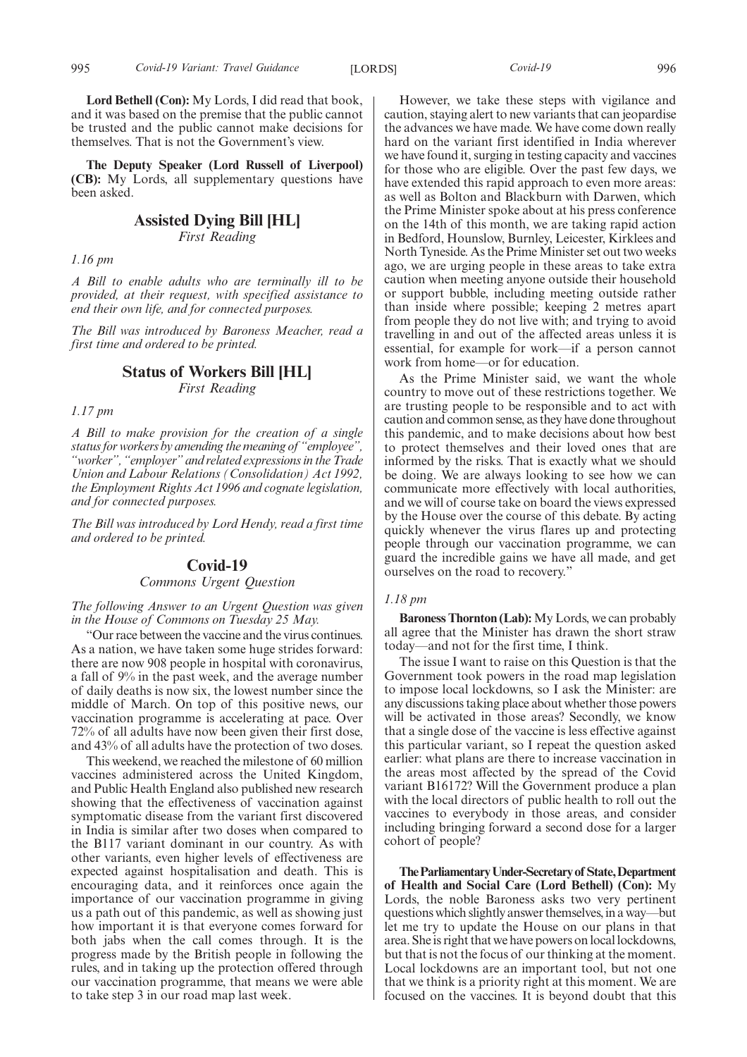**Lord Bethell (Con):** My Lords, I did read that book, and it was based on the premise that the public cannot be trusted and the public cannot make decisions for themselves. That is not the Government's view.

**The Deputy Speaker (Lord Russell of Liverpool) (CB):** My Lords, all supplementary questions have been asked.

## Assisted Dying Bill [HL]

*First Reading*

*1.16 pm*

*A Bill to enable adults who are terminally ill to be provided, at their request, with specified assistance to end their own life, and for connected purposes.*

*The Bill was introduced by Baroness Meacher, read a first time and ordered to be printed.*

## Status of Workers Bill [HL]

*First Reading*

*1.17 pm*

*A Bill to make provision for the creation of a single status for workers by amending the meaning of "employee", "worker", "employer" and related expressions in the Trade Union and Labour Relations (Consolidation) Act 1992, the Employment Rights Act 1996 and cognate legislation, and for connected purposes.*

*The Bill was introduced by Lord Hendy, read a first time and ordered to be printed.*

## Covid-19

*Commons Urgent Question*

*The following Answer to an Urgent Question was given in the House of Commons on Tuesday 25 May.*

"Our race between the vaccine and the virus continues. As a nation, we have taken some huge strides forward: there are now 908 people in hospital with coronavirus, a fall of 9% in the past week, and the average number of daily deaths is now six, the lowest number since the middle of March. On top of this positive news, our vaccination programme is accelerating at pace. Over 72% of all adults have now been given their first dose, and 43% of all adults have the protection of two doses.

This weekend, we reached the milestone of 60 million vaccines administered across the United Kingdom, and Public Health England also published new research showing that the effectiveness of vaccination against symptomatic disease from the variant first discovered in India is similar after two doses when compared to the B117 variant dominant in our country. As with other variants, even higher levels of effectiveness are expected against hospitalisation and death. This is encouraging data, and it reinforces once again the importance of our vaccination programme in giving us a path out of this pandemic, as well as showing just how important it is that everyone comes forward for both jabs when the call comes through. It is the progress made by the British people in following the rules, and in taking up the protection offered through our vaccination programme, that means we were able to take step 3 in our road map last week.

However, we take these steps with vigilance and caution, staying alert to new variants that can jeopardise the advances we have made. We have come down really hard on the variant first identified in India wherever we have found it, surging in testing capacity and vaccines for those who are eligible. Over the past few days, we have extended this rapid approach to even more areas: as well as Bolton and Blackburn with Darwen, which the Prime Minister spoke about at his press conference on the 14th of this month, we are taking rapid action in Bedford, Hounslow, Burnley, Leicester, Kirklees and North Tyneside. As the Prime Minister set out two weeks ago, we are urging people in these areas to take extra caution when meeting anyone outside their household or support bubble, including meeting outside rather than inside where possible; keeping 2 metres apart from people they do not live with; and trying to avoid travelling in and out of the affected areas unless it is essential, for example for work—if a person cannot work from home—or for education.

As the Prime Minister said, we want the whole country to move out of these restrictions together. We are trusting people to be responsible and to act with caution and common sense, as they have done throughout this pandemic, and to make decisions about how best to protect themselves and their loved ones that are informed by the risks. That is exactly what we should be doing. We are always looking to see how we can communicate more effectively with local authorities, and we will of course take on board the views expressed by the House over the course of this debate. By acting quickly whenever the virus flares up and protecting people through our vaccination programme, we can guard the incredible gains we have all made, and get ourselves on the road to recovery."

*1.18 pm*

**Baroness Thornton (Lab):** My Lords, we can probably all agree that the Minister has drawn the short straw today—and not for the first time, I think.

The issue I want to raise on this Question is that the Government took powers in the road map legislation to impose local lockdowns, so I ask the Minister: are any discussions taking place about whether those powers will be activated in those areas? Secondly, we know that a single dose of the vaccine is less effective against this particular variant, so I repeat the question asked earlier: what plans are there to increase vaccination in the areas most affected by the spread of the Covid variant B16172? Will the Government produce a plan with the local directors of public health to roll out the vaccines to everybody in those areas, and consider including bringing forward a second dose for a larger cohort of people?

**The Parliamentary Under-Secretary of State, Department of Health and Social Care (Lord Bethell) (Con):** My Lords, the noble Baroness asks two very pertinent questions which slightly answer themselves, in a way—but let me try to update the House on our plans in that area. She is right that we have powers on local lockdowns, but that is not the focus of our thinking at the moment. Local lockdowns are an important tool, but not one that we think is a priority right at this moment. We are focused on the vaccines. It is beyond doubt that this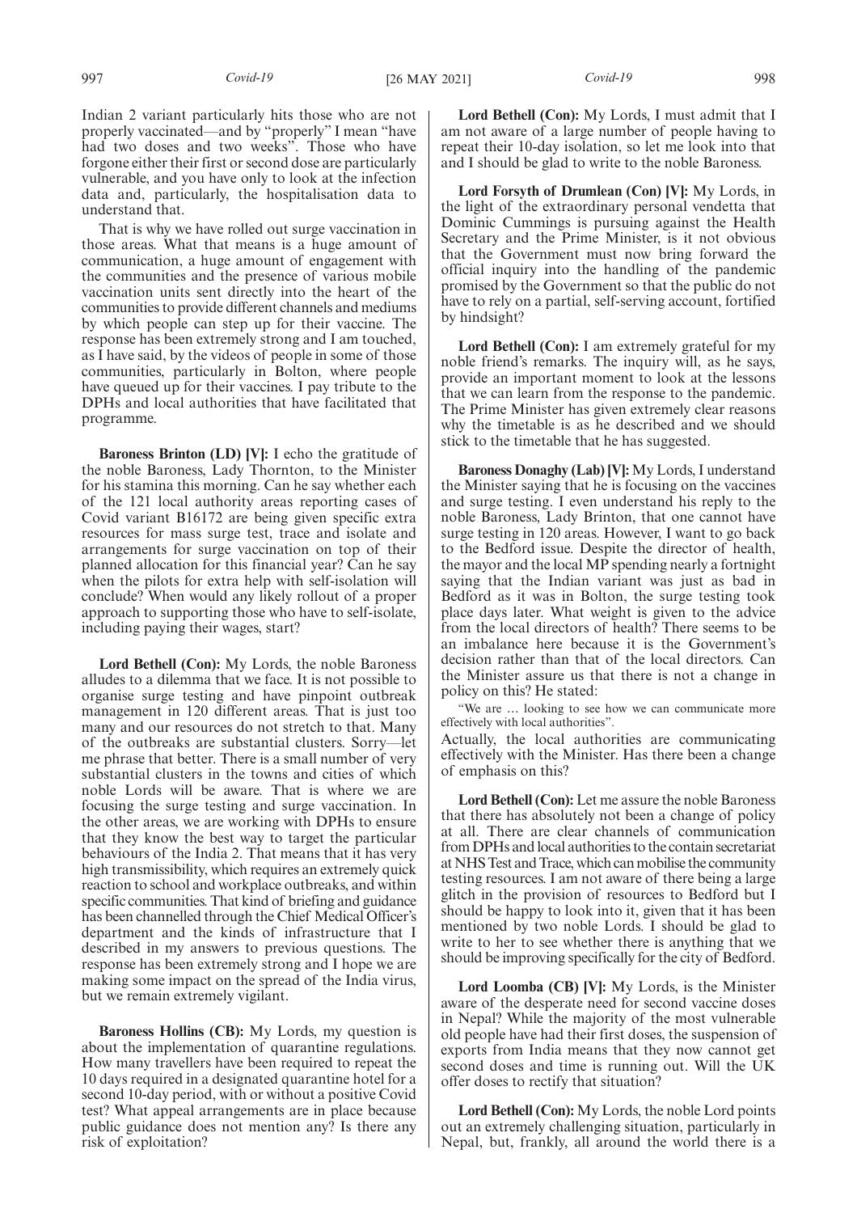Indian 2 variant particularly hits those who are not properly vaccinated—and by "properly" I mean "have had two doses and two weeks". Those who have forgone either their first or second dose are particularly vulnerable, and you have only to look at the infection data and, particularly, the hospitalisation data to understand that.

That is why we have rolled out surge vaccination in those areas. What that means is a huge amount of communication, a huge amount of engagement with the communities and the presence of various mobile vaccination units sent directly into the heart of the communities to provide different channels and mediums by which people can step up for their vaccine. The response has been extremely strong and I am touched, as I have said, by the videos of people in some of those communities, particularly in Bolton, where people have queued up for their vaccines. I pay tribute to the DPHs and local authorities that have facilitated that programme.

**Baroness Brinton (LD) [V]:** I echo the gratitude of the noble Baroness, Lady Thornton, to the Minister for his stamina this morning. Can he say whether each of the 121 local authority areas reporting cases of Covid variant B16172 are being given specific extra resources for mass surge test, trace and isolate and arrangements for surge vaccination on top of their planned allocation for this financial year? Can he say when the pilots for extra help with self-isolation will conclude? When would any likely rollout of a proper approach to supporting those who have to self-isolate, including paying their wages, start?

**Lord Bethell (Con):** My Lords, the noble Baroness alludes to a dilemma that we face. It is not possible to organise surge testing and have pinpoint outbreak management in 120 different areas. That is just too many and our resources do not stretch to that. Many of the outbreaks are substantial clusters. Sorry—let me phrase that better. There is a small number of very substantial clusters in the towns and cities of which noble Lords will be aware. That is where we are focusing the surge testing and surge vaccination. In the other areas, we are working with DPHs to ensure that they know the best way to target the particular behaviours of the India 2. That means that it has very high transmissibility, which requires an extremely quick reaction to school and workplace outbreaks, and within specific communities. That kind of briefing and guidance has been channelled through the Chief Medical Officer's department and the kinds of infrastructure that I described in my answers to previous questions. The response has been extremely strong and I hope we are making some impact on the spread of the India virus, but we remain extremely vigilant.

**Baroness Hollins (CB):** My Lords, my question is about the implementation of quarantine regulations. How many travellers have been required to repeat the 10 days required in a designated quarantine hotel for a second 10-day period, with or without a positive Covid test? What appeal arrangements are in place because public guidance does not mention any? Is there any risk of exploitation?

**Lord Bethell (Con):** My Lords, I must admit that I am not aware of a large number of people having to repeat their 10-day isolation, so let me look into that and I should be glad to write to the noble Baroness.

**Lord Forsyth of Drumlean (Con) [V]:** My Lords, in the light of the extraordinary personal vendetta that Dominic Cummings is pursuing against the Health Secretary and the Prime Minister, is it not obvious that the Government must now bring forward the official inquiry into the handling of the pandemic promised by the Government so that the public do not have to rely on a partial, self-serving account, fortified by hindsight?

**Lord Bethell (Con):** I am extremely grateful for my noble friend's remarks. The inquiry will, as he says, provide an important moment to look at the lessons that we can learn from the response to the pandemic. The Prime Minister has given extremely clear reasons why the timetable is as he described and we should stick to the timetable that he has suggested.

**Baroness Donaghy (Lab) [V]:** My Lords, I understand the Minister saying that he is focusing on the vaccines and surge testing. I even understand his reply to the noble Baroness, Lady Brinton, that one cannot have surge testing in 120 areas. However, I want to go back to the Bedford issue. Despite the director of health, the mayor and the local MP spending nearly a fortnight saying that the Indian variant was just as bad in Bedford as it was in Bolton, the surge testing took place days later. What weight is given to the advice from the local directors of health? There seems to be an imbalance here because it is the Government's decision rather than that of the local directors. Can the Minister assure us that there is not a change in policy on this? He stated:

> "We are … looking to see how we can communicate more effectively with local authorities".

Actually, the local authorities are communicating effectively with the Minister. Has there been a change of emphasis on this?

**Lord Bethell (Con):** Let me assure the noble Baroness that there has absolutely not been a change of policy at all. There are clear channels of communication from DPHs and local authorities to the contain secretariat at NHS Test and Trace, which can mobilise the community testing resources. I am not aware of there being a large glitch in the provision of resources to Bedford but I should be happy to look into it, given that it has been mentioned by two noble Lords. I should be glad to write to her to see whether there is anything that we should be improving specifically for the city of Bedford.

**Lord Loomba (CB) [V]:** My Lords, is the Minister aware of the desperate need for second vaccine doses in Nepal? While the majority of the most vulnerable old people have had their first doses, the suspension of exports from India means that they now cannot get second doses and time is running out. Will the UK offer doses to rectify that situation?

**Lord Bethell (Con):** My Lords, the noble Lord points out an extremely challenging situation, particularly in Nepal, but, frankly, all around the world there is a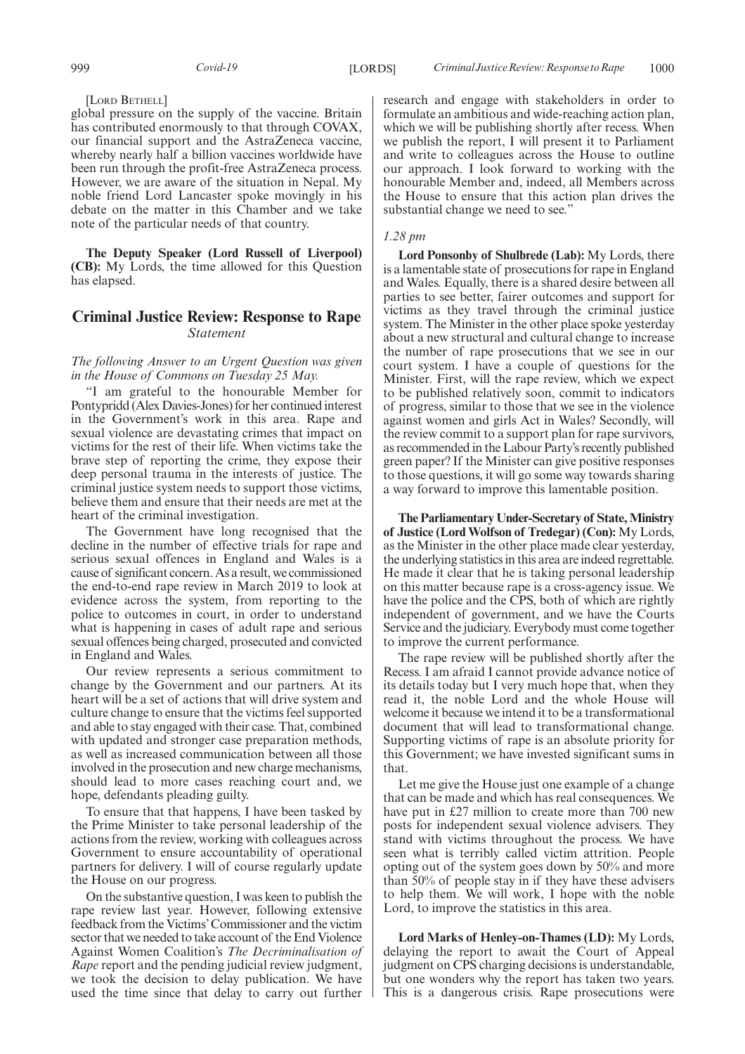[LORD BETHELL]

global pressure on the supply of the vaccine. Britain has contributed enormously to that through COVAX, our financial support and the AstraZeneca vaccine, whereby nearly half a billion vaccines worldwide have been run through the profit-free AstraZeneca process. However, we are aware of the situation in Nepal. My noble friend Lord Lancaster spoke movingly in his debate on the matter in this Chamber and we take note of the particular needs of that country.

**The Deputy Speaker (Lord Russell of Liverpool) (CB):** My Lords, the time allowed for this Question has elapsed.

## Criminal Justice Review: Response to Rape

*Statement*

*The following Answer to an Urgent Question was given in the House of Commons on Tuesday 25 May.*

"I am grateful to the honourable Member for Pontypridd (Alex Davies-Jones) for her continued interest in the Government's work in this area. Rape and sexual violence are devastating crimes that impact on victims for the rest of their life. When victims take the brave step of reporting the crime, they expose their deep personal trauma in the interests of justice. The criminal justice system needs to support those victims, believe them and ensure that their needs are met at the heart of the criminal investigation.

The Government have long recognised that the decline in the number of effective trials for rape and serious sexual offences in England and Wales is a cause of significant concern. As a result, we commissioned the end-to-end rape review in March 2019 to look at evidence across the system, from reporting to the police to outcomes in court, in order to understand what is happening in cases of adult rape and serious sexual offences being charged, prosecuted and convicted in England and Wales.

Our review represents a serious commitment to change by the Government and our partners. At its heart will be a set of actions that will drive system and culture change to ensure that the victims feel supported and able to stay engaged with their case. That, combined with updated and stronger case preparation methods, as well as increased communication between all those involved in the prosecution and new charge mechanisms, should lead to more cases reaching court and, we hope, defendants pleading guilty.

To ensure that that happens, I have been tasked by the Prime Minister to take personal leadership of the actions from the review, working with colleagues across Government to ensure accountability of operational partners for delivery. I will of course regularly update the House on our progress.

On the substantive question, I was keen to publish the rape review last year. However, following extensive feedback from the Victims' Commissioner and the victim sector that we needed to take account of the End Violence Against Women Coalition's *The Decriminalisation of Rape* report and the pending judicial review judgment, we took the decision to delay publication. We have used the time since that delay to carry out further research and engage with stakeholders in order to formulate an ambitious and wide-reaching action plan, which we will be publishing shortly after recess. When we publish the report, I will present it to Parliament and write to colleagues across the House to outline our approach. I look forward to working with the honourable Member and, indeed, all Members across the House to ensure that this action plan drives the substantial change we need to see."

*1.28 pm*

**Lord Ponsonby of Shulbrede (Lab):** My Lords, there is a lamentable state of prosecutions for rape in England and Wales. Equally, there is a shared desire between all parties to see better, fairer outcomes and support for victims as they travel through the criminal justice system. The Minister in the other place spoke yesterday about a new structural and cultural change to increase the number of rape prosecutions that we see in our court system. I have a couple of questions for the Minister. First, will the rape review, which we expect to be published relatively soon, commit to indicators of progress, similar to those that we see in the violence against women and girls Act in Wales? Secondly, will the review commit to a support plan for rape survivors, as recommended in the Labour Party's recently published green paper? If the Minister can give positive responses to those questions, it will go some way towards sharing a way forward to improve this lamentable position.

**The Parliamentary Under-Secretary of State, Ministry of Justice (Lord Wolfson of Tredegar) (Con):** My Lords, as the Minister in the other place made clear yesterday, the underlying statistics in this area are indeed regrettable. He made it clear that he is taking personal leadership on this matter because rape is a cross-agency issue. We have the police and the CPS, both of which are rightly independent of government, and we have the Courts Service and the judiciary. Everybody must come together to improve the current performance.

The rape review will be published shortly after the Recess. I am afraid I cannot provide advance notice of its details today but I very much hope that, when they read it, the noble Lord and the whole House will welcome it because we intend it to be a transformational document that will lead to transformational change. Supporting victims of rape is an absolute priority for this Government; we have invested significant sums in that.

Let me give the House just one example of a change that can be made and which has real consequences. We have put in £27 million to create more than 700 new posts for independent sexual violence advisers. They stand with victims throughout the process. We have seen what is terribly called victim attrition. People opting out of the system goes down by 50% and more than 50% of people stay in if they have these advisers to help them. We will work, I hope with the noble Lord, to improve the statistics in this area.

**Lord Marks of Henley-on-Thames (LD):** My Lords, delaying the report to await the Court of Appeal judgment on CPS charging decisions is understandable, but one wonders why the report has taken two years. This is a dangerous crisis. Rape prosecutions were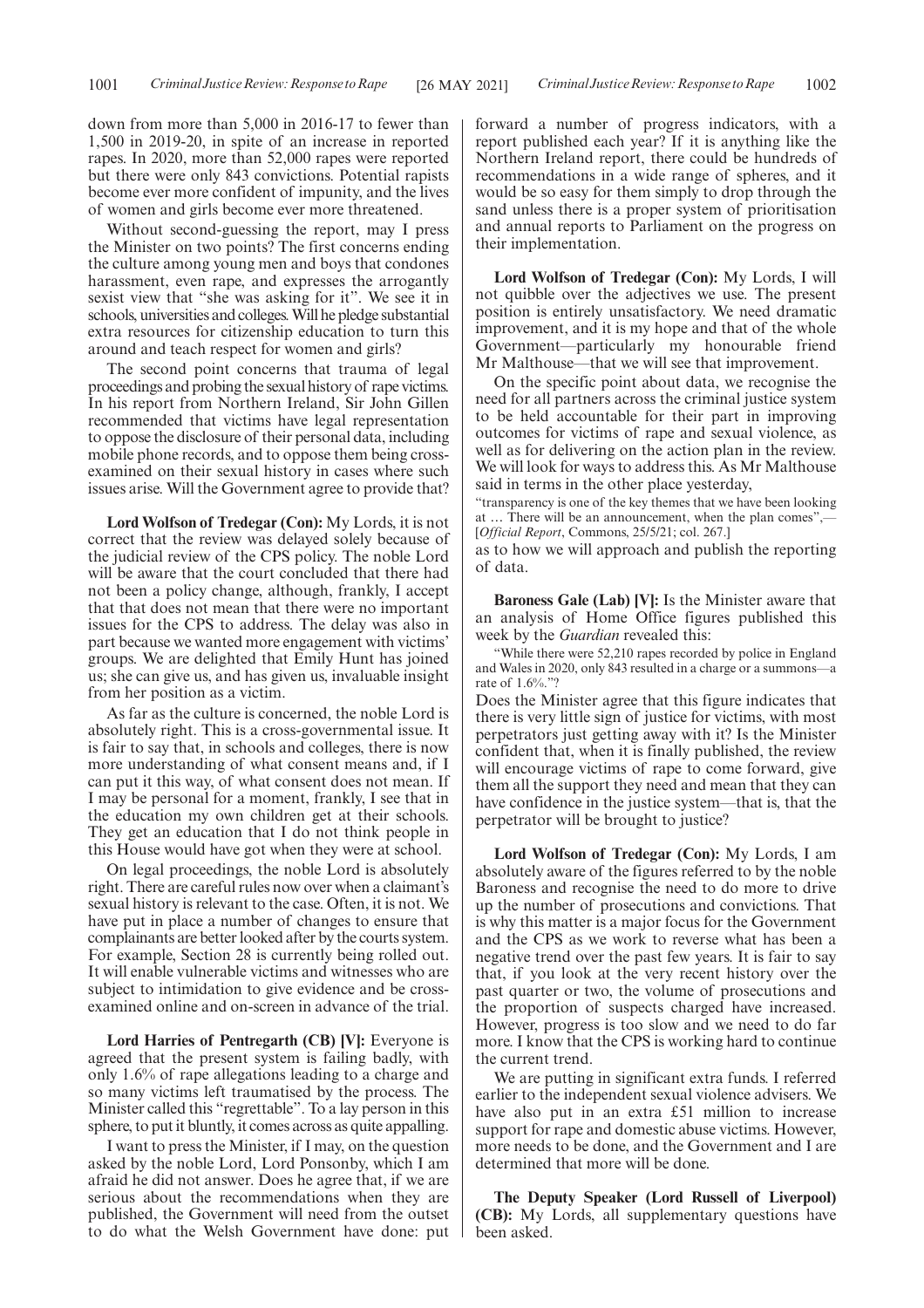down from more than 5,000 in 2016-17 to fewer than 1,500 in 2019-20, in spite of an increase in reported rapes. In 2020, more than 52,000 rapes were reported but there were only 843 convictions. Potential rapists become ever more confident of impunity, and the lives of women and girls become ever more threatened.

Without second-guessing the report, may I press the Minister on two points? The first concerns ending the culture among young men and boys that condones harassment, even rape, and expresses the arrogantly sexist view that "she was asking for it". We see it in schools, universities and colleges. Will he pledge substantial extra resources for citizenship education to turn this around and teach respect for women and girls?

The second point concerns that trauma of legal proceedings and probing the sexual history of rape victims. In his report from Northern Ireland, Sir John Gillen recommended that victims have legal representation to oppose the disclosure of their personal data, including mobile phone records, and to oppose them being cross-examined on their sexual history in cases where such issues arise. Will the Government agree to provide that?

**Lord Wolfson of Tredegar (Con):** My Lords, it is not correct that the review was delayed solely because of the judicial review of the CPS policy. The noble Lord will be aware that the court concluded that there had not been a policy change, although, frankly, I accept that that does not mean that there were no important issues for the CPS to address. The delay was also in part because we wanted more engagement with victims' groups. We are delighted that Emily Hunt has joined us; she can give us, and has given us, invaluable insight from her position as a victim.

As far as the culture is concerned, the noble Lord is absolutely right. This is a cross-governmental issue. It is fair to say that, in schools and colleges, there is now more understanding of what consent means and, if I can put it this way, of what consent does not mean. If I may be personal for a moment, frankly, I see that in the education my own children get at their schools. They get an education that I do not think people in this House would have got when they were at school.

On legal proceedings, the noble Lord is absolutely right. There are careful rules now over when a claimant's sexual history is relevant to the case. Often, it is not. We have put in place a number of changes to ensure that complainants are better looked after by the courts system. For example, Section 28 is currently being rolled out. It will enable vulnerable victims and witnesses who are subject to intimidation to give evidence and be cross-examined online and on-screen in advance of the trial.

**Lord Harries of Pentregarth (CB) [V]:** Everyone is agreed that the present system is failing badly, with only 1.6% of rape allegations leading to a charge and so many victims left traumatised by the process. The Minister called this "regrettable". To a lay person in this sphere, to put it bluntly, it comes across as quite appalling.

I want to press the Minister, if I may, on the question asked by the noble Lord, Lord Ponsonby, which I am afraid he did not answer. Does he agree that, if we are serious about the recommendations when they are published, the Government will need from the outset to do what the Welsh Government have done: put forward a number of progress indicators, with a report published each year? If it is anything like the Northern Ireland report, there could be hundreds of recommendations in a wide range of spheres, and it would be so easy for them simply to drop through the sand unless there is a proper system of prioritisation and annual reports to Parliament on the progress on their implementation.

**Lord Wolfson of Tredegar (Con):** My Lords, I will not quibble over the adjectives we use. The present position is entirely unsatisfactory. We need dramatic improvement, and it is my hope and that of the whole Government—particularly my honourable friend Mr Malthouse—that we will see that improvement.

On the specific point about data, we recognise the need for all partners across the criminal justice system to be held accountable for their part in improving outcomes for victims of rape and sexual violence, as well as for delivering on the action plan in the review. We will look for ways to address this. As Mr Malthouse said in terms in the other place yesterday,

"transparency is one of the key themes that we have been looking at … There will be an announcement, when the plan comes",—[*Official Report*, Commons, 25/5/21; col. 267.]

as to how we will approach and publish the reporting of data.

**Baroness Gale (Lab) [V]:** Is the Minister aware that an analysis of Home Office figures published this week by the *Guardian* revealed this:

"While there were 52,210 rapes recorded by police in England and Wales in 2020, only 843 resulted in a charge or a summons—a rate of 1.6%."?

Does the Minister agree that this figure indicates that there is very little sign of justice for victims, with most perpetrators just getting away with it? Is the Minister confident that, when it is finally published, the review will encourage victims of rape to come forward, give them all the support they need and mean that they can have confidence in the justice system—that is, that the perpetrator will be brought to justice?

**Lord Wolfson of Tredegar (Con):** My Lords, I am absolutely aware of the figures referred to by the noble Baroness and recognise the need to do more to drive up the number of prosecutions and convictions. That is why this matter is a major focus for the Government and the CPS as we work to reverse what has been a negative trend over the past few years. It is fair to say that, if you look at the very recent history over the past quarter or two, the volume of prosecutions and the proportion of suspects charged have increased. However, progress is too slow and we need to do far more. I know that the CPS is working hard to continue the current trend.

We are putting in significant extra funds. I referred earlier to the independent sexual violence advisers. We have also put in an extra £51 million to increase support for rape and domestic abuse victims. However, more needs to be done, and the Government and I are determined that more will be done.

**The Deputy Speaker (Lord Russell of Liverpool) (CB):** My Lords, all supplementary questions have been asked.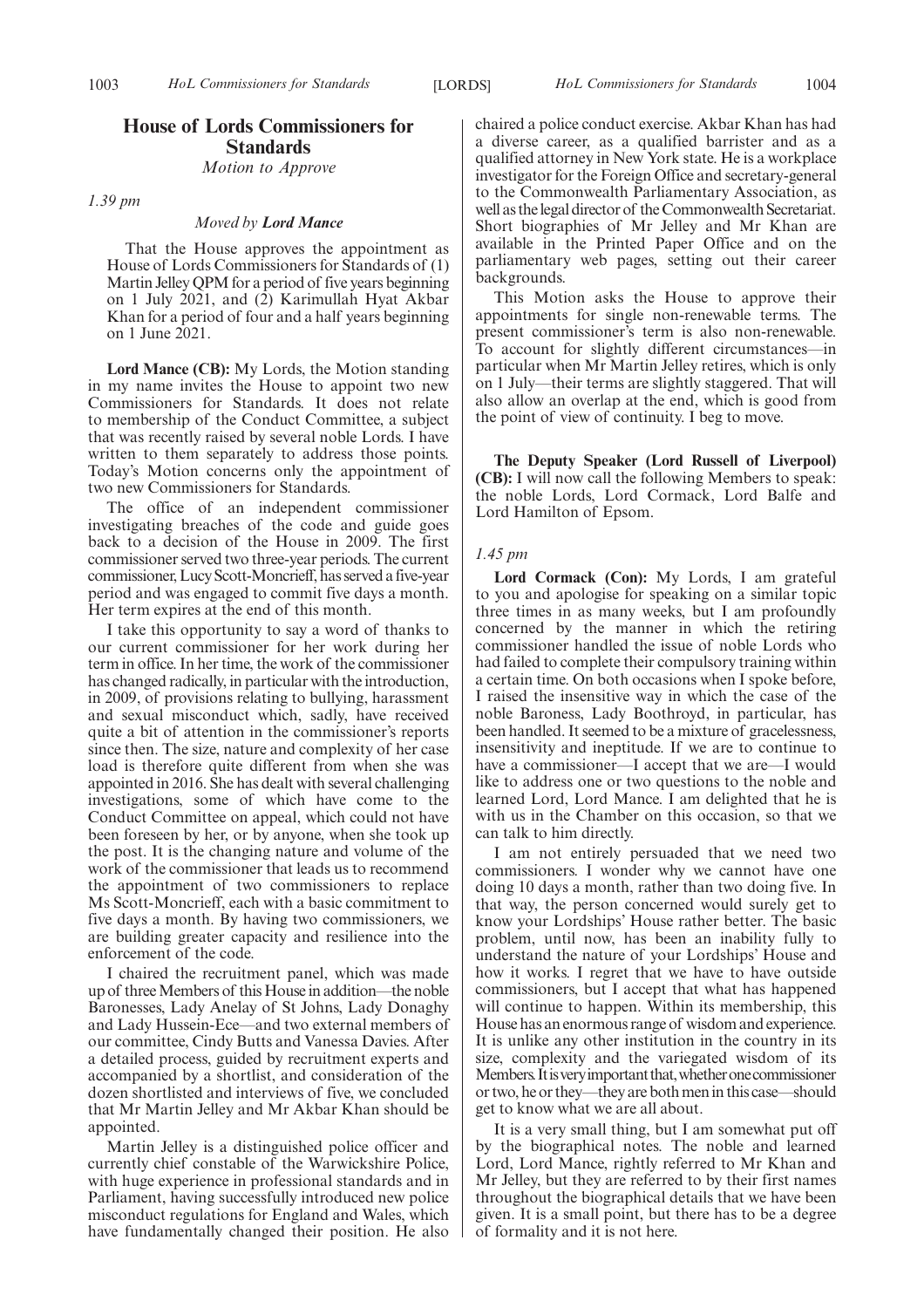## House of Lords Commissioners for Standards

*Motion to Approve*

*1.39 pm*

*Moved by* ***Lord Mance***

That the House approves the appointment as House of Lords Commissioners for Standards of (1) Martin Jelley QPM for a period of five years beginning on 1 July 2021, and (2) Karimullah Hyat Akbar Khan for a period of four and a half years beginning on 1 June 2021.

**Lord Mance (CB):** My Lords, the Motion standing in my name invites the House to appoint two new Commissioners for Standards. It does not relate to membership of the Conduct Committee, a subject that was recently raised by several noble Lords. I have written to them separately to address those points. Today's Motion concerns only the appointment of two new Commissioners for Standards.

The office of an independent commissioner investigating breaches of the code and guide goes back to a decision of the House in 2009. The first commissioner served two three-year periods. The current commissioner, Lucy Scott-Moncrieff, has served a five-year period and was engaged to commit five days a month. Her term expires at the end of this month.

I take this opportunity to say a word of thanks to our current commissioner for her work during her term in office. In her time, the work of the commissioner has changed radically, in particular with the introduction, in 2009, of provisions relating to bullying, harassment and sexual misconduct which, sadly, have received quite a bit of attention in the commissioner's reports since then. The size, nature and complexity of her case load is therefore quite different from when she was appointed in 2016. She has dealt with several challenging investigations, some of which have come to the Conduct Committee on appeal, which could not have been foreseen by her, or by anyone, when she took up the post. It is the changing nature and volume of the work of the commissioner that leads us to recommend the appointment of two commissioners to replace Ms Scott-Moncrieff, each with a basic commitment to five days a month. By having two commissioners, we are building greater capacity and resilience into the enforcement of the code.

I chaired the recruitment panel, which was made up of three Members of this House in addition—the noble Baronesses, Lady Anelay of St Johns, Lady Donaghy and Lady Hussein-Ece—and two external members of our committee, Cindy Butts and Vanessa Davies. After a detailed process, guided by recruitment experts and accompanied by a shortlist, and consideration of the dozen shortlisted and interviews of five, we concluded that Mr Martin Jelley and Mr Akbar Khan should be appointed.

Martin Jelley is a distinguished police officer and currently chief constable of the Warwickshire Police, with huge experience in professional standards and in Parliament, having successfully introduced new police misconduct regulations for England and Wales, which have fundamentally changed their position. He also chaired a police conduct exercise. Akbar Khan has had a diverse career, as a qualified barrister and as a qualified attorney in New York state. He is a workplace investigator for the Foreign Office and secretary-general to the Commonwealth Parliamentary Association, as well as the legal director of the Commonwealth Secretariat. Short biographies of Mr Jelley and Mr Khan are available in the Printed Paper Office and on the parliamentary web pages, setting out their career backgrounds.

This Motion asks the House to approve their appointments for single non-renewable terms. The present commissioner's term is also non-renewable. To account for slightly different circumstances—in particular when Mr Martin Jelley retires, which is only on 1 July—their terms are slightly staggered. That will also allow an overlap at the end, which is good from the point of view of continuity. I beg to move.

**The Deputy Speaker (Lord Russell of Liverpool) (CB):** I will now call the following Members to speak: the noble Lords, Lord Cormack, Lord Balfe and Lord Hamilton of Epsom.

*1.45 pm*

**Lord Cormack (Con):** My Lords, I am grateful to you and apologise for speaking on a similar topic three times in as many weeks, but I am profoundly concerned by the manner in which the retiring commissioner handled the issue of noble Lords who had failed to complete their compulsory training within a certain time. On both occasions when I spoke before, I raised the insensitive way in which the case of the noble Baroness, Lady Boothroyd, in particular, has been handled. It seemed to be a mixture of gracelessness, insensitivity and ineptitude. If we are to continue to have a commissioner—I accept that we are—I would like to address one or two questions to the noble and learned Lord, Lord Mance. I am delighted that he is with us in the Chamber on this occasion, so that we can talk to him directly.

I am not entirely persuaded that we need two commissioners. I wonder why we cannot have one doing 10 days a month, rather than two doing five. In that way, the person concerned would surely get to know your Lordships' House rather better. The basic problem, until now, has been an inability fully to understand the nature of your Lordships' House and how it works. I regret that we have to have outside commissioners, but I accept that what has happened will continue to happen. Within its membership, this House has an enormous range of wisdom and experience. It is unlike any other institution in the country in its size, complexity and the variegated wisdom of its Members. It is very important that, whether one commissioner or two, he or they—they are both men in this case—should get to know what we are all about.

It is a very small thing, but I am somewhat put off by the biographical notes. The noble and learned Lord, Lord Mance, rightly referred to Mr Khan and Mr Jelley, but they are referred to by their first names throughout the biographical details that we have been given. It is a small point, but there has to be a degree of formality and it is not here.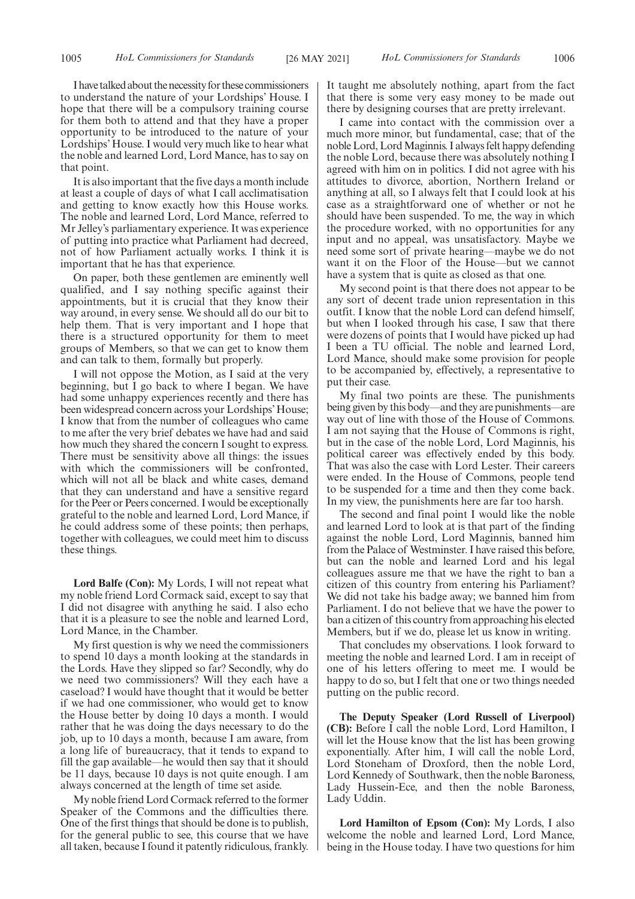I have talked about the necessity for these commissioners to understand the nature of your Lordships' House. I hope that there will be a compulsory training course for them both to attend and that they have a proper opportunity to be introduced to the nature of your Lordships' House. I would very much like to hear what the noble and learned Lord, Lord Mance, has to say on that point.

It is also important that the five days a month include at least a couple of days of what I call acclimatisation and getting to know exactly how this House works. The noble and learned Lord, Lord Mance, referred to Mr Jelley's parliamentary experience. It was experience of putting into practice what Parliament had decreed, not of how Parliament actually works. I think it is important that he has that experience.

On paper, both these gentlemen are eminently well qualified, and I say nothing specific against their appointments, but it is crucial that they know their way around, in every sense. We should all do our bit to help them. That is very important and I hope that there is a structured opportunity for them to meet groups of Members, so that we can get to know them and can talk to them, formally but properly.

I will not oppose the Motion, as I said at the very beginning, but I go back to where I began. We have had some unhappy experiences recently and there has been widespread concern across your Lordships' House; I know that from the number of colleagues who came to me after the very brief debates we have had and said how much they shared the concern I sought to express. There must be sensitivity above all things: the issues with which the commissioners will be confronted, which will not all be black and white cases, demand that they can understand and have a sensitive regard for the Peer or Peers concerned. I would be exceptionally grateful to the noble and learned Lord, Lord Mance, if he could address some of these points; then perhaps, together with colleagues, we could meet him to discuss these things.

**Lord Balfe (Con):** My Lords, I will not repeat what my noble friend Lord Cormack said, except to say that I did not disagree with anything he said. I also echo that it is a pleasure to see the noble and learned Lord, Lord Mance, in the Chamber.

My first question is why we need the commissioners to spend 10 days a month looking at the standards in the Lords. Have they slipped so far? Secondly, why do we need two commissioners? Will they each have a caseload? I would have thought that it would be better if we had one commissioner, who would get to know the House better by doing 10 days a month. I would rather that he was doing the days necessary to do the job, up to 10 days a month, because I am aware, from a long life of bureaucracy, that it tends to expand to fill the gap available—he would then say that it should be 11 days, because 10 days is not quite enough. I am always concerned at the length of time set aside.

My noble friend Lord Cormack referred to the former Speaker of the Commons and the difficulties there. One of the first things that should be done is to publish, for the general public to see, this course that we have all taken, because I found it patently ridiculous, frankly. It taught me absolutely nothing, apart from the fact that there is some very easy money to be made out there by designing courses that are pretty irrelevant.

I came into contact with the commission over a much more minor, but fundamental, case; that of the noble Lord, Lord Maginnis. I always felt happy defending the noble Lord, because there was absolutely nothing I agreed with him on in politics. I did not agree with his attitudes to divorce, abortion, Northern Ireland or anything at all, so I always felt that I could look at his case as a straightforward one of whether or not he should have been suspended. To me, the way in which the procedure worked, with no opportunities for any input and no appeal, was unsatisfactory. Maybe we need some sort of private hearing—maybe we do not want it on the Floor of the House—but we cannot have a system that is quite as closed as that one.

My second point is that there does not appear to be any sort of decent trade union representation in this outfit. I know that the noble Lord can defend himself, but when I looked through his case, I saw that there were dozens of points that I would have picked up had I been a TU official. The noble and learned Lord, Lord Mance, should make some provision for people to be accompanied by, effectively, a representative to put their case.

My final two points are these. The punishments being given by this body—and they are punishments—are way out of line with those of the House of Commons. I am not saying that the House of Commons is right, but in the case of the noble Lord, Lord Maginnis, his political career was effectively ended by this body. That was also the case with Lord Lester. Their careers were ended. In the House of Commons, people tend to be suspended for a time and then they come back. In my view, the punishments here are far too harsh.

The second and final point I would like the noble and learned Lord to look at is that part of the finding against the noble Lord, Lord Maginnis, banned him from the Palace of Westminster. I have raised this before, but can the noble and learned Lord and his legal colleagues assure me that we have the right to ban a citizen of this country from entering his Parliament? We did not take his badge away; we banned him from Parliament. I do not believe that we have the power to ban a citizen of this country from approaching his elected Members, but if we do, please let us know in writing.

That concludes my observations. I look forward to meeting the noble and learned Lord. I am in receipt of one of his letters offering to meet me. I would be happy to do so, but I felt that one or two things needed putting on the public record.

**The Deputy Speaker (Lord Russell of Liverpool) (CB):** Before I call the noble Lord, Lord Hamilton, I will let the House know that the list has been growing exponentially. After him, I will call the noble Lord, Lord Stoneham of Droxford, then the noble Lord, Lord Kennedy of Southwark, then the noble Baroness, Lady Hussein-Ece, and then the noble Baroness, Lady Uddin.

**Lord Hamilton of Epsom (Con):** My Lords, I also welcome the noble and learned Lord, Lord Mance, being in the House today. I have two questions for him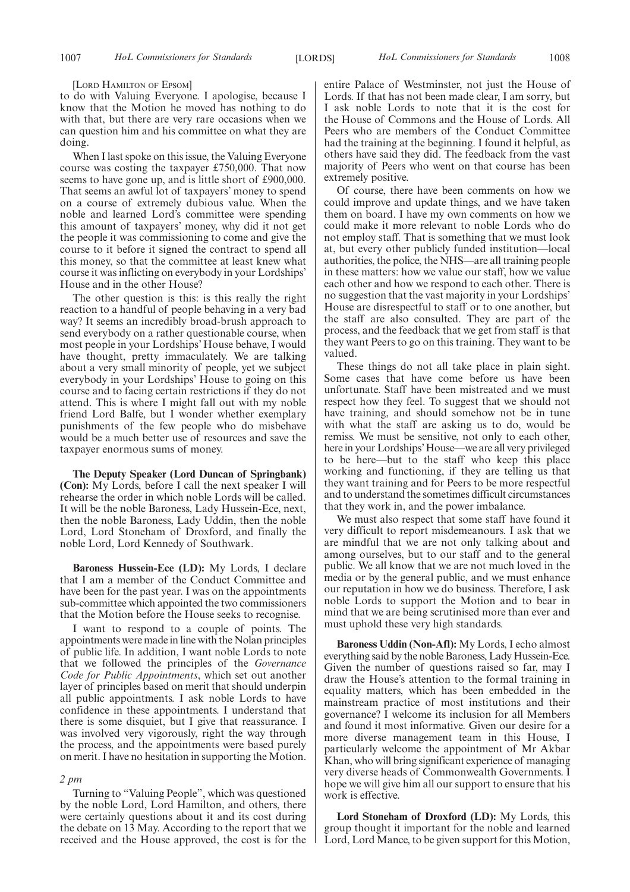[LORD HAMILTON OF EPSOM]

to do with Valuing Everyone. I apologise, because I know that the Motion he moved has nothing to do with that, but there are very rare occasions when we can question him and his committee on what they are doing.

When I last spoke on this issue, the Valuing Everyone course was costing the taxpayer £750,000. That now seems to have gone up, and is little short of £900,000. That seems an awful lot of taxpayers' money to spend on a course of extremely dubious value. When the noble and learned Lord's committee were spending this amount of taxpayers' money, why did it not get the people it was commissioning to come and give the course to it before it signed the contract to spend all this money, so that the committee at least knew what course it was inflicting on everybody in your Lordships' House and in the other House?

The other question is this: is this really the right reaction to a handful of people behaving in a very bad way? It seems an incredibly broad-brush approach to send everybody on a rather questionable course, when most people in your Lordships' House behave, I would have thought, pretty immaculately. We are talking about a very small minority of people, yet we subject everybody in your Lordships' House to going on this course and to facing certain restrictions if they do not attend. This is where I might fall out with my noble friend Lord Balfe, but I wonder whether exemplary punishments of the few people who do misbehave would be a much better use of resources and save the taxpayer enormous sums of money.

**The Deputy Speaker (Lord Duncan of Springbank) (Con):** My Lords, before I call the next speaker I will rehearse the order in which noble Lords will be called. It will be the noble Baroness, Lady Hussein-Ece, next, then the noble Baroness, Lady Uddin, then the noble Lord, Lord Stoneham of Droxford, and finally the noble Lord, Lord Kennedy of Southwark.

**Baroness Hussein-Ece (LD):** My Lords, I declare that I am a member of the Conduct Committee and have been for the past year. I was on the appointments sub-committee which appointed the two commissioners that the Motion before the House seeks to recognise.

I want to respond to a couple of points. The appointments were made in line with the Nolan principles of public life. In addition, I want noble Lords to note that we followed the principles of the *Governance Code for Public Appointments*, which set out another layer of principles based on merit that should underpin all public appointments. I ask noble Lords to have confidence in these appointments. I understand that there is some disquiet, but I give that reassurance. I was involved very vigorously, right the way through the process, and the appointments were based purely on merit. I have no hesitation in supporting the Motion.

*2 pm*

Turning to "Valuing People", which was questioned by the noble Lord, Lord Hamilton, and others, there were certainly questions about it and its cost during the debate on 13 May. According to the report that we received and the House approved, the cost is for the entire Palace of Westminster, not just the House of Lords. If that has not been made clear, I am sorry, but I ask noble Lords to note that it is the cost for the House of Commons and the House of Lords. All Peers who are members of the Conduct Committee had the training at the beginning. I found it helpful, as others have said they did. The feedback from the vast majority of Peers who went on that course has been extremely positive.

Of course, there have been comments on how we could improve and update things, and we have taken them on board. I have my own comments on how we could make it more relevant to noble Lords who do not employ staff. That is something that we must look at, but every other publicly funded institution—local authorities, the police, the NHS—are all training people in these matters: how we value our staff, how we value each other and how we respond to each other. There is no suggestion that the vast majority in your Lordships' House are disrespectful to staff or to one another, but the staff are also consulted. They are part of the process, and the feedback that we get from staff is that they want Peers to go on this training. They want to be valued.

These things do not all take place in plain sight. Some cases that have come before us have been unfortunate. Staff have been mistreated and we must respect how they feel. To suggest that we should not have training, and should somehow not be in tune with what the staff are asking us to do, would be remiss. We must be sensitive, not only to each other, here in your Lordships' House—we are all very privileged to be here—but to the staff who keep this place working and functioning, if they are telling us that they want training and for Peers to be more respectful and to understand the sometimes difficult circumstances that they work in, and the power imbalance.

We must also respect that some staff have found it very difficult to report misdemeanours. I ask that we are mindful that we are not only talking about and among ourselves, but to our staff and to the general public. We all know that we are not much loved in the media or by the general public, and we must enhance our reputation in how we do business. Therefore, I ask noble Lords to support the Motion and to bear in mind that we are being scrutinised more than ever and must uphold these very high standards.

**Baroness Uddin (Non-Afl):** My Lords, I echo almost everything said by the noble Baroness, Lady Hussein-Ece. Given the number of questions raised so far, may I draw the House's attention to the formal training in equality matters, which has been embedded in the mainstream practice of most institutions and their governance? I welcome its inclusion for all Members and found it most informative. Given our desire for a more diverse management team in this House, I particularly welcome the appointment of Mr Akbar Khan, who will bring significant experience of managing very diverse heads of Commonwealth Governments. I hope we will give him all our support to ensure that his work is effective.

**Lord Stoneham of Droxford (LD):** My Lords, this group thought it important for the noble and learned Lord, Lord Mance, to be given support for this Motion,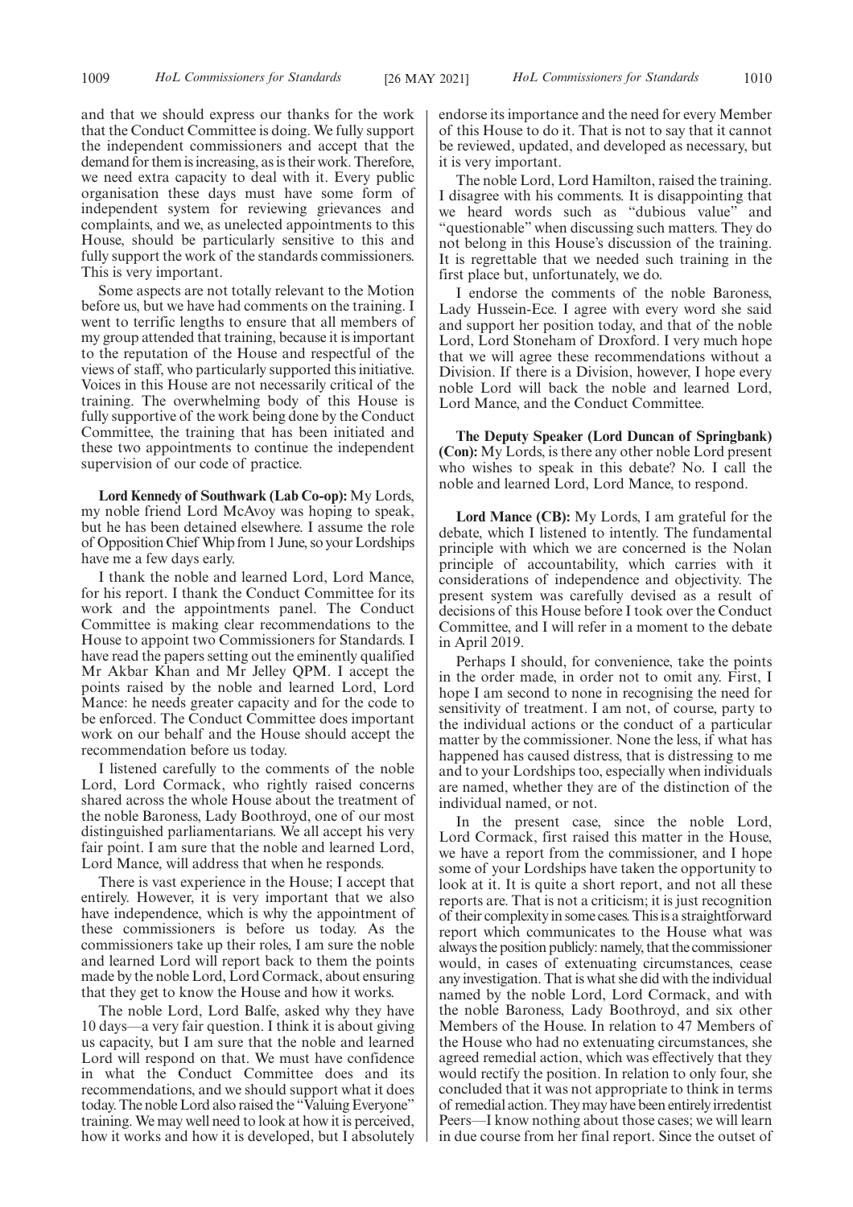and that we should express our thanks for the work that the Conduct Committee is doing. We fully support the independent commissioners and accept that the demand for them is increasing, as is their work. Therefore, we need extra capacity to deal with it. Every public organisation these days must have some form of independent system for reviewing grievances and complaints, and we, as unelected appointments to this House, should be particularly sensitive to this and fully support the work of the standards commissioners. This is very important.

Some aspects are not totally relevant to the Motion before us, but we have had comments on the training. I went to terrific lengths to ensure that all members of my group attended that training, because it is important to the reputation of the House and respectful of the views of staff, who particularly supported this initiative. Voices in this House are not necessarily critical of the training. The overwhelming body of this House is fully supportive of the work being done by the Conduct Committee, the training that has been initiated and these two appointments to continue the independent supervision of our code of practice.

**Lord Kennedy of Southwark (Lab Co-op):** My Lords, my noble friend Lord McAvoy was hoping to speak, but he has been detained elsewhere. I assume the role of Opposition Chief Whip from 1 June, so your Lordships have me a few days early.

I thank the noble and learned Lord, Lord Mance, for his report. I thank the Conduct Committee for its work and the appointments panel. The Conduct Committee is making clear recommendations to the House to appoint two Commissioners for Standards. I have read the papers setting out the eminently qualified Mr Akbar Khan and Mr Jelley QPM. I accept the points raised by the noble and learned Lord, Lord Mance: he needs greater capacity and for the code to be enforced. The Conduct Committee does important work on our behalf and the House should accept the recommendation before us today.

I listened carefully to the comments of the noble Lord, Lord Cormack, who rightly raised concerns shared across the whole House about the treatment of the noble Baroness, Lady Boothroyd, one of our most distinguished parliamentarians. We all accept his very fair point. I am sure that the noble and learned Lord, Lord Mance, will address that when he responds.

There is vast experience in the House; I accept that entirely. However, it is very important that we also have independence, which is why the appointment of these commissioners is before us today. As the commissioners take up their roles, I am sure the noble and learned Lord will report back to them the points made by the noble Lord, Lord Cormack, about ensuring that they get to know the House and how it works.

The noble Lord, Lord Balfe, asked why they have 10 days—a very fair question. I think it is about giving us capacity, but I am sure that the noble and learned Lord will respond on that. We must have confidence in what the Conduct Committee does and its recommendations, and we should support what it does today. The noble Lord also raised the "Valuing Everyone" training. We may well need to look at how it is perceived, how it works and how it is developed, but I absolutely endorse its importance and the need for every Member of this House to do it. That is not to say that it cannot be reviewed, updated, and developed as necessary, but it is very important.

The noble Lord, Lord Hamilton, raised the training. I disagree with his comments. It is disappointing that we heard words such as "dubious value" and "questionable" when discussing such matters. They do not belong in this House's discussion of the training. It is regrettable that we needed such training in the first place but, unfortunately, we do.

I endorse the comments of the noble Baroness, Lady Hussein-Ece. I agree with every word she said and support her position today, and that of the noble Lord, Lord Stoneham of Droxford. I very much hope that we will agree these recommendations without a Division. If there is a Division, however, I hope every noble Lord will back the noble and learned Lord, Lord Mance, and the Conduct Committee.

**The Deputy Speaker (Lord Duncan of Springbank) (Con):** My Lords, is there any other noble Lord present who wishes to speak in this debate? No. I call the noble and learned Lord, Lord Mance, to respond.

**Lord Mance (CB):** My Lords, I am grateful for the debate, which I listened to intently. The fundamental principle with which we are concerned is the Nolan principle of accountability, which carries with it considerations of independence and objectivity. The present system was carefully devised as a result of decisions of this House before I took over the Conduct Committee, and I will refer in a moment to the debate in April 2019.

Perhaps I should, for convenience, take the points in the order made, in order not to omit any. First, I hope I am second to none in recognising the need for sensitivity of treatment. I am not, of course, party to the individual actions or the conduct of a particular matter by the commissioner. None the less, if what has happened has caused distress, that is distressing to me and to your Lordships too, especially when individuals are named, whether they are of the distinction of the individual named, or not.

In the present case, since the noble Lord, Lord Cormack, first raised this matter in the House, we have a report from the commissioner, and I hope some of your Lordships have taken the opportunity to look at it. It is quite a short report, and not all these reports are. That is not a criticism; it is just recognition of their complexity in some cases. This is a straightforward report which communicates to the House what was always the position publicly: namely, that the commissioner would, in cases of extenuating circumstances, cease any investigation. That is what she did with the individual named by the noble Lord, Lord Cormack, and with the noble Baroness, Lady Boothroyd, and six other Members of the House. In relation to 47 Members of the House who had no extenuating circumstances, she agreed remedial action, which was effectively that they would rectify the position. In relation to only four, she concluded that it was not appropriate to think in terms of remedial action. They may have been entirely irredentist Peers—I know nothing about those cases; we will learn in due course from her final report. Since the outset of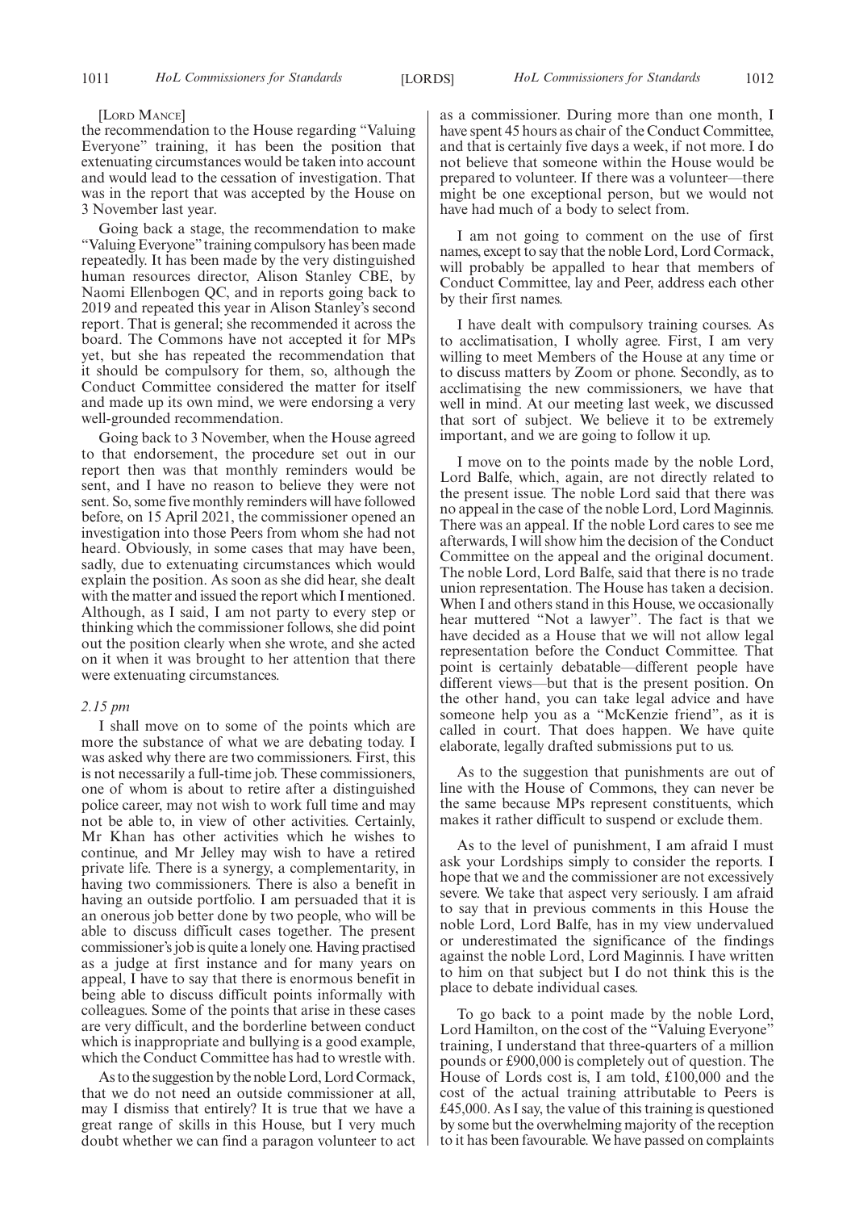[LORD MANCE]

the recommendation to the House regarding "Valuing Everyone" training, it has been the position that extenuating circumstances would be taken into account and would lead to the cessation of investigation. That was in the report that was accepted by the House on 3 November last year.

Going back a stage, the recommendation to make "Valuing Everyone" training compulsory has been made repeatedly. It has been made by the very distinguished human resources director, Alison Stanley CBE, by Naomi Ellenbogen QC, and in reports going back to 2019 and repeated this year in Alison Stanley's second report. That is general; she recommended it across the board. The Commons have not accepted it for MPs yet, but she has repeated the recommendation that it should be compulsory for them, so, although the Conduct Committee considered the matter for itself and made up its own mind, we were endorsing a very well-grounded recommendation.

Going back to 3 November, when the House agreed to that endorsement, the procedure set out in our report then was that monthly reminders would be sent, and I have no reason to believe they were not sent. So, some five monthly reminders will have followed before, on 15 April 2021, the commissioner opened an investigation into those Peers from whom she had not heard. Obviously, in some cases that may have been, sadly, due to extenuating circumstances which would explain the position. As soon as she did hear, she dealt with the matter and issued the report which I mentioned. Although, as I said, I am not party to every step or thinking which the commissioner follows, she did point out the position clearly when she wrote, and she acted on it when it was brought to her attention that there were extenuating circumstances.

*2.15 pm*

I shall move on to some of the points which are more the substance of what we are debating today. I was asked why there are two commissioners. First, this is not necessarily a full-time job. These commissioners, one of whom is about to retire after a distinguished police career, may not wish to work full time and may not be able to, in view of other activities. Certainly, Mr Khan has other activities which he wishes to continue, and Mr Jelley may wish to have a retired private life. There is a synergy, a complementarity, in having two commissioners. There is also a benefit in having an outside portfolio. I am persuaded that it is an onerous job better done by two people, who will be able to discuss difficult cases together. The present commissioner's job is quite a lonely one. Having practised as a judge at first instance and for many years on appeal, I have to say that there is enormous benefit in being able to discuss difficult points informally with colleagues. Some of the points that arise in these cases are very difficult, and the borderline between conduct which is inappropriate and bullying is a good example, which the Conduct Committee has had to wrestle with.

As to the suggestion by the noble Lord, Lord Cormack, that we do not need an outside commissioner at all, may I dismiss that entirely? It is true that we have a great range of skills in this House, but I very much doubt whether we can find a paragon volunteer to act as a commissioner. During more than one month, I have spent 45 hours as chair of the Conduct Committee, and that is certainly five days a week, if not more. I do not believe that someone within the House would be prepared to volunteer. If there was a volunteer—there might be one exceptional person, but we would not have had much of a body to select from.

I am not going to comment on the use of first names, except to say that the noble Lord, Lord Cormack, will probably be appalled to hear that members of Conduct Committee, lay and Peer, address each other by their first names.

I have dealt with compulsory training courses. As to acclimatisation, I wholly agree. First, I am very willing to meet Members of the House at any time or to discuss matters by Zoom or phone. Secondly, as to acclimatising the new commissioners, we have that well in mind. At our meeting last week, we discussed that sort of subject. We believe it to be extremely important, and we are going to follow it up.

I move on to the points made by the noble Lord, Lord Balfe, which, again, are not directly related to the present issue. The noble Lord said that there was no appeal in the case of the noble Lord, Lord Maginnis. There was an appeal. If the noble Lord cares to see me afterwards, I will show him the decision of the Conduct Committee on the appeal and the original document. The noble Lord, Lord Balfe, said that there is no trade union representation. The House has taken a decision. When I and others stand in this House, we occasionally hear muttered "Not a lawyer". The fact is that we have decided as a House that we will not allow legal representation before the Conduct Committee. That point is certainly debatable—different people have different views—but that is the present position. On the other hand, you can take legal advice and have someone help you as a "McKenzie friend", as it is called in court. That does happen. We have quite elaborate, legally drafted submissions put to us.

As to the suggestion that punishments are out of line with the House of Commons, they can never be the same because MPs represent constituents, which makes it rather difficult to suspend or exclude them.

As to the level of punishment, I am afraid I must ask your Lordships simply to consider the reports. I hope that we and the commissioner are not excessively severe. We take that aspect very seriously. I am afraid to say that in previous comments in this House the noble Lord, Lord Balfe, has in my view undervalued or underestimated the significance of the findings against the noble Lord, Lord Maginnis. I have written to him on that subject but I do not think this is the place to debate individual cases.

To go back to a point made by the noble Lord, Lord Hamilton, on the cost of the "Valuing Everyone" training, I understand that three-quarters of a million pounds or £900,000 is completely out of question. The House of Lords cost is, I am told, £100,000 and the cost of the actual training attributable to Peers is £45,000. As I say, the value of this training is questioned by some but the overwhelming majority of the reception to it has been favourable. We have passed on complaints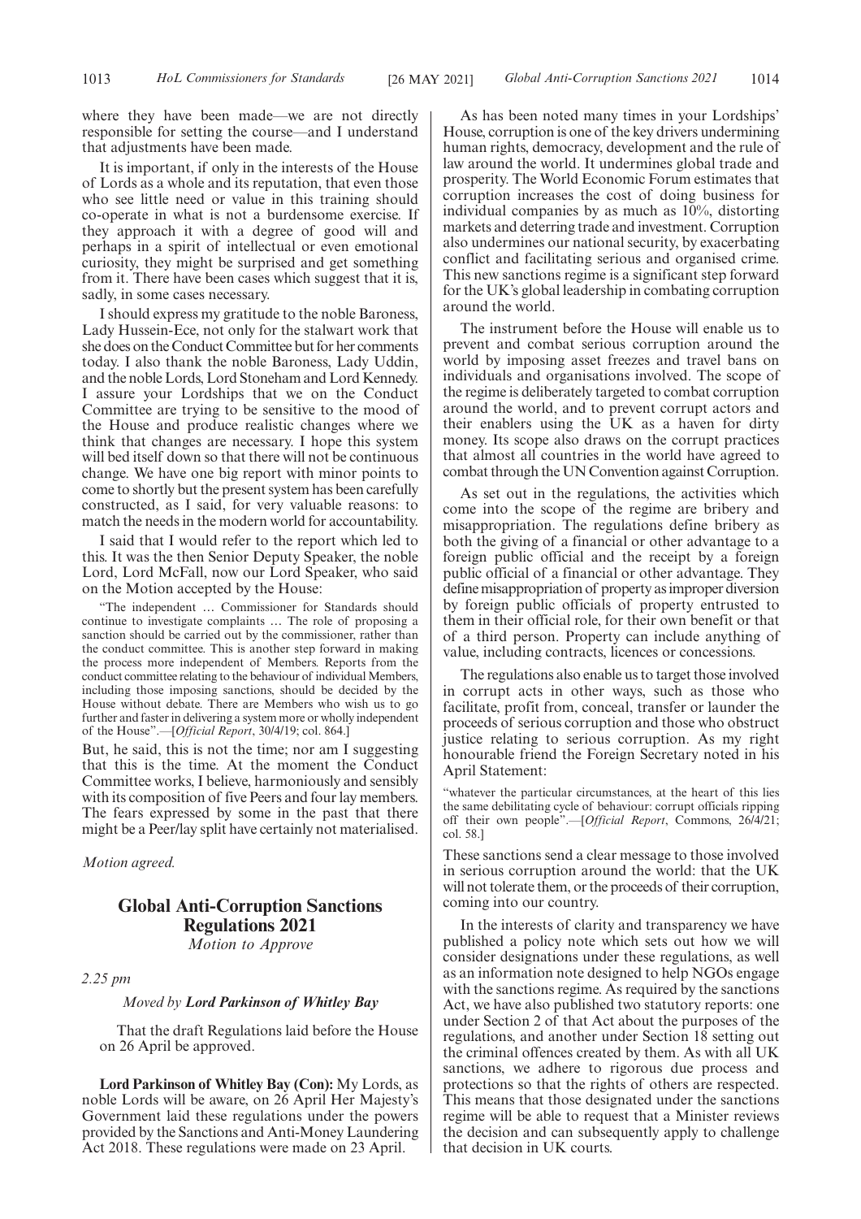where they have been made—we are not directly responsible for setting the course—and I understand that adjustments have been made.

It is important, if only in the interests of the House of Lords as a whole and its reputation, that even those who see little need or value in this training should co-operate in what is not a burdensome exercise. If they approach it with a degree of good will and perhaps in a spirit of intellectual or even emotional curiosity, they might be surprised and get something from it. There have been cases which suggest that it is, sadly, in some cases necessary.

I should express my gratitude to the noble Baroness, Lady Hussein-Ece, not only for the stalwart work that she does on the Conduct Committee but for her comments today. I also thank the noble Baroness, Lady Uddin, and the noble Lords, Lord Stoneham and Lord Kennedy. I assure your Lordships that we on the Conduct Committee are trying to be sensitive to the mood of the House and produce realistic changes where we think that changes are necessary. I hope this system will bed itself down so that there will not be continuous change. We have one big report with minor points to come to shortly but the present system has been carefully constructed, as I said, for very valuable reasons: to match the needs in the modern world for accountability.

I said that I would refer to the report which led to this. It was the then Senior Deputy Speaker, the noble Lord, Lord McFall, now our Lord Speaker, who said on the Motion accepted by the House:

> "The independent … Commissioner for Standards should continue to investigate complaints … The role of proposing a sanction should be carried out by the commissioner, rather than the conduct committee. This is another step forward in making the process more independent of Members. Reports from the conduct committee relating to the behaviour of individual Members, including those imposing sanctions, should be decided by the House without debate. There are Members who wish us to go further and faster in delivering a system more or wholly independent of the House".—[*Official Report*, 30/4/19; col. 864.]

But, he said, this is not the time; nor am I suggesting that this is the time. At the moment the Conduct Committee works, I believe, harmoniously and sensibly with its composition of five Peers and four lay members. The fears expressed by some in the past that there might be a Peer/lay split have certainly not materialised.

*Motion agreed.*

## Global Anti-Corruption Sanctions Regulations 2021

*Motion to Approve*

*2.25 pm*

*Moved by* ***Lord Parkinson of Whitley Bay***

That the draft Regulations laid before the House on 26 April be approved.

**Lord Parkinson of Whitley Bay (Con):** My Lords, as noble Lords will be aware, on 26 April Her Majesty's Government laid these regulations under the powers provided by the Sanctions and Anti-Money Laundering Act 2018. These regulations were made on 23 April.

As has been noted many times in your Lordships' House, corruption is one of the key drivers undermining human rights, democracy, development and the rule of law around the world. It undermines global trade and prosperity. The World Economic Forum estimates that corruption increases the cost of doing business for individual companies by as much as 10%, distorting markets and deterring trade and investment. Corruption also undermines our national security, by exacerbating conflict and facilitating serious and organised crime. This new sanctions regime is a significant step forward for the UK's global leadership in combating corruption around the world.

The instrument before the House will enable us to prevent and combat serious corruption around the world by imposing asset freezes and travel bans on individuals and organisations involved. The scope of the regime is deliberately targeted to combat corruption around the world, and to prevent corrupt actors and their enablers using the UK as a haven for dirty money. Its scope also draws on the corrupt practices that almost all countries in the world have agreed to combat through the UN Convention against Corruption.

As set out in the regulations, the activities which come into the scope of the regime are bribery and misappropriation. The regulations define bribery as both the giving of a financial or other advantage to a foreign public official and the receipt by a foreign public official of a financial or other advantage. They define misappropriation of property as improper diversion by foreign public officials of property entrusted to them in their official role, for their own benefit or that of a third person. Property can include anything of value, including contracts, licences or concessions.

The regulations also enable us to target those involved in corrupt acts in other ways, such as those who facilitate, profit from, conceal, transfer or launder the proceeds of serious corruption and those who obstruct justice relating to serious corruption. As my right honourable friend the Foreign Secretary noted in his April Statement:

> "whatever the particular circumstances, at the heart of this lies the same debilitating cycle of behaviour: corrupt officials ripping off their own people".—[*Official Report*, Commons, 26/4/21; col. 58.]

These sanctions send a clear message to those involved in serious corruption around the world: that the UK will not tolerate them, or the proceeds of their corruption, coming into our country.

In the interests of clarity and transparency we have published a policy note which sets out how we will consider designations under these regulations, as well as an information note designed to help NGOs engage with the sanctions regime. As required by the sanctions Act, we have also published two statutory reports: one under Section 2 of that Act about the purposes of the regulations, and another under Section 18 setting out the criminal offences created by them. As with all UK sanctions, we adhere to rigorous due process and protections so that the rights of others are respected. This means that those designated under the sanctions regime will be able to request that a Minister reviews the decision and can subsequently apply to challenge that decision in UK courts.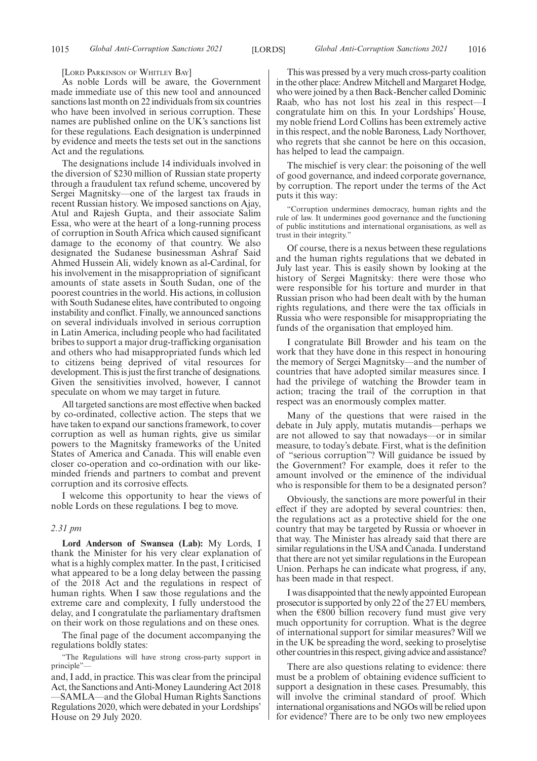[LORD PARKINSON OF WHITLEY BAY]

As noble Lords will be aware, the Government made immediate use of this new tool and announced sanctions last month on 22 individuals from six countries who have been involved in serious corruption. These names are published online on the UK's sanctions list for these regulations. Each designation is underpinned by evidence and meets the tests set out in the sanctions Act and the regulations.

The designations include 14 individuals involved in the diversion of $230 million of Russian state property through a fraudulent tax refund scheme, uncovered by Sergei Magnitsky—one of the largest tax frauds in recent Russian history. We imposed sanctions on Ajay, Atul and Rajesh Gupta, and their associate Salim Essa, who were at the heart of a long-running process of corruption in South Africa which caused significant damage to the economy of that country. We also designated the Sudanese businessman Ashraf Said Ahmed Hussein Ali, widely known as al-Cardinal, for his involvement in the misappropriation of significant amounts of state assets in South Sudan, one of the poorest countries in the world. His actions, in collusion with South Sudanese elites, have contributed to ongoing instability and conflict. Finally, we announced sanctions on several individuals involved in serious corruption in Latin America, including people who had facilitated bribes to support a major drug-trafficking organisation and others who had misappropriated funds which led to citizens being deprived of vital resources for development. This is just the first tranche of designations. Given the sensitivities involved, however, I cannot speculate on whom we may target in future.

All targeted sanctions are most effective when backed by co-ordinated, collective action. The steps that we have taken to expand our sanctions framework, to cover corruption as well as human rights, give us similar powers to the Magnitsky frameworks of the United States of America and Canada. This will enable even closer co-operation and co-ordination with our like-minded friends and partners to combat and prevent corruption and its corrosive effects.

I welcome this opportunity to hear the views of noble Lords on these regulations. I beg to move.

*2.31 pm*

**Lord Anderson of Swansea (Lab):** My Lords, I thank the Minister for his very clear explanation of what is a highly complex matter. In the past, I criticised what appeared to be a long delay between the passing of the 2018 Act and the regulations in respect of human rights. When I saw those regulations and the extreme care and complexity, I fully understood the delay, and I congratulate the parliamentary draftsmen on their work on those regulations and on these ones.

The final page of the document accompanying the regulations boldly states:

> "The Regulations will have strong cross-party support in principle"—

and, I add, in practice. This was clear from the principal Act, the Sanctions and Anti-Money Laundering Act 2018—SAMLA—and the Global Human Rights Sanctions Regulations 2020, which were debated in your Lordships' House on 29 July 2020.

This was pressed by a very much cross-party coalition in the other place: Andrew Mitchell and Margaret Hodge, who were joined by a then Back-Bencher called Dominic Raab, who has not lost his zeal in this respect—I congratulate him on this. In your Lordships' House, my noble friend Lord Collins has been extremely active in this respect, and the noble Baroness, Lady Northover, who regrets that she cannot be here on this occasion, has helped to lead the campaign.

The mischief is very clear: the poisoning of the well of good governance, and indeed corporate governance, by corruption. The report under the terms of the Act puts it this way:

> "Corruption undermines democracy, human rights and the rule of law. It undermines good governance and the functioning of public institutions and international organisations, as well as trust in their integrity."

Of course, there is a nexus between these regulations and the human rights regulations that we debated in July last year. This is easily shown by looking at the history of Sergei Magnitsky: there were those who were responsible for his torture and murder in that Russian prison who had been dealt with by the human rights regulations, and there were the tax officials in Russia who were responsible for misappropriating the funds of the organisation that employed him.

I congratulate Bill Browder and his team on the work that they have done in this respect in honouring the memory of Sergei Magnitsky—and the number of countries that have adopted similar measures since. I had the privilege of watching the Browder team in action; tracing the trail of the corruption in that respect was an enormously complex matter.

Many of the questions that were raised in the debate in July apply, mutatis mutandis—perhaps we are not allowed to say that nowadays—or in similar measure, to today's debate. First, what is the definition of "serious corruption"? Will guidance be issued by the Government? For example, does it refer to the amount involved or the eminence of the individual who is responsible for them to be a designated person?

Obviously, the sanctions are more powerful in their effect if they are adopted by several countries: then, the regulations act as a protective shield for the one country that may be targeted by Russia or whoever in that way. The Minister has already said that there are similar regulations in the USA and Canada. I understand that there are not yet similar regulations in the European Union. Perhaps he can indicate what progress, if any, has been made in that respect.

I was disappointed that the newly appointed European prosecutor is supported by only 22 of the 27 EU members, when the €800 billion recovery fund must give very much opportunity for corruption. What is the degree of international support for similar measures? Will we in the UK be spreading the word, seeking to proselytise other countries in this respect, giving advice and assistance?

There are also questions relating to evidence: there must be a problem of obtaining evidence sufficient to support a designation in these cases. Presumably, this will involve the criminal standard of proof. Which international organisations and NGOs will be relied upon for evidence? There are to be only two new employees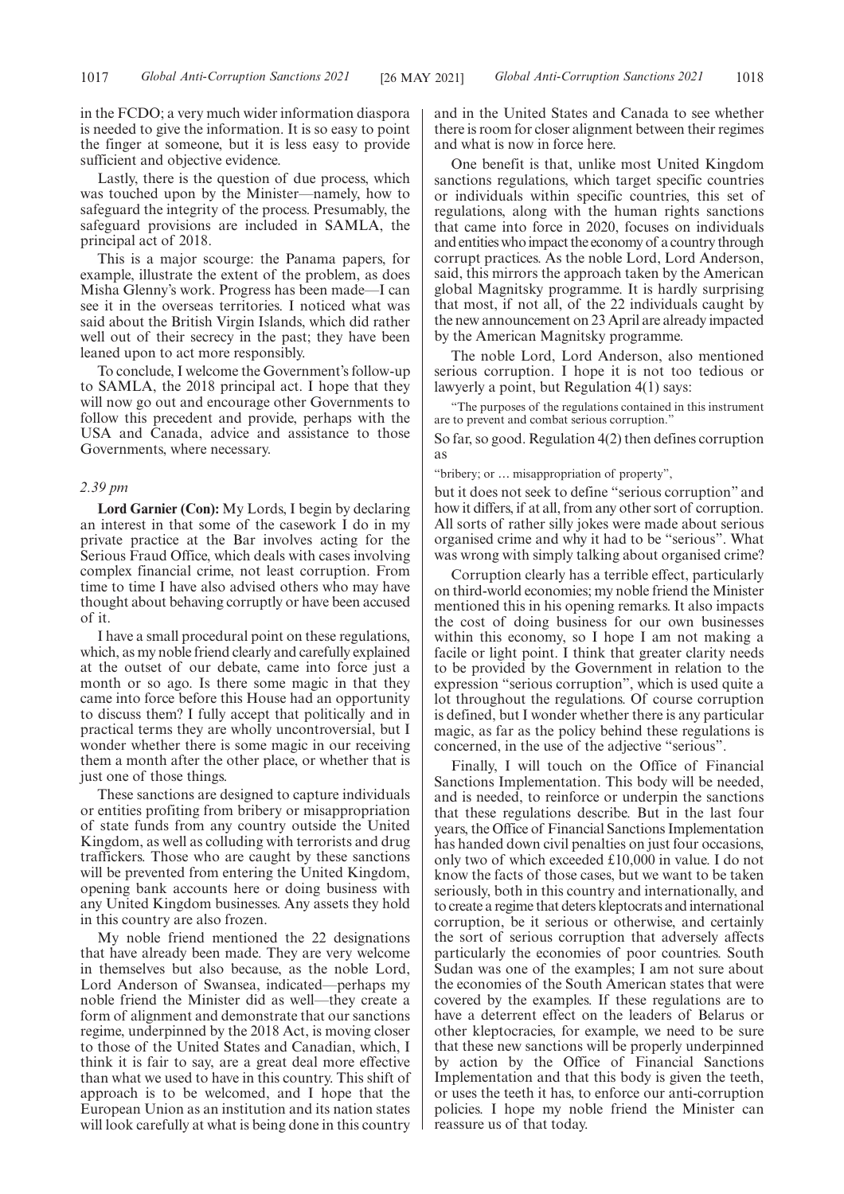in the FCDO; a very much wider information diaspora is needed to give the information. It is so easy to point the finger at someone, but it is less easy to provide sufficient and objective evidence.

Lastly, there is the question of due process, which was touched upon by the Minister—namely, how to safeguard the integrity of the process. Presumably, the safeguard provisions are included in SAMLA, the principal act of 2018.

This is a major scourge: the Panama papers, for example, illustrate the extent of the problem, as does Misha Glenny's work. Progress has been made—I can see it in the overseas territories. I noticed what was said about the British Virgin Islands, which did rather well out of their secrecy in the past; they have been leaned upon to act more responsibly.

To conclude, I welcome the Government's follow-up to SAMLA, the 2018 principal act. I hope that they will now go out and encourage other Governments to follow this precedent and provide, perhaps with the USA and Canada, advice and assistance to those Governments, where necessary.

*2.39 pm*

**Lord Garnier (Con):** My Lords, I begin by declaring an interest in that some of the casework I do in my private practice at the Bar involves acting for the Serious Fraud Office, which deals with cases involving complex financial crime, not least corruption. From time to time I have also advised others who may have thought about behaving corruptly or have been accused of it.

I have a small procedural point on these regulations, which, as my noble friend clearly and carefully explained at the outset of our debate, came into force just a month or so ago. Is there some magic in that they came into force before this House had an opportunity to discuss them? I fully accept that politically and in practical terms they are wholly uncontroversial, but I wonder whether there is some magic in our receiving them a month after the other place, or whether that is just one of those things.

These sanctions are designed to capture individuals or entities profiting from bribery or misappropriation of state funds from any country outside the United Kingdom, as well as colluding with terrorists and drug traffickers. Those who are caught by these sanctions will be prevented from entering the United Kingdom, opening bank accounts here or doing business with any United Kingdom businesses. Any assets they hold in this country are also frozen.

My noble friend mentioned the 22 designations that have already been made. They are very welcome in themselves but also because, as the noble Lord, Lord Anderson of Swansea, indicated—perhaps my noble friend the Minister did as well—they create a form of alignment and demonstrate that our sanctions regime, underpinned by the 2018 Act, is moving closer to those of the United States and Canadian, which, I think it is fair to say, are a great deal more effective than what we used to have in this country. This shift of approach is to be welcomed, and I hope that the European Union as an institution and its nation states will look carefully at what is being done in this country and in the United States and Canada to see whether there is room for closer alignment between their regimes and what is now in force here.

One benefit is that, unlike most United Kingdom sanctions regulations, which target specific countries or individuals within specific countries, this set of regulations, along with the human rights sanctions that came into force in 2020, focuses on individuals and entities who impact the economy of a country through corrupt practices. As the noble Lord, Lord Anderson, said, this mirrors the approach taken by the American global Magnitsky programme. It is hardly surprising that most, if not all, of the 22 individuals caught by the new announcement on 23 April are already impacted by the American Magnitsky programme.

The noble Lord, Lord Anderson, also mentioned serious corruption. I hope it is not too tedious or lawyerly a point, but Regulation 4(1) says:

"The purposes of the regulations contained in this instrument are to prevent and combat serious corruption."

So far, so good. Regulation 4(2) then defines corruption as

"bribery; or … misappropriation of property",

but it does not seek to define "serious corruption" and how it differs, if at all, from any other sort of corruption. All sorts of rather silly jokes were made about serious organised crime and why it had to be "serious". What was wrong with simply talking about organised crime?

Corruption clearly has a terrible effect, particularly on third-world economies; my noble friend the Minister mentioned this in his opening remarks. It also impacts the cost of doing business for our own businesses within this economy, so I hope I am not making a facile or light point. I think that greater clarity needs to be provided by the Government in relation to the expression "serious corruption", which is used quite a lot throughout the regulations. Of course corruption is defined, but I wonder whether there is any particular magic, as far as the policy behind these regulations is concerned, in the use of the adjective "serious".

Finally, I will touch on the Office of Financial Sanctions Implementation. This body will be needed, and is needed, to reinforce or underpin the sanctions that these regulations describe. But in the last four years, the Office of Financial Sanctions Implementation has handed down civil penalties on just four occasions, only two of which exceeded £10,000 in value. I do not know the facts of those cases, but we want to be taken seriously, both in this country and internationally, and to create a regime that deters kleptocrats and international corruption, be it serious or otherwise, and certainly the sort of serious corruption that adversely affects particularly the economies of poor countries. South Sudan was one of the examples; I am not sure about the economies of the South American states that were covered by the examples. If these regulations are to have a deterrent effect on the leaders of Belarus or other kleptocracies, for example, we need to be sure that these new sanctions will be properly underpinned by action by the Office of Financial Sanctions Implementation and that this body is given the teeth, or uses the teeth it has, to enforce our anti-corruption policies. I hope my noble friend the Minister can reassure us of that today.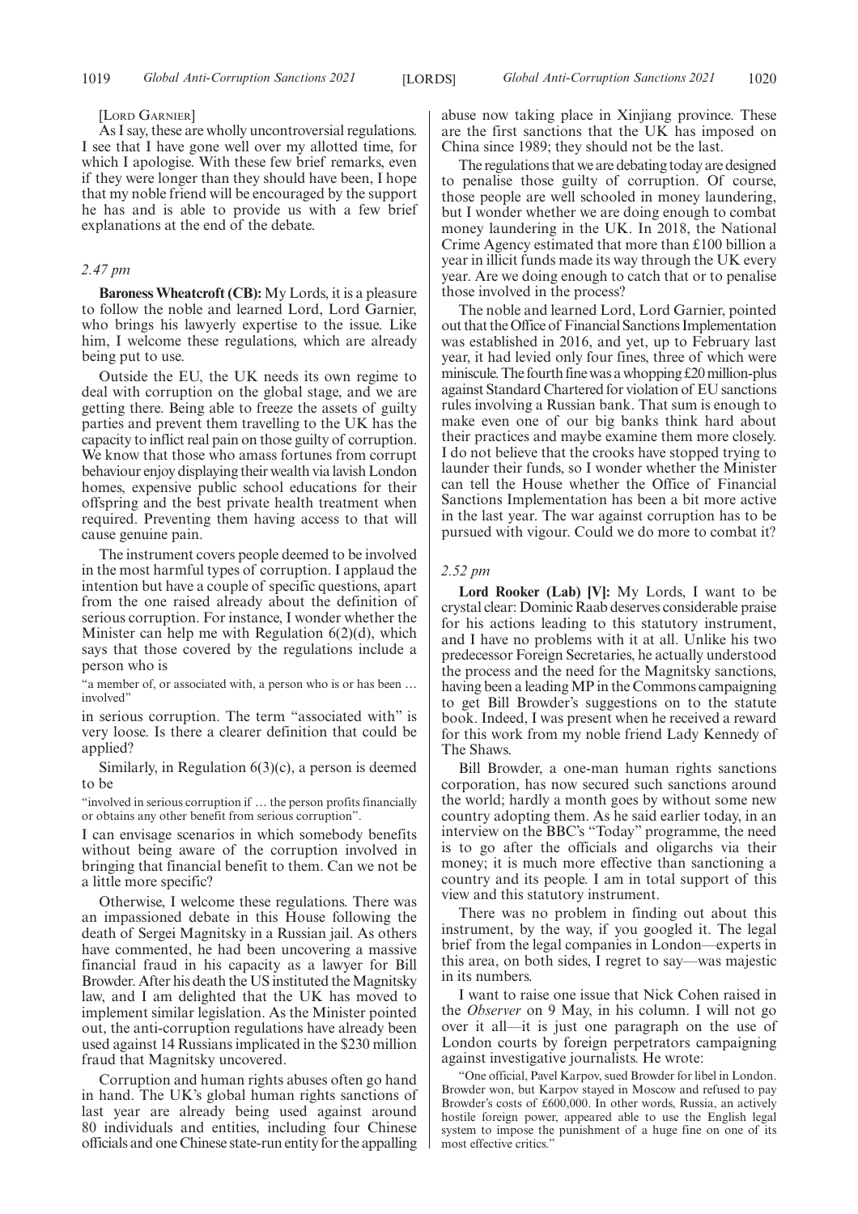[Lord Garnier]

As I say, these are wholly uncontroversial regulations. I see that I have gone well over my allotted time, for which I apologise. With these few brief remarks, even if they were longer than they should have been, I hope that my noble friend will be encouraged by the support he has and is able to provide us with a few brief explanations at the end of the debate.

*2.47 pm*

**Baroness Wheatcroft (CB):** My Lords, it is a pleasure to follow the noble and learned Lord, Lord Garnier, who brings his lawyerly expertise to the issue. Like him, I welcome these regulations, which are already being put to use.

Outside the EU, the UK needs its own regime to deal with corruption on the global stage, and we are getting there. Being able to freeze the assets of guilty parties and prevent them travelling to the UK has the capacity to inflict real pain on those guilty of corruption. We know that those who amass fortunes from corrupt behaviour enjoy displaying their wealth via lavish London homes, expensive public school educations for their offspring and the best private health treatment when required. Preventing them having access to that will cause genuine pain.

The instrument covers people deemed to be involved in the most harmful types of corruption. I applaud the intention but have a couple of specific questions, apart from the one raised already about the definition of serious corruption. For instance, I wonder whether the Minister can help me with Regulation 6(2)(d), which says that those covered by the regulations include a person who is

"a member of, or associated with, a person who is or has been … involved"

in serious corruption. The term "associated with" is very loose. Is there a clearer definition that could be applied?

Similarly, in Regulation 6(3)(c), a person is deemed to be

"involved in serious corruption if … the person profits financially or obtains any other benefit from serious corruption".

I can envisage scenarios in which somebody benefits without being aware of the corruption involved in bringing that financial benefit to them. Can we not be a little more specific?

Otherwise, I welcome these regulations. There was an impassioned debate in this House following the death of Sergei Magnitsky in a Russian jail. As others have commented, he had been uncovering a massive financial fraud in his capacity as a lawyer for Bill Browder. After his death the US instituted the Magnitsky law, and I am delighted that the UK has moved to implement similar legislation. As the Minister pointed out, the anti-corruption regulations have already been used against 14 Russians implicated in the $230 million fraud that Magnitsky uncovered.

Corruption and human rights abuses often go hand in hand. The UK's global human rights sanctions of last year are already being used against around 80 individuals and entities, including four Chinese officials and one Chinese state-run entity for the appalling abuse now taking place in Xinjiang province. These are the first sanctions that the UK has imposed on China since 1989; they should not be the last.

The regulations that we are debating today are designed to penalise those guilty of corruption. Of course, those people are well schooled in money laundering, but I wonder whether we are doing enough to combat money laundering in the UK. In 2018, the National Crime Agency estimated that more than £100 billion a year in illicit funds made its way through the UK every year. Are we doing enough to catch that or to penalise those involved in the process?

The noble and learned Lord, Lord Garnier, pointed out that the Office of Financial Sanctions Implementation was established in 2016, and yet, up to February last year, it had levied only four fines, three of which were miniscule. The fourth fine was a whopping £20 million-plus against Standard Chartered for violation of EU sanctions rules involving a Russian bank. That sum is enough to make even one of our big banks think hard about their practices and maybe examine them more closely. I do not believe that the crooks have stopped trying to launder their funds, so I wonder whether the Minister can tell the House whether the Office of Financial Sanctions Implementation has been a bit more active in the last year. The war against corruption has to be pursued with vigour. Could we do more to combat it?

*2.52 pm*

**Lord Rooker (Lab) [V]:** My Lords, I want to be crystal clear: Dominic Raab deserves considerable praise for his actions leading to this statutory instrument, and I have no problems with it at all. Unlike his two predecessor Foreign Secretaries, he actually understood the process and the need for the Magnitsky sanctions, having been a leading MP in the Commons campaigning to get Bill Browder's suggestions on to the statute book. Indeed, I was present when he received a reward for this work from my noble friend Lady Kennedy of The Shaws.

Bill Browder, a one-man human rights sanctions corporation, has now secured such sanctions around the world; hardly a month goes by without some new country adopting them. As he said earlier today, in an interview on the BBC's "Today" programme, the need is to go after the officials and oligarchs via their money; it is much more effective than sanctioning a country and its people. I am in total support of this view and this statutory instrument.

There was no problem in finding out about this instrument, by the way, if you googled it. The legal brief from the legal companies in London—experts in this area, on both sides, I regret to say—was majestic in its numbers.

I want to raise one issue that Nick Cohen raised in the *Observer* on 9 May, in his column. I will not go over it all—it is just one paragraph on the use of London courts by foreign perpetrators campaigning against investigative journalists. He wrote:

"One official, Pavel Karpov, sued Browder for libel in London. Browder won, but Karpov stayed in Moscow and refused to pay Browder's costs of £600,000. In other words, Russia, an actively hostile foreign power, appeared able to use the English legal system to impose the punishment of a huge fine on one of its most effective critics."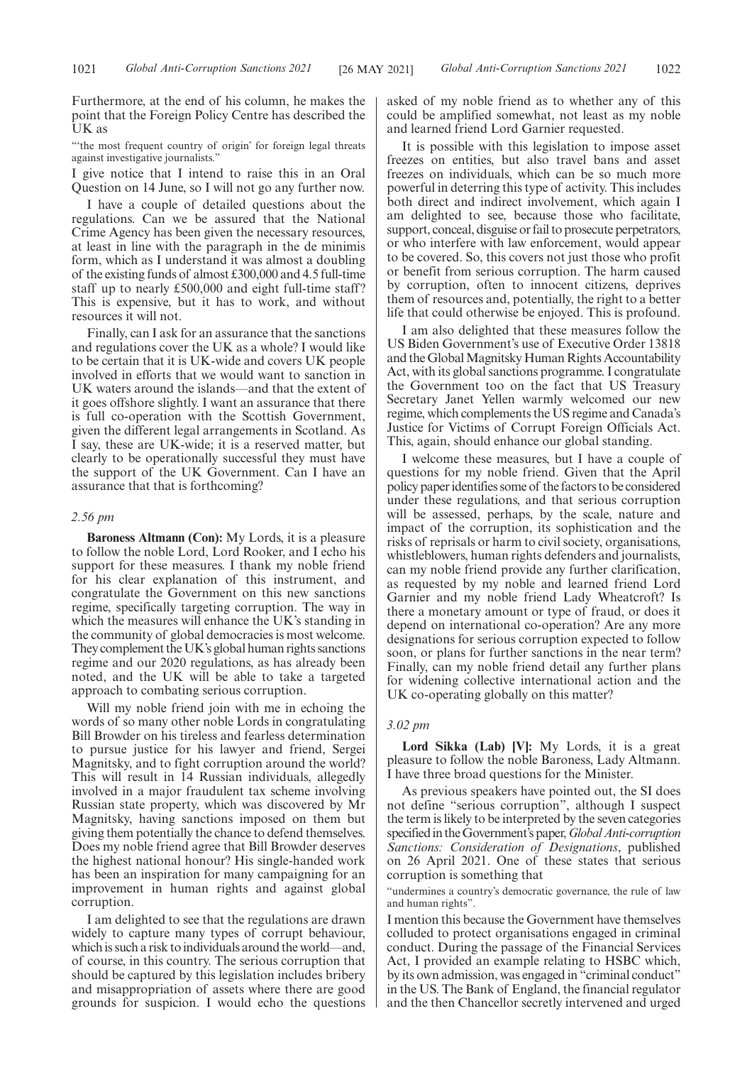Furthermore, at the end of his column, he makes the point that the Foreign Policy Centre has described the UK as

"'the most frequent country of origin' for foreign legal threats against investigative journalists."

I give notice that I intend to raise this in an Oral Question on 14 June, so I will not go any further now.

I have a couple of detailed questions about the regulations. Can we be assured that the National Crime Agency has been given the necessary resources, at least in line with the paragraph in the de minimis form, which as I understand it was almost a doubling of the existing funds of almost £300,000 and 4.5 full-time staff up to nearly £500,000 and eight full-time staff? This is expensive, but it has to work, and without resources it will not.

Finally, can I ask for an assurance that the sanctions and regulations cover the UK as a whole? I would like to be certain that it is UK-wide and covers UK people involved in efforts that we would want to sanction in UK waters around the islands—and that the extent of it goes offshore slightly. I want an assurance that there is full co-operation with the Scottish Government, given the different legal arrangements in Scotland. As I say, these are UK-wide; it is a reserved matter, but clearly to be operationally successful they must have the support of the UK Government. Can I have an assurance that that is forthcoming?

*2.56 pm*

**Baroness Altmann (Con):** My Lords, it is a pleasure to follow the noble Lord, Lord Rooker, and I echo his support for these measures. I thank my noble friend for his clear explanation of this instrument, and congratulate the Government on this new sanctions regime, specifically targeting corruption. The way in which the measures will enhance the UK's standing in the community of global democracies is most welcome. They complement the UK's global human rights sanctions regime and our 2020 regulations, as has already been noted, and the UK will be able to take a targeted approach to combating serious corruption.

Will my noble friend join with me in echoing the words of so many other noble Lords in congratulating Bill Browder on his tireless and fearless determination to pursue justice for his lawyer and friend, Sergei Magnitsky, and to fight corruption around the world? This will result in 14 Russian individuals, allegedly involved in a major fraudulent tax scheme involving Russian state property, which was discovered by Mr Magnitsky, having sanctions imposed on them but giving them potentially the chance to defend themselves. Does my noble friend agree that Bill Browder deserves the highest national honour? His single-handed work has been an inspiration for many campaigning for an improvement in human rights and against global corruption.

I am delighted to see that the regulations are drawn widely to capture many types of corrupt behaviour, which is such a risk to individuals around the world—and, of course, in this country. The serious corruption that should be captured by this legislation includes bribery and misappropriation of assets where there are good grounds for suspicion. I would echo the questions asked of my noble friend as to whether any of this could be amplified somewhat, not least as my noble and learned friend Lord Garnier requested.

It is possible with this legislation to impose asset freezes on entities, but also travel bans and asset freezes on individuals, which can be so much more powerful in deterring this type of activity. This includes both direct and indirect involvement, which again I am delighted to see, because those who facilitate, support, conceal, disguise or fail to prosecute perpetrators, or who interfere with law enforcement, would appear to be covered. So, this covers not just those who profit or benefit from serious corruption. The harm caused by corruption, often to innocent citizens, deprives them of resources and, potentially, the right to a better life that could otherwise be enjoyed. This is profound.

I am also delighted that these measures follow the US Biden Government's use of Executive Order 13818 and the Global Magnitsky Human Rights Accountability Act, with its global sanctions programme. I congratulate the Government too on the fact that US Treasury Secretary Janet Yellen warmly welcomed our new regime, which complements the US regime and Canada's Justice for Victims of Corrupt Foreign Officials Act. This, again, should enhance our global standing.

I welcome these measures, but I have a couple of questions for my noble friend. Given that the April policy paper identifies some of the factors to be considered under these regulations, and that serious corruption will be assessed, perhaps, by the scale, nature and impact of the corruption, its sophistication and the risks of reprisals or harm to civil society, organisations, whistleblowers, human rights defenders and journalists, can my noble friend provide any further clarification, as requested by my noble and learned friend Lord Garnier and my noble friend Lady Wheatcroft? Is there a monetary amount or type of fraud, or does it depend on international co-operation? Are any more designations for serious corruption expected to follow soon, or plans for further sanctions in the near term? Finally, can my noble friend detail any further plans for widening collective international action and the UK co-operating globally on this matter?

*3.02 pm*

**Lord Sikka (Lab) [V]:** My Lords, it is a great pleasure to follow the noble Baroness, Lady Altmann. I have three broad questions for the Minister.

As previous speakers have pointed out, the SI does not define "serious corruption", although I suspect the term is likely to be interpreted by the seven categories specified in the Government's paper, *Global Anti-corruption Sanctions: Consideration of Designations*, published on 26 April 2021. One of these states that serious corruption is something that

"undermines a country's democratic governance, the rule of law and human rights".

I mention this because the Government have themselves colluded to protect organisations engaged in criminal conduct. During the passage of the Financial Services Act, I provided an example relating to HSBC which, by its own admission, was engaged in "criminal conduct" in the US. The Bank of England, the financial regulator and the then Chancellor secretly intervened and urged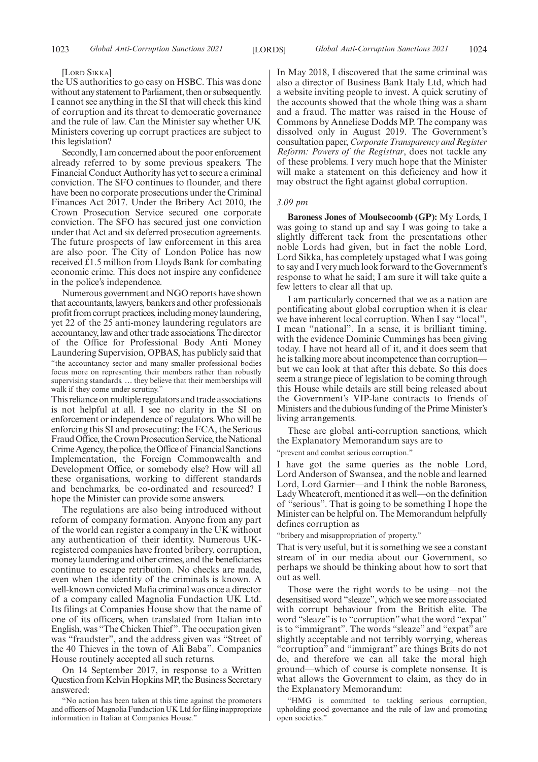[LORD SIKKA]

the US authorities to go easy on HSBC. This was done without any statement to Parliament, then or subsequently. I cannot see anything in the SI that will check this kind of corruption and its threat to democratic governance and the rule of law. Can the Minister say whether UK Ministers covering up corrupt practices are subject to this legislation?

Secondly, I am concerned about the poor enforcement already referred to by some previous speakers. The Financial Conduct Authority has yet to secure a criminal conviction. The SFO continues to flounder, and there have been no corporate prosecutions under the Criminal Finances Act 2017. Under the Bribery Act 2010, the Crown Prosecution Service secured one corporate conviction. The SFO has secured just one conviction under that Act and six deferred prosecution agreements. The future prospects of law enforcement in this area are also poor. The City of London Police has now received £1.5 million from Lloyds Bank for combating economic crime. This does not inspire any confidence in the police's independence.

Numerous government and NGO reports have shown that accountants, lawyers, bankers and other professionals profit from corrupt practices, including money laundering, yet 22 of the 25 anti-money laundering regulators are accountancy, law and other trade associations. The director of the Office for Professional Body Anti Money Laundering Supervision, OPBAS, has publicly said that

"the accountancy sector and many smaller professional bodies focus more on representing their members rather than robustly supervising standards. … they believe that their memberships will walk if they come under scrutiny."

This reliance on multiple regulators and trade associations is not helpful at all. I see no clarity in the SI on enforcement or independence of regulators. Who will be enforcing this SI and prosecuting: the FCA, the Serious Fraud Office, the Crown Prosecution Service, the National Crime Agency, the police, the Office of Financial Sanctions Implementation, the Foreign Commonwealth and Development Office, or somebody else? How will all these organisations, working to different standards and benchmarks, be co-ordinated and resourced? I hope the Minister can provide some answers.

The regulations are also being introduced without reform of company formation. Anyone from any part of the world can register a company in the UK without any authentication of their identity. Numerous UK-registered companies have fronted bribery, corruption, money laundering and other crimes, and the beneficiaries continue to escape retribution. No checks are made, even when the identity of the criminals is known. A well-known convicted Mafia criminal was once a director of a company called Magnolia Fundaction UK Ltd. Its filings at Companies House show that the name of one of its officers, when translated from Italian into English, was "The Chicken Thief". The occupation given was "fraudster", and the address given was "Street of the 40 Thieves in the town of Ali Baba". Companies House routinely accepted all such returns.

On 14 September 2017, in response to a Written Question from Kelvin Hopkins MP, the Business Secretary answered:

"No action has been taken at this time against the promoters and officers of Magnolia Fundaction UK Ltd for filing inappropriate information in Italian at Companies House."

In May 2018, I discovered that the same criminal was also a director of Business Bank Italy Ltd, which had a website inviting people to invest. A quick scrutiny of the accounts showed that the whole thing was a sham and a fraud. The matter was raised in the House of Commons by Anneliese Dodds MP. The company was dissolved only in August 2019. The Government's consultation paper, *Corporate Transparency and Register Reform: Powers of the Registrar*, does not tackle any of these problems. I very much hope that the Minister will make a statement on this deficiency and how it may obstruct the fight against global corruption.

*3.09 pm*

**Baroness Jones of Moulsecoomb (GP):** My Lords, I was going to stand up and say I was going to take a slightly different tack from the presentations other noble Lords had given, but in fact the noble Lord, Lord Sikka, has completely upstaged what I was going to say and I very much look forward to the Government's response to what he said; I am sure it will take quite a few letters to clear all that up.

I am particularly concerned that we as a nation are pontificating about global corruption when it is clear we have inherent local corruption. When I say "local", I mean "national". In a sense, it is brilliant timing, with the evidence Dominic Cummings has been giving today. I have not heard all of it, and it does seem that he is talking more about incompetence than corruption—but we can look at that after this debate. So this does seem a strange piece of legislation to be coming through this House while details are still being released about the Government's VIP-lane contracts to friends of Ministers and the dubious funding of the Prime Minister's living arrangements.

These are global anti-corruption sanctions, which the Explanatory Memorandum says are to

"prevent and combat serious corruption."

I have got the same queries as the noble Lord, Lord Anderson of Swansea, and the noble and learned Lord, Lord Garnier—and I think the noble Baroness, Lady Wheatcroft, mentioned it as well—on the definition of "serious". That is going to be something I hope the Minister can be helpful on. The Memorandum helpfully defines corruption as

"bribery and misappropriation of property."

That is very useful, but it is something we see a constant stream of in our media about our Government, so perhaps we should be thinking about how to sort that out as well.

Those were the right words to be using—not the desensitised word "sleaze", which we see more associated with corrupt behaviour from the British elite. The word "sleaze" is to "corruption" what the word "expat" is to "immigrant". The words "sleaze" and "expat" are slightly acceptable and not terribly worrying, whereas "corruption" and "immigrant" are things Brits do not do, and therefore we can all take the moral high ground—which of course is complete nonsense. It is what allows the Government to claim, as they do in the Explanatory Memorandum:

"HMG is committed to tackling serious corruption, upholding good governance and the rule of law and promoting open societies."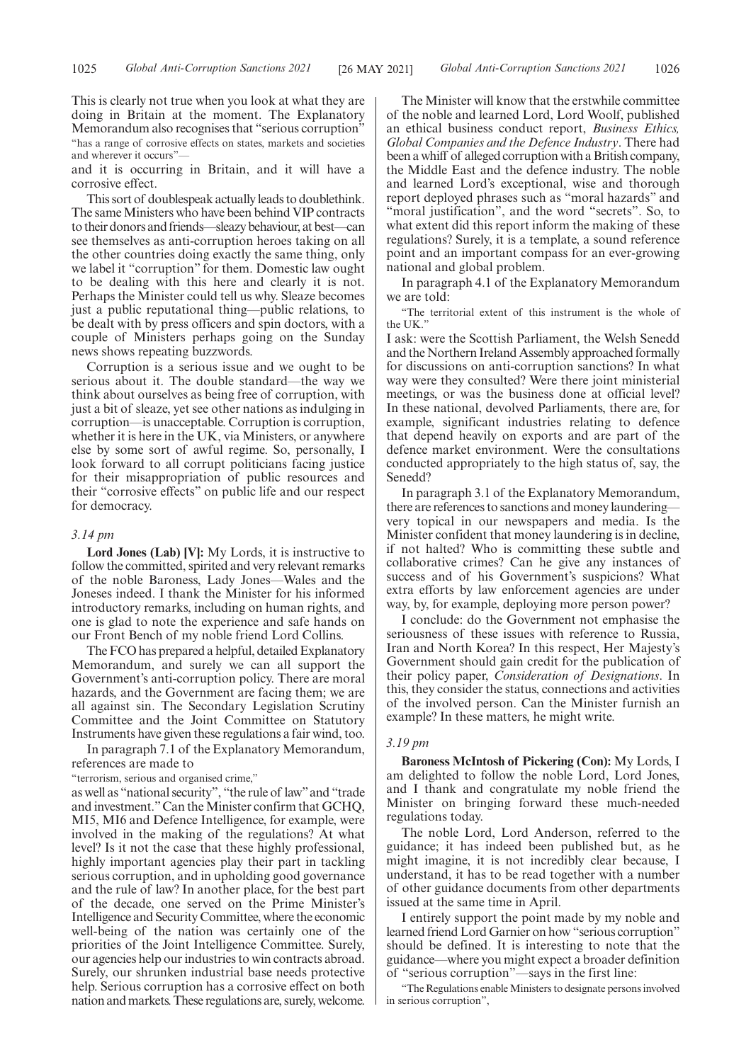This is clearly not true when you look at what they are doing in Britain at the moment. The Explanatory Memorandum also recognises that "serious corruption" "has a range of corrosive effects on states, markets and societies and wherever it occurs"—

and it is occurring in Britain, and it will have a corrosive effect.

This sort of doublespeak actually leads to doublethink. The same Ministers who have been behind VIP contracts to their donors and friends—sleazy behaviour, at best—can see themselves as anti-corruption heroes taking on all the other countries doing exactly the same thing, only we label it "corruption" for them. Domestic law ought to be dealing with this here and clearly it is not. Perhaps the Minister could tell us why. Sleaze becomes just a public reputational thing—public relations, to be dealt with by press officers and spin doctors, with a couple of Ministers perhaps going on the Sunday news shows repeating buzzwords.

Corruption is a serious issue and we ought to be serious about it. The double standard—the way we think about ourselves as being free of corruption, with just a bit of sleaze, yet see other nations as indulging in corruption—is unacceptable. Corruption is corruption, whether it is here in the UK, via Ministers, or anywhere else by some sort of awful regime. So, personally, I look forward to all corrupt politicians facing justice for their misappropriation of public resources and their "corrosive effects" on public life and our respect for democracy.

*3.14 pm*

**Lord Jones (Lab) [V]:** My Lords, it is instructive to follow the committed, spirited and very relevant remarks of the noble Baroness, Lady Jones—Wales and the Joneses indeed. I thank the Minister for his informed introductory remarks, including on human rights, and one is glad to note the experience and safe hands on our Front Bench of my noble friend Lord Collins.

The FCO has prepared a helpful, detailed Explanatory Memorandum, and surely we can all support the Government's anti-corruption policy. There are moral hazards, and the Government are facing them; we are all against sin. The Secondary Legislation Scrutiny Committee and the Joint Committee on Statutory Instruments have given these regulations a fair wind, too.

In paragraph 7.1 of the Explanatory Memorandum, references are made to

"terrorism, serious and organised crime,"

as well as "national security", "the rule of law" and "trade and investment." Can the Minister confirm that GCHQ, MI5, MI6 and Defence Intelligence, for example, were involved in the making of the regulations? At what level? Is it not the case that these highly professional, highly important agencies play their part in tackling serious corruption, and in upholding good governance and the rule of law? In another place, for the best part of the decade, one served on the Prime Minister's Intelligence and Security Committee, where the economic well-being of the nation was certainly one of the priorities of the Joint Intelligence Committee. Surely, our agencies help our industries to win contracts abroad. Surely, our shrunken industrial base needs protective help. Serious corruption has a corrosive effect on both nation and markets. These regulations are, surely, welcome.

The Minister will know that the erstwhile committee of the noble and learned Lord, Lord Woolf, published an ethical business conduct report, *Business Ethics, Global Companies and the Defence Industry*. There had been a whiff of alleged corruption with a British company, the Middle East and the defence industry. The noble and learned Lord's exceptional, wise and thorough report deployed phrases such as "moral hazards" and "moral justification", and the word "secrets". So, to what extent did this report inform the making of these regulations? Surely, it is a template, a sound reference point and an important compass for an ever-growing national and global problem.

In paragraph 4.1 of the Explanatory Memorandum we are told:

"The territorial extent of this instrument is the whole of the UK."

I ask: were the Scottish Parliament, the Welsh Senedd and the Northern Ireland Assembly approached formally for discussions on anti-corruption sanctions? In what way were they consulted? Were there joint ministerial meetings, or was the business done at official level? In these national, devolved Parliaments, there are, for example, significant industries relating to defence that depend heavily on exports and are part of the defence market environment. Were the consultations conducted appropriately to the high status of, say, the Senedd?

In paragraph 3.1 of the Explanatory Memorandum, there are references to sanctions and money laundering—very topical in our newspapers and media. Is the Minister confident that money laundering is in decline, if not halted? Who is committing these subtle and collaborative crimes? Can he give any instances of success and of his Government's suspicions? What extra efforts by law enforcement agencies are under way, by, for example, deploying more person power?

I conclude: do the Government not emphasise the seriousness of these issues with reference to Russia, Iran and North Korea? In this respect, Her Majesty's Government should gain credit for the publication of their policy paper, *Consideration of Designations*. In this, they consider the status, connections and activities of the involved person. Can the Minister furnish an example? In these matters, he might write.

*3.19 pm*

**Baroness McIntosh of Pickering (Con):** My Lords, I am delighted to follow the noble Lord, Lord Jones, and I thank and congratulate my noble friend the Minister on bringing forward these much-needed regulations today.

The noble Lord, Lord Anderson, referred to the guidance; it has indeed been published but, as he might imagine, it is not incredibly clear because, I understand, it has to be read together with a number of other guidance documents from other departments issued at the same time in April.

I entirely support the point made by my noble and learned friend Lord Garnier on how "serious corruption" should be defined. It is interesting to note that the guidance—where you might expect a broader definition of "serious corruption"—says in the first line:

"The Regulations enable Ministers to designate persons involved in serious corruption",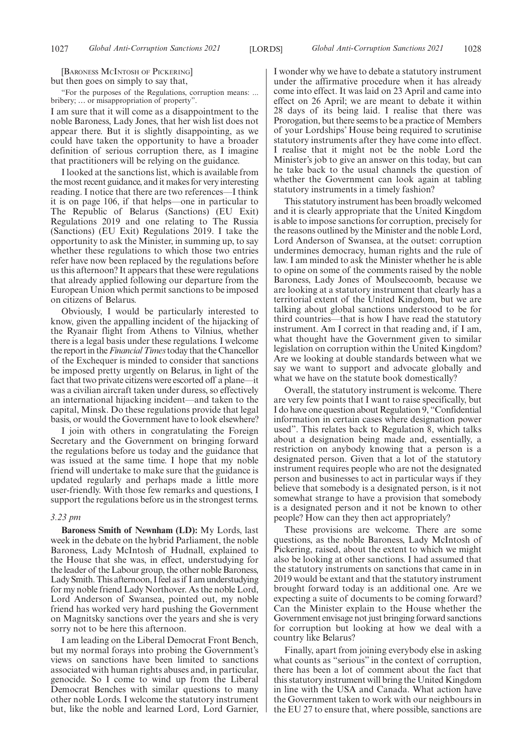[BARONESS MCINTOSH OF PICKERING]

but then goes on simply to say that,

"For the purposes of the Regulations, corruption means: ... bribery; ... or misappropriation of property".

I am sure that it will come as a disappointment to the noble Baroness, Lady Jones, that her wish list does not appear there. But it is slightly disappointing, as we could have taken the opportunity to have a broader definition of serious corruption there, as I imagine that practitioners will be relying on the guidance.

I looked at the sanctions list, which is available from the most recent guidance, and it makes for very interesting reading. I notice that there are two references—I think it is on page 106, if that helps—one in particular to The Republic of Belarus (Sanctions) (EU Exit) Regulations 2019 and one relating to The Russia (Sanctions) (EU Exit) Regulations 2019. I take the opportunity to ask the Minister, in summing up, to say whether these regulations to which those two entries refer have now been replaced by the regulations before us this afternoon? It appears that these were regulations that already applied following our departure from the European Union which permit sanctions to be imposed on citizens of Belarus.

Obviously, I would be particularly interested to know, given the appalling incident of the hijacking of the Ryanair flight from Athens to Vilnius, whether there is a legal basis under these regulations. I welcome the report in the *Financial Times* today that the Chancellor of the Exchequer is minded to consider that sanctions be imposed pretty urgently on Belarus, in light of the fact that two private citizens were escorted off a plane—it was a civilian aircraft taken under duress, so effectively an international hijacking incident—and taken to the capital, Minsk. Do these regulations provide that legal basis, or would the Government have to look elsewhere?

I join with others in congratulating the Foreign Secretary and the Government on bringing forward the regulations before us today and the guidance that was issued at the same time. I hope that my noble friend will undertake to make sure that the guidance is updated regularly and perhaps made a little more user-friendly. With those few remarks and questions, I support the regulations before us in the strongest terms.

*3.23 pm*

**Baroness Smith of Newnham (LD):** My Lords, last week in the debate on the hybrid Parliament, the noble Baroness, Lady McIntosh of Hudnall, explained to the House that she was, in effect, understudying for the leader of the Labour group, the other noble Baroness, Lady Smith. This afternoon, I feel as if I am understudying for my noble friend Lady Northover. As the noble Lord, Lord Anderson of Swansea, pointed out, my noble friend has worked very hard pushing the Government on Magnitsky sanctions over the years and she is very sorry not to be here this afternoon.

I am leading on the Liberal Democrat Front Bench, but my normal forays into probing the Government's views on sanctions have been limited to sanctions associated with human rights abuses and, in particular, genocide. So I come to wind up from the Liberal Democrat Benches with similar questions to many other noble Lords. I welcome the statutory instrument but, like the noble and learned Lord, Lord Garnier, I wonder why we have to debate a statutory instrument under the affirmative procedure when it has already come into effect. It was laid on 23 April and came into effect on 26 April; we are meant to debate it within 28 days of its being laid. I realise that there was Prorogation, but there seems to be a practice of Members of your Lordships' House being required to scrutinise statutory instruments after they have come into effect. I realise that it might not be the noble Lord the Minister's job to give an answer on this today, but can he take back to the usual channels the question of whether the Government can look again at tabling statutory instruments in a timely fashion?

This statutory instrument has been broadly welcomed and it is clearly appropriate that the United Kingdom is able to impose sanctions for corruption, precisely for the reasons outlined by the Minister and the noble Lord, Lord Anderson of Swansea, at the outset: corruption undermines democracy, human rights and the rule of law. I am minded to ask the Minister whether he is able to opine on some of the comments raised by the noble Baroness, Lady Jones of Moulsecoomb, because we are looking at a statutory instrument that clearly has a territorial extent of the United Kingdom, but we are talking about global sanctions understood to be for third countries—that is how I have read the statutory instrument. Am I correct in that reading and, if I am, what thought have the Government given to similar legislation on corruption within the United Kingdom? Are we looking at double standards between what we say we want to support and advocate globally and what we have on the statute book domestically?

Overall, the statutory instrument is welcome. There are very few points that I want to raise specifically, but I do have one question about Regulation 9, "Confidential information in certain cases where designation power used". This relates back to Regulation 8, which talks about a designation being made and, essentially, a restriction on anybody knowing that a person is a designated person. Given that a lot of the statutory instrument requires people who are not the designated person and businesses to act in particular ways if they believe that somebody is a designated person, is it not somewhat strange to have a provision that somebody is a designated person and it not be known to other people? How can they then act appropriately?

These provisions are welcome. There are some questions, as the noble Baroness, Lady McIntosh of Pickering, raised, about the extent to which we might also be looking at other sanctions. I had assumed that the statutory instruments on sanctions that came in in 2019 would be extant and that the statutory instrument brought forward today is an additional one. Are we expecting a suite of documents to be coming forward? Can the Minister explain to the House whether the Government envisage not just bringing forward sanctions for corruption but looking at how we deal with a country like Belarus?

Finally, apart from joining everybody else in asking what counts as "serious" in the context of corruption, there has been a lot of comment about the fact that this statutory instrument will bring the United Kingdom in line with the USA and Canada. What action have the Government taken to work with our neighbours in the EU 27 to ensure that, where possible, sanctions are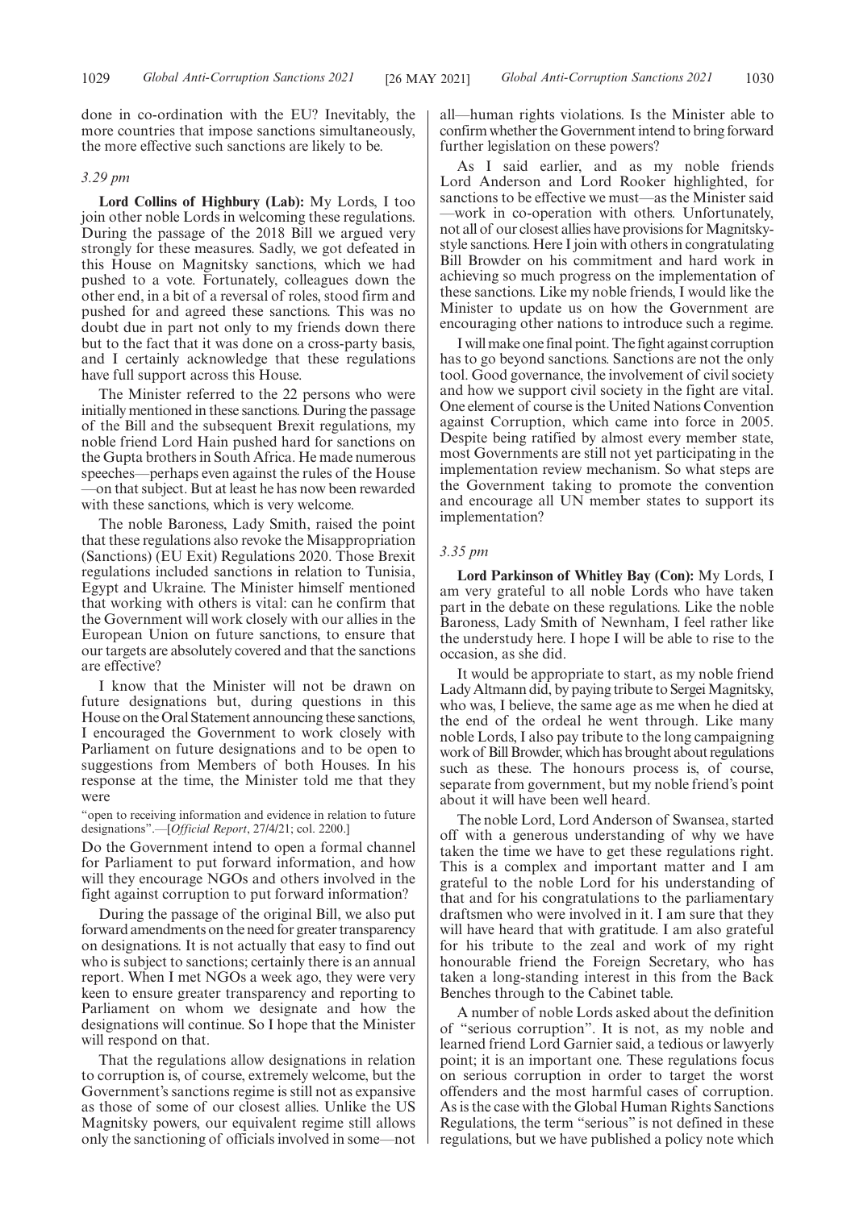done in co-ordination with the EU? Inevitably, the more countries that impose sanctions simultaneously, the more effective such sanctions are likely to be.

*3.29 pm*

**Lord Collins of Highbury (Lab):** My Lords, I too join other noble Lords in welcoming these regulations. During the passage of the 2018 Bill we argued very strongly for these measures. Sadly, we got defeated in this House on Magnitsky sanctions, which we had pushed to a vote. Fortunately, colleagues down the other end, in a bit of a reversal of roles, stood firm and pushed for and agreed these sanctions. This was no doubt due in part not only to my friends down there but to the fact that it was done on a cross-party basis, and I certainly acknowledge that these regulations have full support across this House.

The Minister referred to the 22 persons who were initially mentioned in these sanctions. During the passage of the Bill and the subsequent Brexit regulations, my noble friend Lord Hain pushed hard for sanctions on the Gupta brothers in South Africa. He made numerous speeches—perhaps even against the rules of the House—on that subject. But at least he has now been rewarded with these sanctions, which is very welcome.

The noble Baroness, Lady Smith, raised the point that these regulations also revoke the Misappropriation (Sanctions) (EU Exit) Regulations 2020. Those Brexit regulations included sanctions in relation to Tunisia, Egypt and Ukraine. The Minister himself mentioned that working with others is vital: can he confirm that the Government will work closely with our allies in the European Union on future sanctions, to ensure that our targets are absolutely covered and that the sanctions are effective?

I know that the Minister will not be drawn on future designations but, during questions in this House on the Oral Statement announcing these sanctions, I encouraged the Government to work closely with Parliament on future designations and to be open to suggestions from Members of both Houses. In his response at the time, the Minister told me that they were

"open to receiving information and evidence in relation to future designations".—[*Official Report*, 27/4/21; col. 2200.]

Do the Government intend to open a formal channel for Parliament to put forward information, and how will they encourage NGOs and others involved in the fight against corruption to put forward information?

During the passage of the original Bill, we also put forward amendments on the need for greater transparency on designations. It is not actually that easy to find out who is subject to sanctions; certainly there is an annual report. When I met NGOs a week ago, they were very keen to ensure greater transparency and reporting to Parliament on whom we designate and how the designations will continue. So I hope that the Minister will respond on that.

That the regulations allow designations in relation to corruption is, of course, extremely welcome, but the Government's sanctions regime is still not as expansive as those of some of our closest allies. Unlike the US Magnitsky powers, our equivalent regime still allows only the sanctioning of officials involved in some—not all—human rights violations. Is the Minister able to confirm whether the Government intend to bring forward further legislation on these powers?

As I said earlier, and as my noble friends Lord Anderson and Lord Rooker highlighted, for sanctions to be effective we must—as the Minister said—work in co-operation with others. Unfortunately, not all of our closest allies have provisions for Magnitsky-style sanctions. Here I join with others in congratulating Bill Browder on his commitment and hard work in achieving so much progress on the implementation of these sanctions. Like my noble friends, I would like the Minister to update us on how the Government are encouraging other nations to introduce such a regime.

I will make one final point. The fight against corruption has to go beyond sanctions. Sanctions are not the only tool. Good governance, the involvement of civil society and how we support civil society in the fight are vital. One element of course is the United Nations Convention against Corruption, which came into force in 2005. Despite being ratified by almost every member state, most Governments are still not yet participating in the implementation review mechanism. So what steps are the Government taking to promote the convention and encourage all UN member states to support its implementation?

*3.35 pm*

**Lord Parkinson of Whitley Bay (Con):** My Lords, I am very grateful to all noble Lords who have taken part in the debate on these regulations. Like the noble Baroness, Lady Smith of Newnham, I feel rather like the understudy here. I hope I will be able to rise to the occasion, as she did.

It would be appropriate to start, as my noble friend Lady Altmann did, by paying tribute to Sergei Magnitsky, who was, I believe, the same age as me when he died at the end of the ordeal he went through. Like many noble Lords, I also pay tribute to the long campaigning work of Bill Browder, which has brought about regulations such as these. The honours process is, of course, separate from government, but my noble friend's point about it will have been well heard.

The noble Lord, Lord Anderson of Swansea, started off with a generous understanding of why we have taken the time we have to get these regulations right. This is a complex and important matter and I am grateful to the noble Lord for his understanding of that and for his congratulations to the parliamentary draftsmen who were involved in it. I am sure that they will have heard that with gratitude. I am also grateful for his tribute to the zeal and work of my right honourable friend the Foreign Secretary, who has taken a long-standing interest in this from the Back Benches through to the Cabinet table.

A number of noble Lords asked about the definition of "serious corruption". It is not, as my noble and learned friend Lord Garnier said, a tedious or lawyerly point; it is an important one. These regulations focus on serious corruption in order to target the worst offenders and the most harmful cases of corruption. As is the case with the Global Human Rights Sanctions Regulations, the term "serious" is not defined in these regulations, but we have published a policy note which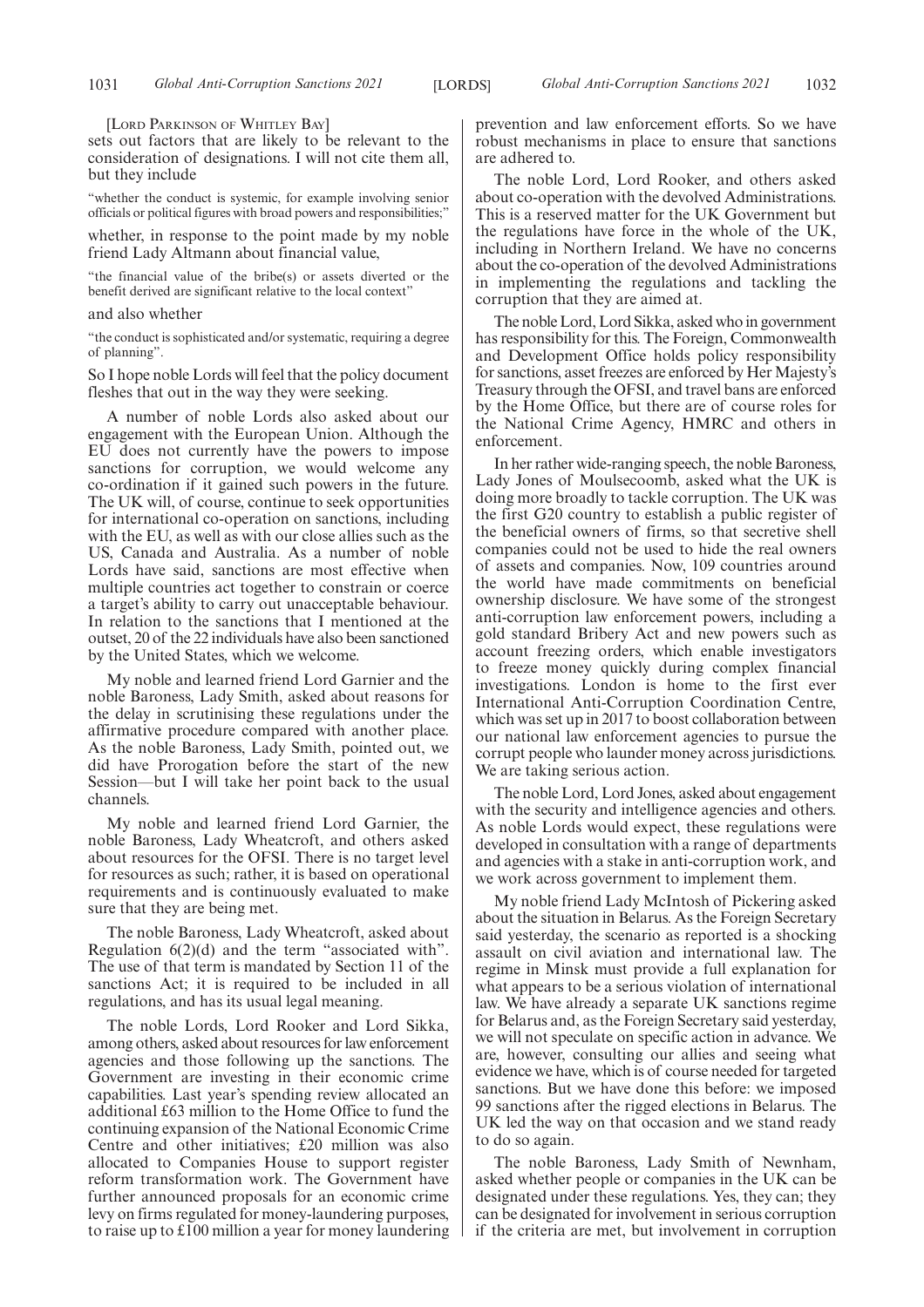[LORD PARKINSON OF WHITLEY BAY]

sets out factors that are likely to be relevant to the consideration of designations. I will not cite them all, but they include

"whether the conduct is systemic, for example involving senior officials or political figures with broad powers and responsibilities;"

whether, in response to the point made by my noble friend Lady Altmann about financial value,

"the financial value of the bribe(s) or assets diverted or the benefit derived are significant relative to the local context"

and also whether

"the conduct is sophisticated and/or systematic, requiring a degree of planning".

So I hope noble Lords will feel that the policy document fleshes that out in the way they were seeking.

A number of noble Lords also asked about our engagement with the European Union. Although the EU does not currently have the powers to impose sanctions for corruption, we would welcome any co-ordination if it gained such powers in the future. The UK will, of course, continue to seek opportunities for international co-operation on sanctions, including with the EU, as well as with our close allies such as the US, Canada and Australia. As a number of noble Lords have said, sanctions are most effective when multiple countries act together to constrain or coerce a target's ability to carry out unacceptable behaviour. In relation to the sanctions that I mentioned at the outset, 20 of the 22 individuals have also been sanctioned by the United States, which we welcome.

My noble and learned friend Lord Garnier and the noble Baroness, Lady Smith, asked about reasons for the delay in scrutinising these regulations under the affirmative procedure compared with another place. As the noble Baroness, Lady Smith, pointed out, we did have Prorogation before the start of the new Session—but I will take her point back to the usual channels.

My noble and learned friend Lord Garnier, the noble Baroness, Lady Wheatcroft, and others asked about resources for the OFSI. There is no target level for resources as such; rather, it is based on operational requirements and is continuously evaluated to make sure that they are being met.

The noble Baroness, Lady Wheatcroft, asked about Regulation 6(2)(d) and the term "associated with". The use of that term is mandated by Section 11 of the sanctions Act; it is required to be included in all regulations, and has its usual legal meaning.

The noble Lords, Lord Rooker and Lord Sikka, among others, asked about resources for law enforcement agencies and those following up the sanctions. The Government are investing in their economic crime capabilities. Last year's spending review allocated an additional £63 million to the Home Office to fund the continuing expansion of the National Economic Crime Centre and other initiatives; £20 million was also allocated to Companies House to support register reform transformation work. The Government have further announced proposals for an economic crime levy on firms regulated for money-laundering purposes, to raise up to £100 million a year for money laundering prevention and law enforcement efforts. So we have robust mechanisms in place to ensure that sanctions are adhered to.

The noble Lord, Lord Rooker, and others asked about co-operation with the devolved Administrations. This is a reserved matter for the UK Government but the regulations have force in the whole of the UK, including in Northern Ireland. We have no concerns about the co-operation of the devolved Administrations in implementing the regulations and tackling the corruption that they are aimed at.

The noble Lord, Lord Sikka, asked who in government has responsibility for this. The Foreign, Commonwealth and Development Office holds policy responsibility for sanctions, asset freezes are enforced by Her Majesty's Treasury through the OFSI, and travel bans are enforced by the Home Office, but there are of course roles for the National Crime Agency, HMRC and others in enforcement.

In her rather wide-ranging speech, the noble Baroness, Lady Jones of Moulsecoomb, asked what the UK is doing more broadly to tackle corruption. The UK was the first G20 country to establish a public register of the beneficial owners of firms, so that secretive shell companies could not be used to hide the real owners of assets and companies. Now, 109 countries around the world have made commitments on beneficial ownership disclosure. We have some of the strongest anti-corruption law enforcement powers, including a gold standard Bribery Act and new powers such as account freezing orders, which enable investigators to freeze money quickly during complex financial investigations. London is home to the first ever International Anti-Corruption Coordination Centre, which was set up in 2017 to boost collaboration between our national law enforcement agencies to pursue the corrupt people who launder money across jurisdictions. We are taking serious action.

The noble Lord, Lord Jones, asked about engagement with the security and intelligence agencies and others. As noble Lords would expect, these regulations were developed in consultation with a range of departments and agencies with a stake in anti-corruption work, and we work across government to implement them.

My noble friend Lady McIntosh of Pickering asked about the situation in Belarus. As the Foreign Secretary said yesterday, the scenario as reported is a shocking assault on civil aviation and international law. The regime in Minsk must provide a full explanation for what appears to be a serious violation of international law. We have already a separate UK sanctions regime for Belarus and, as the Foreign Secretary said yesterday, we will not speculate on specific action in advance. We are, however, consulting our allies and seeing what evidence we have, which is of course needed for targeted sanctions. But we have done this before: we imposed 99 sanctions after the rigged elections in Belarus. The UK led the way on that occasion and we stand ready to do so again.

The noble Baroness, Lady Smith of Newnham, asked whether people or companies in the UK can be designated under these regulations. Yes, they can; they can be designated for involvement in serious corruption if the criteria are met, but involvement in corruption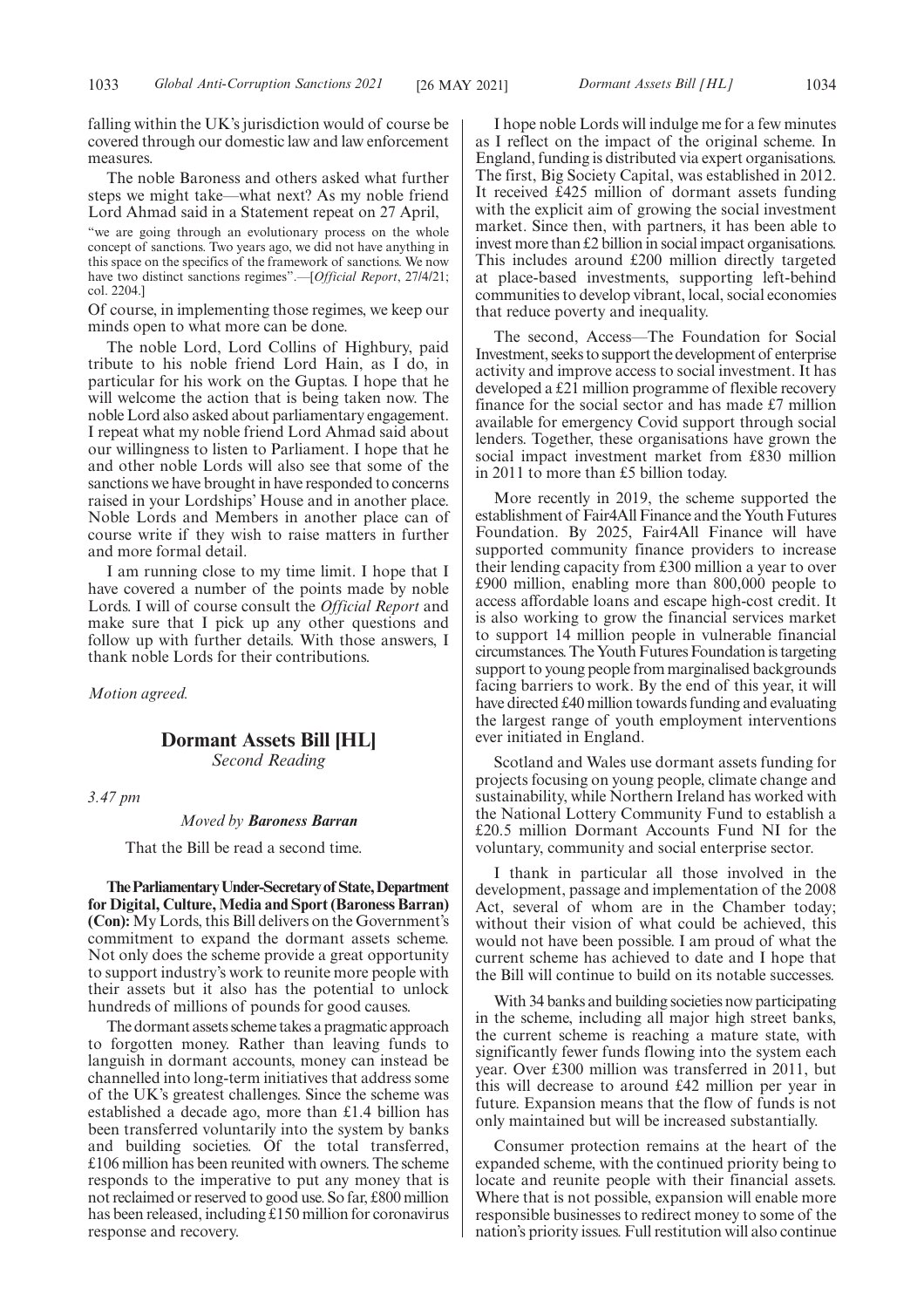falling within the UK's jurisdiction would of course be covered through our domestic law and law enforcement measures.

The noble Baroness and others asked what further steps we might take—what next? As my noble friend Lord Ahmad said in a Statement repeat on 27 April,

"we are going through an evolutionary process on the whole concept of sanctions. Two years ago, we did not have anything in this space on the specifics of the framework of sanctions. We now have two distinct sanctions regimes".—[*Official Report*, 27/4/21; col. 2204.]

Of course, in implementing those regimes, we keep our minds open to what more can be done.

The noble Lord, Lord Collins of Highbury, paid tribute to his noble friend Lord Hain, as I do, in particular for his work on the Guptas. I hope that he will welcome the action that is being taken now. The noble Lord also asked about parliamentary engagement. I repeat what my noble friend Lord Ahmad said about our willingness to listen to Parliament. I hope that he and other noble Lords will also see that some of the sanctions we have brought in have responded to concerns raised in your Lordships' House and in another place. Noble Lords and Members in another place can of course write if they wish to raise matters in further and more formal detail.

I am running close to my time limit. I hope that I have covered a number of the points made by noble Lords. I will of course consult the *Official Report* and make sure that I pick up any other questions and follow up with further details. With those answers, I thank noble Lords for their contributions.

*Motion agreed.*

## Dormant Assets Bill [HL]

*Second Reading*

*3.47 pm*

*Moved by* ***Baroness Barran***

That the Bill be read a second time.

**The Parliamentary Under-Secretary of State, Department for Digital, Culture, Media and Sport (Baroness Barran) (Con):** My Lords, this Bill delivers on the Government's commitment to expand the dormant assets scheme. Not only does the scheme provide a great opportunity to support industry's work to reunite more people with their assets but it also has the potential to unlock hundreds of millions of pounds for good causes.

The dormant assets scheme takes a pragmatic approach to forgotten money. Rather than leaving funds to languish in dormant accounts, money can instead be channelled into long-term initiatives that address some of the UK's greatest challenges. Since the scheme was established a decade ago, more than £1.4 billion has been transferred voluntarily into the system by banks and building societies. Of the total transferred, £106 million has been reunited with owners. The scheme responds to the imperative to put any money that is not reclaimed or reserved to good use. So far, £800 million has been released, including £150 million for coronavirus response and recovery.

I hope noble Lords will indulge me for a few minutes as I reflect on the impact of the original scheme. In England, funding is distributed via expert organisations. The first, Big Society Capital, was established in 2012. It received £425 million of dormant assets funding with the explicit aim of growing the social investment market. Since then, with partners, it has been able to invest more than £2 billion in social impact organisations. This includes around £200 million directly targeted at place-based investments, supporting left-behind communities to develop vibrant, local, social economies that reduce poverty and inequality.

The second, Access—The Foundation for Social Investment, seeks to support the development of enterprise activity and improve access to social investment. It has developed a £21 million programme of flexible recovery finance for the social sector and has made £7 million available for emergency Covid support through social lenders. Together, these organisations have grown the social impact investment market from £830 million in 2011 to more than £5 billion today.

More recently in 2019, the scheme supported the establishment of Fair4All Finance and the Youth Futures Foundation. By 2025, Fair4All Finance will have supported community finance providers to increase their lending capacity from £300 million a year to over £900 million, enabling more than 800,000 people to access affordable loans and escape high-cost credit. It is also working to grow the financial services market to support 14 million people in vulnerable financial circumstances. The Youth Futures Foundation is targeting support to young people from marginalised backgrounds facing barriers to work. By the end of this year, it will have directed £40 million towards funding and evaluating the largest range of youth employment interventions ever initiated in England.

Scotland and Wales use dormant assets funding for projects focusing on young people, climate change and sustainability, while Northern Ireland has worked with the National Lottery Community Fund to establish a £20.5 million Dormant Accounts Fund NI for the voluntary, community and social enterprise sector.

I thank in particular all those involved in the development, passage and implementation of the 2008 Act, several of whom are in the Chamber today; without their vision of what could be achieved, this would not have been possible. I am proud of what the current scheme has achieved to date and I hope that the Bill will continue to build on its notable successes.

With 34 banks and building societies now participating in the scheme, including all major high street banks, the current scheme is reaching a mature state, with significantly fewer funds flowing into the system each year. Over £300 million was transferred in 2011, but this will decrease to around £42 million per year in future. Expansion means that the flow of funds is not only maintained but will be increased substantially.

Consumer protection remains at the heart of the expanded scheme, with the continued priority being to locate and reunite people with their financial assets. Where that is not possible, expansion will enable more responsible businesses to redirect money to some of the nation's priority issues. Full restitution will also continue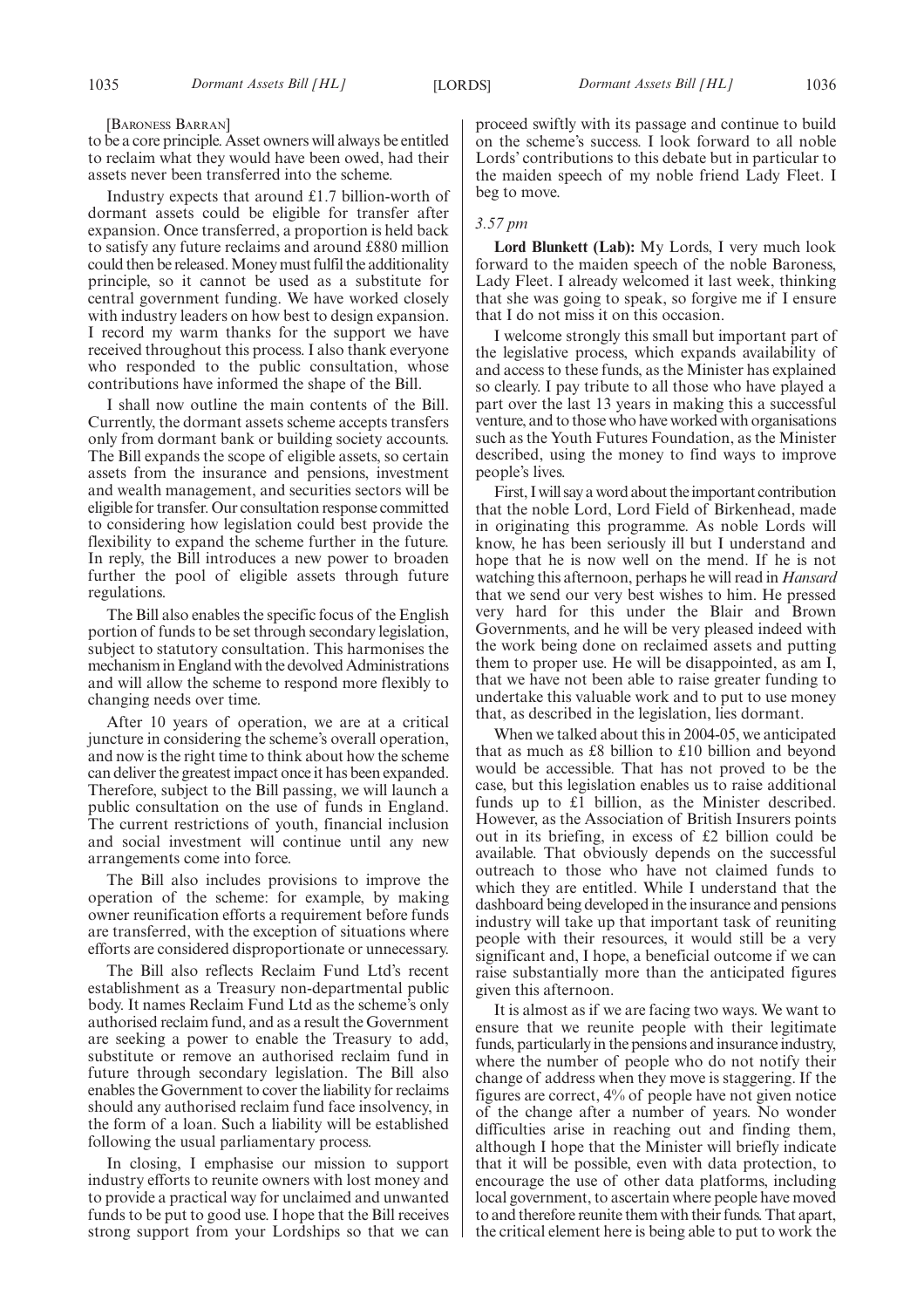[BARONESS BARRAN]

to be a core principle. Asset owners will always be entitled to reclaim what they would have been owed, had their assets never been transferred into the scheme.

Industry expects that around £1.7 billion-worth of dormant assets could be eligible for transfer after expansion. Once transferred, a proportion is held back to satisfy any future reclaims and around £880 million could then be released. Money must fulfil the additionality principle, so it cannot be used as a substitute for central government funding. We have worked closely with industry leaders on how best to design expansion. I record my warm thanks for the support we have received throughout this process. I also thank everyone who responded to the public consultation, whose contributions have informed the shape of the Bill.

I shall now outline the main contents of the Bill. Currently, the dormant assets scheme accepts transfers only from dormant bank or building society accounts. The Bill expands the scope of eligible assets, so certain assets from the insurance and pensions, investment and wealth management, and securities sectors will be eligible for transfer. Our consultation response committed to considering how legislation could best provide the flexibility to expand the scheme further in the future. In reply, the Bill introduces a new power to broaden further the pool of eligible assets through future regulations.

The Bill also enables the specific focus of the English portion of funds to be set through secondary legislation, subject to statutory consultation. This harmonises the mechanism in England with the devolved Administrations and will allow the scheme to respond more flexibly to changing needs over time.

After 10 years of operation, we are at a critical juncture in considering the scheme's overall operation, and now is the right time to think about how the scheme can deliver the greatest impact once it has been expanded. Therefore, subject to the Bill passing, we will launch a public consultation on the use of funds in England. The current restrictions of youth, financial inclusion and social investment will continue until any new arrangements come into force.

The Bill also includes provisions to improve the operation of the scheme: for example, by making owner reunification efforts a requirement before funds are transferred, with the exception of situations where efforts are considered disproportionate or unnecessary.

The Bill also reflects Reclaim Fund Ltd's recent establishment as a Treasury non-departmental public body. It names Reclaim Fund Ltd as the scheme's only authorised reclaim fund, and as a result the Government are seeking a power to enable the Treasury to add, substitute or remove an authorised reclaim fund in future through secondary legislation. The Bill also enables the Government to cover the liability for reclaims should any authorised reclaim fund face insolvency, in the form of a loan. Such a liability will be established following the usual parliamentary process.

In closing, I emphasise our mission to support industry efforts to reunite owners with lost money and to provide a practical way for unclaimed and unwanted funds to be put to good use. I hope that the Bill receives strong support from your Lordships so that we can proceed swiftly with its passage and continue to build on the scheme's success. I look forward to all noble Lords' contributions to this debate but in particular to the maiden speech of my noble friend Lady Fleet. I beg to move.

*3.57 pm*

**Lord Blunkett (Lab):** My Lords, I very much look forward to the maiden speech of the noble Baroness, Lady Fleet. I already welcomed it last week, thinking that she was going to speak, so forgive me if I ensure that I do not miss it on this occasion.

I welcome strongly this small but important part of the legislative process, which expands availability of and access to these funds, as the Minister has explained so clearly. I pay tribute to all those who have played a part over the last 13 years in making this a successful venture, and to those who have worked with organisations such as the Youth Futures Foundation, as the Minister described, using the money to find ways to improve people's lives.

First, I will say a word about the important contribution that the noble Lord, Lord Field of Birkenhead, made in originating this programme. As noble Lords will know, he has been seriously ill but I understand and hope that he is now well on the mend. If he is not watching this afternoon, perhaps he will read in *Hansard* that we send our very best wishes to him. He pressed very hard for this under the Blair and Brown Governments, and he will be very pleased indeed with the work being done on reclaimed assets and putting them to proper use. He will be disappointed, as am I, that we have not been able to raise greater funding to undertake this valuable work and to put to use money that, as described in the legislation, lies dormant.

When we talked about this in 2004-05, we anticipated that as much as £8 billion to £10 billion and beyond would be accessible. That has not proved to be the case, but this legislation enables us to raise additional funds up to £1 billion, as the Minister described. However, as the Association of British Insurers points out in its briefing, in excess of £2 billion could be available. That obviously depends on the successful outreach to those who have not claimed funds to which they are entitled. While I understand that the dashboard being developed in the insurance and pensions industry will take up that important task of reuniting people with their resources, it would still be a very significant and, I hope, a beneficial outcome if we can raise substantially more than the anticipated figures given this afternoon.

It is almost as if we are facing two ways. We want to ensure that we reunite people with their legitimate funds, particularly in the pensions and insurance industry, where the number of people who do not notify their change of address when they move is staggering. If the figures are correct, 4% of people have not given notice of the change after a number of years. No wonder difficulties arise in reaching out and finding them, although I hope that the Minister will briefly indicate that it will be possible, even with data protection, to encourage the use of other data platforms, including local government, to ascertain where people have moved to and therefore reunite them with their funds. That apart, the critical element here is being able to put to work the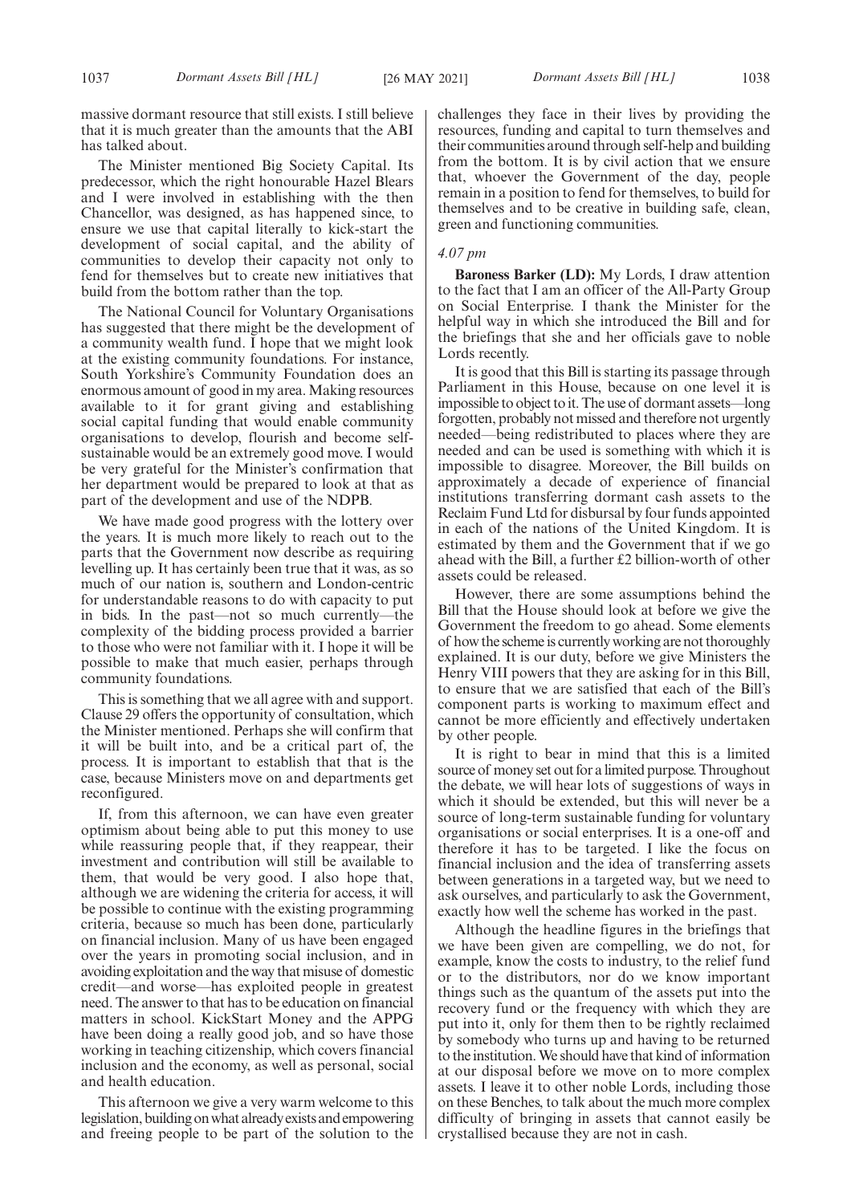massive dormant resource that still exists. I still believe that it is much greater than the amounts that the ABI has talked about.

The Minister mentioned Big Society Capital. Its predecessor, which the right honourable Hazel Blears and I were involved in establishing with the then Chancellor, was designed, as has happened since, to ensure we use that capital literally to kick-start the development of social capital, and the ability of communities to develop their capacity not only to fend for themselves but to create new initiatives that build from the bottom rather than the top.

The National Council for Voluntary Organisations has suggested that there might be the development of a community wealth fund. I hope that we might look at the existing community foundations. For instance, South Yorkshire's Community Foundation does an enormous amount of good in my area. Making resources available to it for grant giving and establishing social capital funding that would enable community organisations to develop, flourish and become self-sustainable would be an extremely good move. I would be very grateful for the Minister's confirmation that her department would be prepared to look at that as part of the development and use of the NDPB.

We have made good progress with the lottery over the years. It is much more likely to reach out to the parts that the Government now describe as requiring levelling up. It has certainly been true that it was, as so much of our nation is, southern and London-centric for understandable reasons to do with capacity to put in bids. In the past—not so much currently—the complexity of the bidding process provided a barrier to those who were not familiar with it. I hope it will be possible to make that much easier, perhaps through community foundations.

This is something that we all agree with and support. Clause 29 offers the opportunity of consultation, which the Minister mentioned. Perhaps she will confirm that it will be built into, and be a critical part of, the process. It is important to establish that that is the case, because Ministers move on and departments get reconfigured.

If, from this afternoon, we can have even greater optimism about being able to put this money to use while reassuring people that, if they reappear, their investment and contribution will still be available to them, that would be very good. I also hope that, although we are widening the criteria for access, it will be possible to continue with the existing programming criteria, because so much has been done, particularly on financial inclusion. Many of us have been engaged over the years in promoting social inclusion, and in avoiding exploitation and the way that misuse of domestic credit—and worse—has exploited people in greatest need. The answer to that has to be education on financial matters in school. KickStart Money and the APPG have been doing a really good job, and so have those working in teaching citizenship, which covers financial inclusion and the economy, as well as personal, social and health education.

This afternoon we give a very warm welcome to this legislation, building on what already exists and empowering and freeing people to be part of the solution to the challenges they face in their lives by providing the resources, funding and capital to turn themselves and their communities around through self-help and building from the bottom. It is by civil action that we ensure that, whoever the Government of the day, people remain in a position to fend for themselves, to build for themselves and to be creative in building safe, clean, green and functioning communities.

*4.07 pm*

**Baroness Barker (LD):** My Lords, I draw attention to the fact that I am an officer of the All-Party Group on Social Enterprise. I thank the Minister for the helpful way in which she introduced the Bill and for the briefings that she and her officials gave to noble Lords recently.

It is good that this Bill is starting its passage through Parliament in this House, because on one level it is impossible to object to it. The use of dormant assets—long forgotten, probably not missed and therefore not urgently needed—being redistributed to places where they are needed and can be used is something with which it is impossible to disagree. Moreover, the Bill builds on approximately a decade of experience of financial institutions transferring dormant cash assets to the Reclaim Fund Ltd for disbursal by four funds appointed in each of the nations of the United Kingdom. It is estimated by them and the Government that if we go ahead with the Bill, a further £2 billion-worth of other assets could be released.

However, there are some assumptions behind the Bill that the House should look at before we give the Government the freedom to go ahead. Some elements of how the scheme is currently working are not thoroughly explained. It is our duty, before we give Ministers the Henry VIII powers that they are asking for in this Bill, to ensure that we are satisfied that each of the Bill's component parts is working to maximum effect and cannot be more efficiently and effectively undertaken by other people.

It is right to bear in mind that this is a limited source of money set out for a limited purpose. Throughout the debate, we will hear lots of suggestions of ways in which it should be extended, but this will never be a source of long-term sustainable funding for voluntary organisations or social enterprises. It is a one-off and therefore it has to be targeted. I like the focus on financial inclusion and the idea of transferring assets between generations in a targeted way, but we need to ask ourselves, and particularly to ask the Government, exactly how well the scheme has worked in the past.

Although the headline figures in the briefings that we have been given are compelling, we do not, for example, know the costs to industry, to the relief fund or to the distributors, nor do we know important things such as the quantum of the assets put into the recovery fund or the frequency with which they are put into it, only for them then to be rightly reclaimed by somebody who turns up and having to be returned to the institution. We should have that kind of information at our disposal before we move on to more complex assets. I leave it to other noble Lords, including those on these Benches, to talk about the much more complex difficulty of bringing in assets that cannot easily be crystallised because they are not in cash.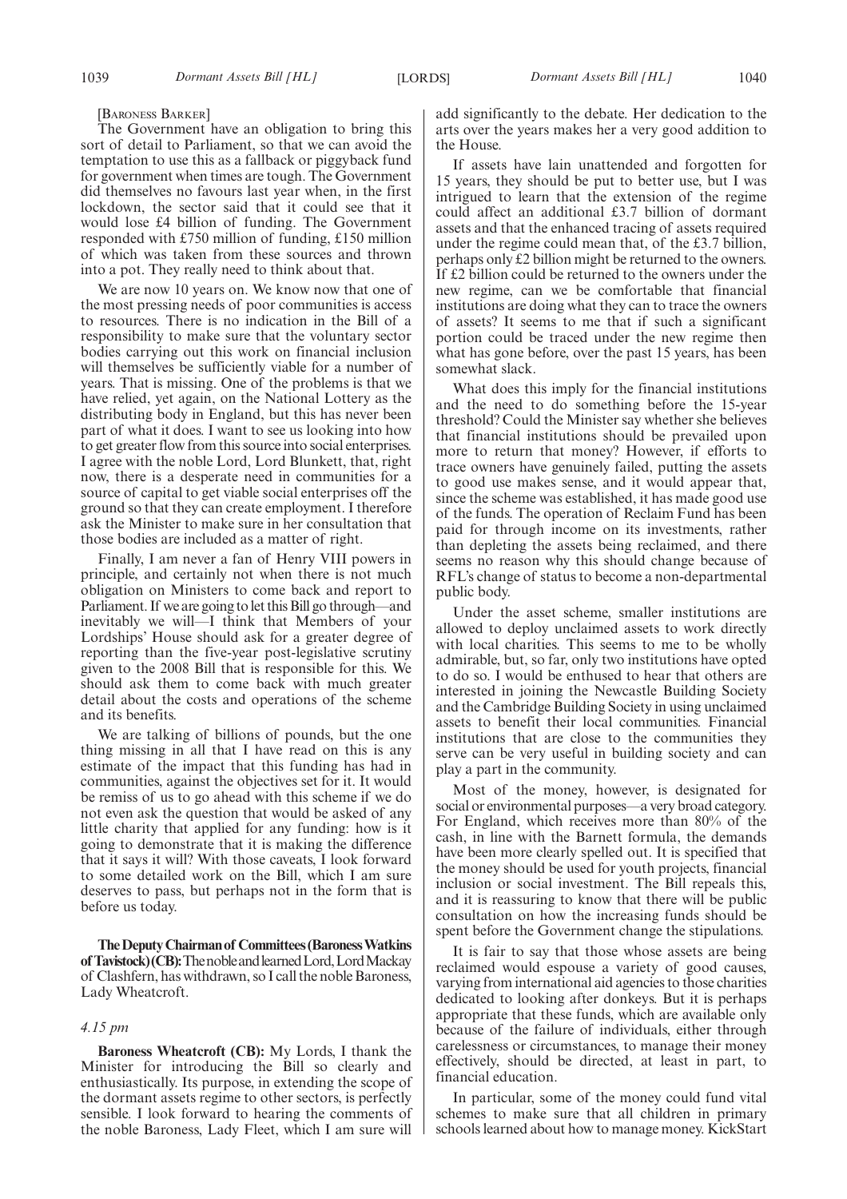[Baroness Barker]

The Government have an obligation to bring this sort of detail to Parliament, so that we can avoid the temptation to use this as a fallback or piggyback fund for government when times are tough. The Government did themselves no favours last year when, in the first lockdown, the sector said that it could see that it would lose £4 billion of funding. The Government responded with £750 million of funding, £150 million of which was taken from these sources and thrown into a pot. They really need to think about that.

We are now 10 years on. We know now that one of the most pressing needs of poor communities is access to resources. There is no indication in the Bill of a responsibility to make sure that the voluntary sector bodies carrying out this work on financial inclusion will themselves be sufficiently viable for a number of years. That is missing. One of the problems is that we have relied, yet again, on the National Lottery as the distributing body in England, but this has never been part of what it does. I want to see us looking into how to get greater flow from this source into social enterprises. I agree with the noble Lord, Lord Blunkett, that, right now, there is a desperate need in communities for a source of capital to get viable social enterprises off the ground so that they can create employment. I therefore ask the Minister to make sure in her consultation that those bodies are included as a matter of right.

Finally, I am never a fan of Henry VIII powers in principle, and certainly not when there is not much obligation on Ministers to come back and report to Parliament. If we are going to let this Bill go through—and inevitably we will—I think that Members of your Lordships' House should ask for a greater degree of reporting than the five-year post-legislative scrutiny given to the 2008 Bill that is responsible for this. We should ask them to come back with much greater detail about the costs and operations of the scheme and its benefits.

We are talking of billions of pounds, but the one thing missing in all that I have read on this is any estimate of the impact that this funding has had in communities, against the objectives set for it. It would be remiss of us to go ahead with this scheme if we do not even ask the question that would be asked of any little charity that applied for any funding: how is it going to demonstrate that it is making the difference that it says it will? With those caveats, I look forward to some detailed work on the Bill, which I am sure deserves to pass, but perhaps not in the form that is before us today.

**The Deputy Chairman of Committees (Baroness Watkins of Tavistock) (CB):** The noble and learned Lord, Lord Mackay of Clashfern, has withdrawn, so I call the noble Baroness, Lady Wheatcroft.

*4.15 pm*

**Baroness Wheatcroft (CB):** My Lords, I thank the Minister for introducing the Bill so clearly and enthusiastically. Its purpose, in extending the scope of the dormant assets regime to other sectors, is perfectly sensible. I look forward to hearing the comments of the noble Baroness, Lady Fleet, which I am sure will add significantly to the debate. Her dedication to the arts over the years makes her a very good addition to the House.

If assets have lain unattended and forgotten for 15 years, they should be put to better use, but I was intrigued to learn that the extension of the regime could affect an additional £3.7 billion of dormant assets and that the enhanced tracing of assets required under the regime could mean that, of the £3.7 billion, perhaps only £2 billion might be returned to the owners. If £2 billion could be returned to the owners under the new regime, can we be comfortable that financial institutions are doing what they can to trace the owners of assets? It seems to me that if such a significant portion could be traced under the new regime then what has gone before, over the past 15 years, has been somewhat slack.

What does this imply for the financial institutions and the need to do something before the 15-year threshold? Could the Minister say whether she believes that financial institutions should be prevailed upon more to return that money? However, if efforts to trace owners have genuinely failed, putting the assets to good use makes sense, and it would appear that, since the scheme was established, it has made good use of the funds. The operation of Reclaim Fund has been paid for through income on its investments, rather than depleting the assets being reclaimed, and there seems no reason why this should change because of RFL's change of status to become a non-departmental public body.

Under the asset scheme, smaller institutions are allowed to deploy unclaimed assets to work directly with local charities. This seems to me to be wholly admirable, but, so far, only two institutions have opted to do so. I would be enthused to hear that others are interested in joining the Newcastle Building Society and the Cambridge Building Society in using unclaimed assets to benefit their local communities. Financial institutions that are close to the communities they serve can be very useful in building society and can play a part in the community.

Most of the money, however, is designated for social or environmental purposes—a very broad category. For England, which receives more than 80% of the cash, in line with the Barnett formula, the demands have been more clearly spelled out. It is specified that the money should be used for youth projects, financial inclusion or social investment. The Bill repeals this, and it is reassuring to know that there will be public consultation on how the increasing funds should be spent before the Government change the stipulations.

It is fair to say that those whose assets are being reclaimed would espouse a variety of good causes, varying from international aid agencies to those charities dedicated to looking after donkeys. But it is perhaps appropriate that these funds, which are available only because of the failure of individuals, either through carelessness or circumstances, to manage their money effectively, should be directed, at least in part, to financial education.

In particular, some of the money could fund vital schemes to make sure that all children in primary schools learned about how to manage money. KickStart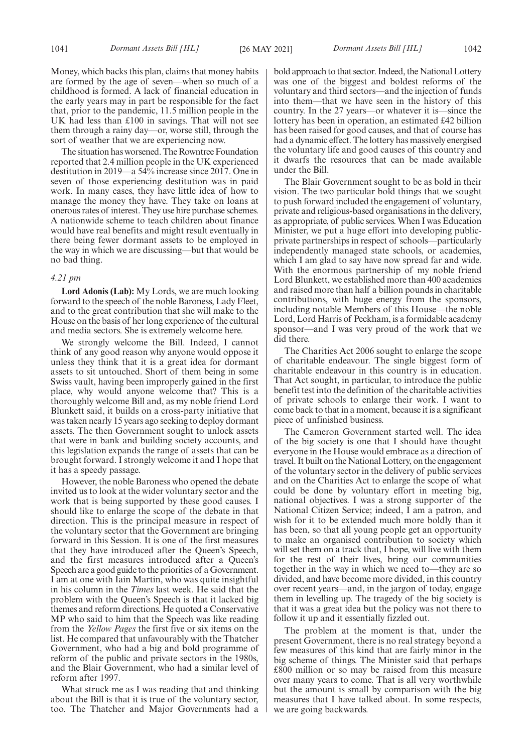Money, which backs this plan, claims that money habits are formed by the age of seven—when so much of a childhood is formed. A lack of financial education in the early years may in part be responsible for the fact that, prior to the pandemic, 11.5 million people in the UK had less than £100 in savings. That will not see them through a rainy day—or, worse still, through the sort of weather that we are experiencing now.

The situation has worsened. The Rowntree Foundation reported that 2.4 million people in the UK experienced destitution in 2019—a 54% increase since 2017. One in seven of those experiencing destitution was in paid work. In many cases, they have little idea of how to manage the money they have. They take on loans at onerous rates of interest. They use hire purchase schemes. A nationwide scheme to teach children about finance would have real benefits and might result eventually in there being fewer dormant assets to be employed in the way in which we are discussing—but that would be no bad thing.

*4.21 pm*

**Lord Adonis (Lab):** My Lords, we are much looking forward to the speech of the noble Baroness, Lady Fleet, and to the great contribution that she will make to the House on the basis of her long experience of the cultural and media sectors. She is extremely welcome here.

We strongly welcome the Bill. Indeed, I cannot think of any good reason why anyone would oppose it unless they think that it is a great idea for dormant assets to sit untouched. Short of them being in some Swiss vault, having been improperly gained in the first place, why would anyone welcome that? This is a thoroughly welcome Bill and, as my noble friend Lord Blunkett said, it builds on a cross-party initiative that was taken nearly 15 years ago seeking to deploy dormant assets. The then Government sought to unlock assets that were in bank and building society accounts, and this legislation expands the range of assets that can be brought forward. I strongly welcome it and I hope that it has a speedy passage.

However, the noble Baroness who opened the debate invited us to look at the wider voluntary sector and the work that is being supported by these good causes. I should like to enlarge the scope of the debate in that direction. This is the principal measure in respect of the voluntary sector that the Government are bringing forward in this Session. It is one of the first measures that they have introduced after the Queen's Speech, and the first measures introduced after a Queen's Speech are a good guide to the priorities of a Government. I am at one with Iain Martin, who was quite insightful in his column in the *Times* last week. He said that the problem with the Queen's Speech is that it lacked big themes and reform directions. He quoted a Conservative MP who said to him that the Speech was like reading from the *Yellow Pages* the first five or six items on the list. He compared that unfavourably with the Thatcher Government, who had a big and bold programme of reform of the public and private sectors in the 1980s, and the Blair Government, who had a similar level of reform after 1997.

What struck me as I was reading that and thinking about the Bill is that it is true of the voluntary sector, too. The Thatcher and Major Governments had a bold approach to that sector. Indeed, the National Lottery was one of the biggest and boldest reforms of the voluntary and third sectors—and the injection of funds into them—that we have seen in the history of this country. In the 27 years—or whatever it is—since the lottery has been in operation, an estimated £42 billion has been raised for good causes, and that of course has had a dynamic effect. The lottery has massively energised the voluntary life and good causes of this country and it dwarfs the resources that can be made available under the Bill.

The Blair Government sought to be as bold in their vision. The two particular bold things that we sought to push forward included the engagement of voluntary, private and religious-based organisations in the delivery, as appropriate, of public services. When I was Education Minister, we put a huge effort into developing public-private partnerships in respect of schools—particularly independently managed state schools, or academies, which I am glad to say have now spread far and wide. With the enormous partnership of my noble friend Lord Blunkett, we established more than 400 academies and raised more than half a billion pounds in charitable contributions, with huge energy from the sponsors, including notable Members of this House—the noble Lord, Lord Harris of Peckham, is a formidable academy sponsor—and I was very proud of the work that we did there.

The Charities Act 2006 sought to enlarge the scope of charitable endeavour. The single biggest form of charitable endeavour in this country is in education. That Act sought, in particular, to introduce the public benefit test into the definition of the charitable activities of private schools to enlarge their work. I want to come back to that in a moment, because it is a significant piece of unfinished business.

The Cameron Government started well. The idea of the big society is one that I should have thought everyone in the House would embrace as a direction of travel. It built on the National Lottery, on the engagement of the voluntary sector in the delivery of public services and on the Charities Act to enlarge the scope of what could be done by voluntary effort in meeting big, national objectives. I was a strong supporter of the National Citizen Service; indeed, I am a patron, and wish for it to be extended much more boldly than it has been, so that all young people get an opportunity to make an organised contribution to society which will set them on a track that, I hope, will live with them for the rest of their lives, bring our communities together in the way in which we need to—they are so divided, and have become more divided, in this country over recent years—and, in the jargon of today, engage them in levelling up. The tragedy of the big society is that it was a great idea but the policy was not there to follow it up and it essentially fizzled out.

The problem at the moment is that, under the present Government, there is no real strategy beyond a few measures of this kind that are fairly minor in the big scheme of things. The Minister said that perhaps £800 million or so may be raised from this measure over many years to come. That is all very worthwhile but the amount is small by comparison with the big measures that I have talked about. In some respects, we are going backwards.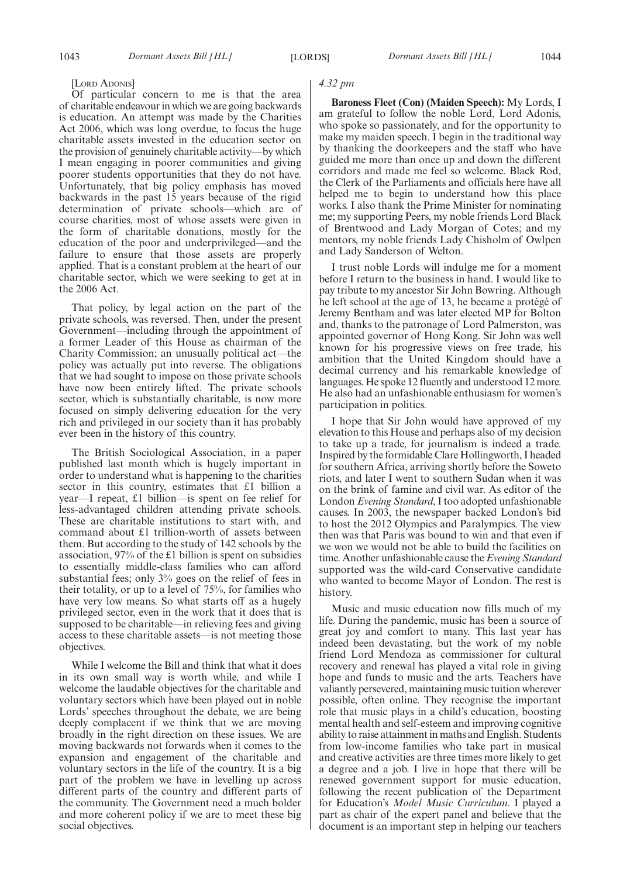[LORD ADONIS]

Of particular concern to me is that the area of charitable endeavour in which we are going backwards is education. An attempt was made by the Charities Act 2006, which was long overdue, to focus the huge charitable assets invested in the education sector on the provision of genuinely charitable activity—by which I mean engaging in poorer communities and giving poorer students opportunities that they do not have. Unfortunately, that big policy emphasis has moved backwards in the past 15 years because of the rigid determination of private schools—which are of course charities, most of whose assets were given in the form of charitable donations, mostly for the education of the poor and underprivileged—and the failure to ensure that those assets are properly applied. That is a constant problem at the heart of our charitable sector, which we were seeking to get at in the 2006 Act.

That policy, by legal action on the part of the private schools, was reversed. Then, under the present Government—including through the appointment of a former Leader of this House as chairman of the Charity Commission; an unusually political act—the policy was actually put into reverse. The obligations that we had sought to impose on those private schools have now been entirely lifted. The private schools sector, which is substantially charitable, is now more focused on simply delivering education for the very rich and privileged in our society than it has probably ever been in the history of this country.

The British Sociological Association, in a paper published last month which is hugely important in order to understand what is happening to the charities sector in this country, estimates that £1 billion a year—I repeat, £1 billion—is spent on fee relief for less-advantaged children attending private schools. These are charitable institutions to start with, and command about £1 trillion-worth of assets between them. But according to the study of 142 schools by the association, 97% of the £1 billion is spent on subsidies to essentially middle-class families who can afford substantial fees; only 3% goes on the relief of fees in their totality, or up to a level of 75%, for families who have very low means. So what starts off as a hugely privileged sector, even in the work that it does that is supposed to be charitable—in relieving fees and giving access to these charitable assets—is not meeting those objectives.

While I welcome the Bill and think that what it does in its own small way is worth while, and while I welcome the laudable objectives for the charitable and voluntary sectors which have been played out in noble Lords' speeches throughout the debate, we are being deeply complacent if we think that we are moving broadly in the right direction on these issues. We are moving backwards not forwards when it comes to the expansion and engagement of the charitable and voluntary sectors in the life of the country. It is a big part of the problem we have in levelling up across different parts of the country and different parts of the community. The Government need a much bolder and more coherent policy if we are to meet these big social objectives.

*4.32 pm*

**Baroness Fleet (Con) (Maiden Speech):** My Lords, I am grateful to follow the noble Lord, Lord Adonis, who spoke so passionately, and for the opportunity to make my maiden speech. I begin in the traditional way by thanking the doorkeepers and the staff who have guided me more than once up and down the different corridors and made me feel so welcome. Black Rod, the Clerk of the Parliaments and officials here have all helped me to begin to understand how this place works. I also thank the Prime Minister for nominating me; my supporting Peers, my noble friends Lord Black of Brentwood and Lady Morgan of Cotes; and my mentors, my noble friends Lady Chisholm of Owlpen and Lady Sanderson of Welton.

I trust noble Lords will indulge me for a moment before I return to the business in hand. I would like to pay tribute to my ancestor Sir John Bowring. Although he left school at the age of 13, he became a protégé of Jeremy Bentham and was later elected MP for Bolton and, thanks to the patronage of Lord Palmerston, was appointed governor of Hong Kong. Sir John was well known for his progressive views on free trade, his ambition that the United Kingdom should have a decimal currency and his remarkable knowledge of languages. He spoke 12 fluently and understood 12 more. He also had an unfashionable enthusiasm for women's participation in politics.

I hope that Sir John would have approved of my elevation to this House and perhaps also of my decision to take up a trade, for journalism is indeed a trade. Inspired by the formidable Clare Hollingworth, I headed for southern Africa, arriving shortly before the Soweto riots, and later I went to southern Sudan when it was on the brink of famine and civil war. As editor of the London *Evening Standard*, I too adopted unfashionable causes. In 2003, the newspaper backed London's bid to host the 2012 Olympics and Paralympics. The view then was that Paris was bound to win and that even if we won we would not be able to build the facilities on time. Another unfashionable cause the *Evening Standard* supported was the wild-card Conservative candidate who wanted to become Mayor of London. The rest is history.

Music and music education now fills much of my life. During the pandemic, music has been a source of great joy and comfort to many. This last year has indeed been devastating, but the work of my noble friend Lord Mendoza as commissioner for cultural recovery and renewal has played a vital role in giving hope and funds to music and the arts. Teachers have valiantly persevered, maintaining music tuition wherever possible, often online. They recognise the important role that music plays in a child's education, boosting mental health and self-esteem and improving cognitive ability to raise attainment in maths and English. Students from low-income families who take part in musical and creative activities are three times more likely to get a degree and a job. I live in hope that there will be renewed government support for music education, following the recent publication of the Department for Education's *Model Music Curriculum*. I played a part as chair of the expert panel and believe that the document is an important step in helping our teachers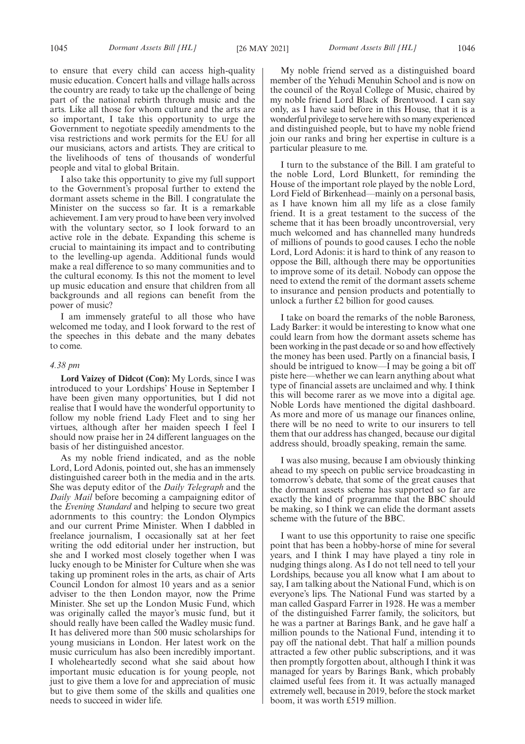to ensure that every child can access high-quality music education. Concert halls and village halls across the country are ready to take up the challenge of being part of the national rebirth through music and the arts. Like all those for whom culture and the arts are so important, I take this opportunity to urge the Government to negotiate speedily amendments to the visa restrictions and work permits for the EU for all our musicians, actors and artists. They are critical to the livelihoods of tens of thousands of wonderful people and vital to global Britain.

I also take this opportunity to give my full support to the Government's proposal further to extend the dormant assets scheme in the Bill. I congratulate the Minister on the success so far. It is a remarkable achievement. I am very proud to have been very involved with the voluntary sector, so I look forward to an active role in the debate. Expanding this scheme is crucial to maintaining its impact and to contributing to the levelling-up agenda. Additional funds would make a real difference to so many communities and to the cultural economy. Is this not the moment to level up music education and ensure that children from all backgrounds and all regions can benefit from the power of music?

I am immensely grateful to all those who have welcomed me today, and I look forward to the rest of the speeches in this debate and the many debates to come.

*4.38 pm*

**Lord Vaizey of Didcot (Con):** My Lords, since I was introduced to your Lordships' House in September I have been given many opportunities, but I did not realise that I would have the wonderful opportunity to follow my noble friend Lady Fleet and to sing her virtues, although after her maiden speech I feel I should now praise her in 24 different languages on the basis of her distinguished ancestor.

As my noble friend indicated, and as the noble Lord, Lord Adonis, pointed out, she has an immensely distinguished career both in the media and in the arts. She was deputy editor of the *Daily Telegraph* and the *Daily Mail* before becoming a campaigning editor of the *Evening Standard* and helping to secure two great adornments to this country: the London Olympics and our current Prime Minister. When I dabbled in freelance journalism, I occasionally sat at her feet writing the odd editorial under her instruction, but she and I worked most closely together when I was lucky enough to be Minister for Culture when she was taking up prominent roles in the arts, as chair of Arts Council London for almost 10 years and as a senior adviser to the then London mayor, now the Prime Minister. She set up the London Music Fund, which was originally called the mayor's music fund, but it should really have been called the Wadley music fund. It has delivered more than 500 music scholarships for young musicians in London. Her latest work on the music curriculum has also been incredibly important. I wholeheartedly second what she said about how important music education is for young people, not just to give them a love for and appreciation of music but to give them some of the skills and qualities one needs to succeed in wider life.

My noble friend served as a distinguished board member of the Yehudi Menuhin School and is now on the council of the Royal College of Music, chaired by my noble friend Lord Black of Brentwood. I can say only, as I have said before in this House, that it is a wonderful privilege to serve here with so many experienced and distinguished people, but to have my noble friend join our ranks and bring her expertise in culture is a particular pleasure to me.

I turn to the substance of the Bill. I am grateful to the noble Lord, Lord Blunkett, for reminding the House of the important role played by the noble Lord, Lord Field of Birkenhead—mainly on a personal basis, as I have known him all my life as a close family friend. It is a great testament to the success of the scheme that it has been broadly uncontroversial, very much welcomed and has channelled many hundreds of millions of pounds to good causes. I echo the noble Lord, Lord Adonis: it is hard to think of any reason to oppose the Bill, although there may be opportunities to improve some of its detail. Nobody can oppose the need to extend the remit of the dormant assets scheme to insurance and pension products and potentially to unlock a further £2 billion for good causes.

I take on board the remarks of the noble Baroness, Lady Barker: it would be interesting to know what one could learn from how the dormant assets scheme has been working in the past decade or so and how effectively the money has been used. Partly on a financial basis, I should be intrigued to know—I may be going a bit off piste here—whether we can learn anything about what type of financial assets are unclaimed and why. I think this will become rarer as we move into a digital age. Noble Lords have mentioned the digital dashboard. As more and more of us manage our finances online, there will be no need to write to our insurers to tell them that our address has changed, because our digital address should, broadly speaking, remain the same.

I was also musing, because I am obviously thinking ahead to my speech on public service broadcasting in tomorrow's debate, that some of the great causes that the dormant assets scheme has supported so far are exactly the kind of programme that the BBC should be making, so I think we can elide the dormant assets scheme with the future of the BBC.

I want to use this opportunity to raise one specific point that has been a hobby-horse of mine for several years, and I think I may have played a tiny role in nudging things along. As I do not tell need to tell your Lordships, because you all know what I am about to say, I am talking about the National Fund, which is on everyone's lips. The National Fund was started by a man called Gaspard Farrer in 1928. He was a member of the distinguished Farrer family, the solicitors, but he was a partner at Barings Bank, and he gave half a million pounds to the National Fund, intending it to pay off the national debt. That half a million pounds attracted a few other public subscriptions, and it was then promptly forgotten about, although I think it was managed for years by Barings Bank, which probably claimed useful fees from it. It was actually managed extremely well, because in 2019, before the stock market boom, it was worth £519 million.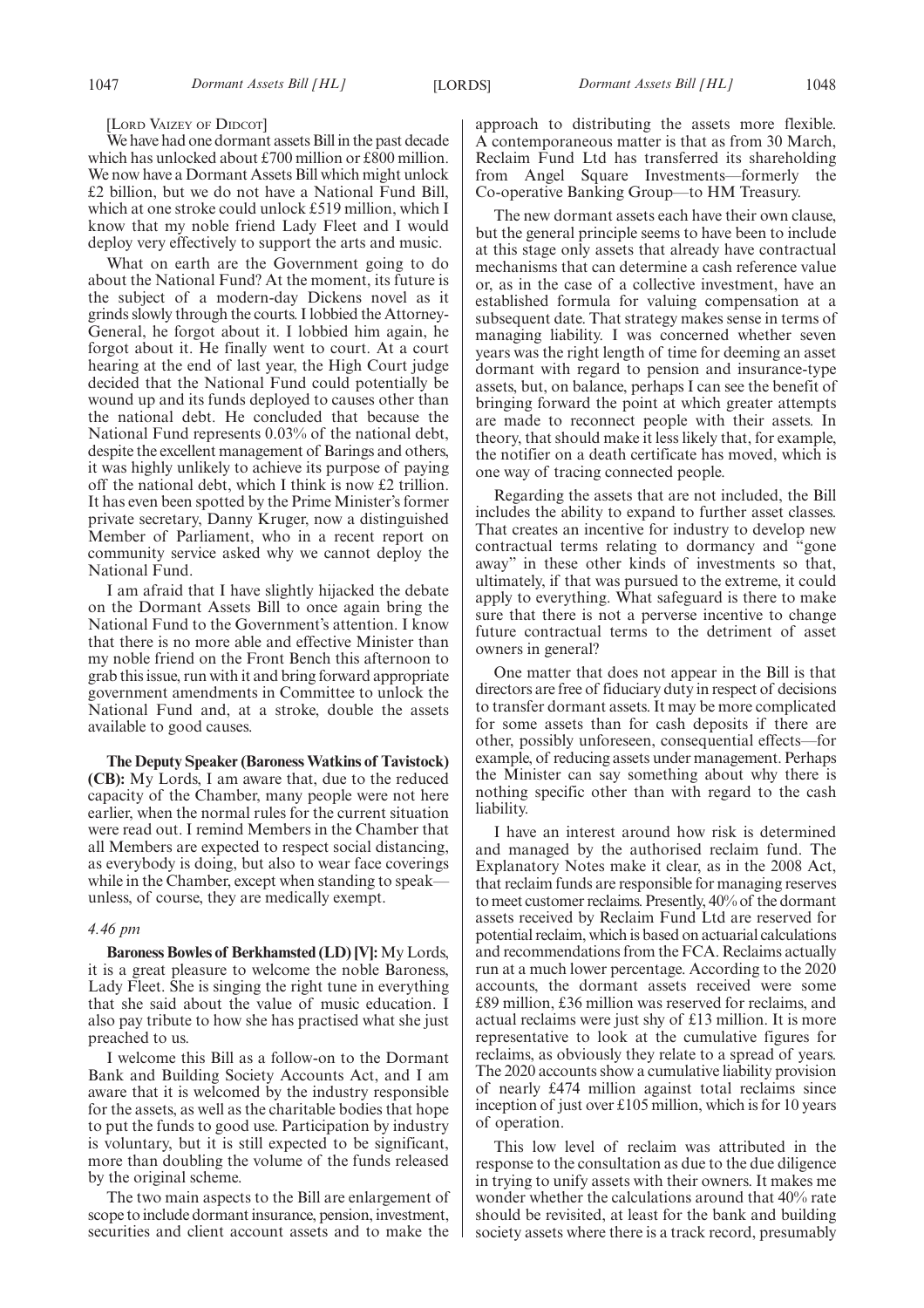[LORD VAIZEY OF DIDCOT]

We have had one dormant assets Bill in the past decade which has unlocked about £700 million or £800 million. We now have a Dormant Assets Bill which might unlock £2 billion, but we do not have a National Fund Bill, which at one stroke could unlock £519 million, which I know that my noble friend Lady Fleet and I would deploy very effectively to support the arts and music.

What on earth are the Government going to do about the National Fund? At the moment, its future is the subject of a modern-day Dickens novel as it grinds slowly through the courts. I lobbied the Attorney-General, he forgot about it. I lobbied him again, he forgot about it. He finally went to court. At a court hearing at the end of last year, the High Court judge decided that the National Fund could potentially be wound up and its funds deployed to causes other than the national debt. He concluded that because the National Fund represents 0.03% of the national debt, despite the excellent management of Barings and others, it was highly unlikely to achieve its purpose of paying off the national debt, which I think is now £2 trillion. It has even been spotted by the Prime Minister's former private secretary, Danny Kruger, now a distinguished Member of Parliament, who in a recent report on community service asked why we cannot deploy the National Fund.

I am afraid that I have slightly hijacked the debate on the Dormant Assets Bill to once again bring the National Fund to the Government's attention. I know that there is no more able and effective Minister than my noble friend on the Front Bench this afternoon to grab this issue, run with it and bring forward appropriate government amendments in Committee to unlock the National Fund and, at a stroke, double the assets available to good causes.

**The Deputy Speaker (Baroness Watkins of Tavistock) (CB):** My Lords, I am aware that, due to the reduced capacity of the Chamber, many people were not here earlier, when the normal rules for the current situation were read out. I remind Members in the Chamber that all Members are expected to respect social distancing, as everybody is doing, but also to wear face coverings while in the Chamber, except when standing to speak—unless, of course, they are medically exempt.

*4.46 pm*

**Baroness Bowles of Berkhamsted (LD) [V]:** My Lords, it is a great pleasure to welcome the noble Baroness, Lady Fleet. She is singing the right tune in everything that she said about the value of music education. I also pay tribute to how she has practised what she just preached to us.

I welcome this Bill as a follow-on to the Dormant Bank and Building Society Accounts Act, and I am aware that it is welcomed by the industry responsible for the assets, as well as the charitable bodies that hope to put the funds to good use. Participation by industry is voluntary, but it is still expected to be significant, more than doubling the volume of the funds released by the original scheme.

The two main aspects to the Bill are enlargement of scope to include dormant insurance, pension, investment, securities and client account assets and to make the approach to distributing the assets more flexible. A contemporaneous matter is that as from 30 March, Reclaim Fund Ltd has transferred its shareholding from Angel Square Investments—formerly the Co-operative Banking Group—to HM Treasury.

The new dormant assets each have their own clause, but the general principle seems to have been to include at this stage only assets that already have contractual mechanisms that can determine a cash reference value or, as in the case of a collective investment, have an established formula for valuing compensation at a subsequent date. That strategy makes sense in terms of managing liability. I was concerned whether seven years was the right length of time for deeming an asset dormant with regard to pension and insurance-type assets, but, on balance, perhaps I can see the benefit of bringing forward the point at which greater attempts are made to reconnect people with their assets. In theory, that should make it less likely that, for example, the notifier on a death certificate has moved, which is one way of tracing connected people.

Regarding the assets that are not included, the Bill includes the ability to expand to further asset classes. That creates an incentive for industry to develop new contractual terms relating to dormancy and "gone away" in these other kinds of investments so that, ultimately, if that was pursued to the extreme, it could apply to everything. What safeguard is there to make sure that there is not a perverse incentive to change future contractual terms to the detriment of asset owners in general?

One matter that does not appear in the Bill is that directors are free of fiduciary duty in respect of decisions to transfer dormant assets. It may be more complicated for some assets than for cash deposits if there are other, possibly unforeseen, consequential effects—for example, of reducing assets under management. Perhaps the Minister can say something about why there is nothing specific other than with regard to the cash liability.

I have an interest around how risk is determined and managed by the authorised reclaim fund. The Explanatory Notes make it clear, as in the 2008 Act, that reclaim funds are responsible for managing reserves to meet customer reclaims. Presently, 40% of the dormant assets received by Reclaim Fund Ltd are reserved for potential reclaim, which is based on actuarial calculations and recommendations from the FCA. Reclaims actually run at a much lower percentage. According to the 2020 accounts, the dormant assets received were some £89 million, £36 million was reserved for reclaims, and actual reclaims were just shy of £13 million. It is more representative to look at the cumulative figures for reclaims, as obviously they relate to a spread of years. The 2020 accounts show a cumulative liability provision of nearly £474 million against total reclaims since inception of just over £105 million, which is for 10 years of operation.

This low level of reclaim was attributed in the response to the consultation as due to the due diligence in trying to unify assets with their owners. It makes me wonder whether the calculations around that 40% rate should be revisited, at least for the bank and building society assets where there is a track record, presumably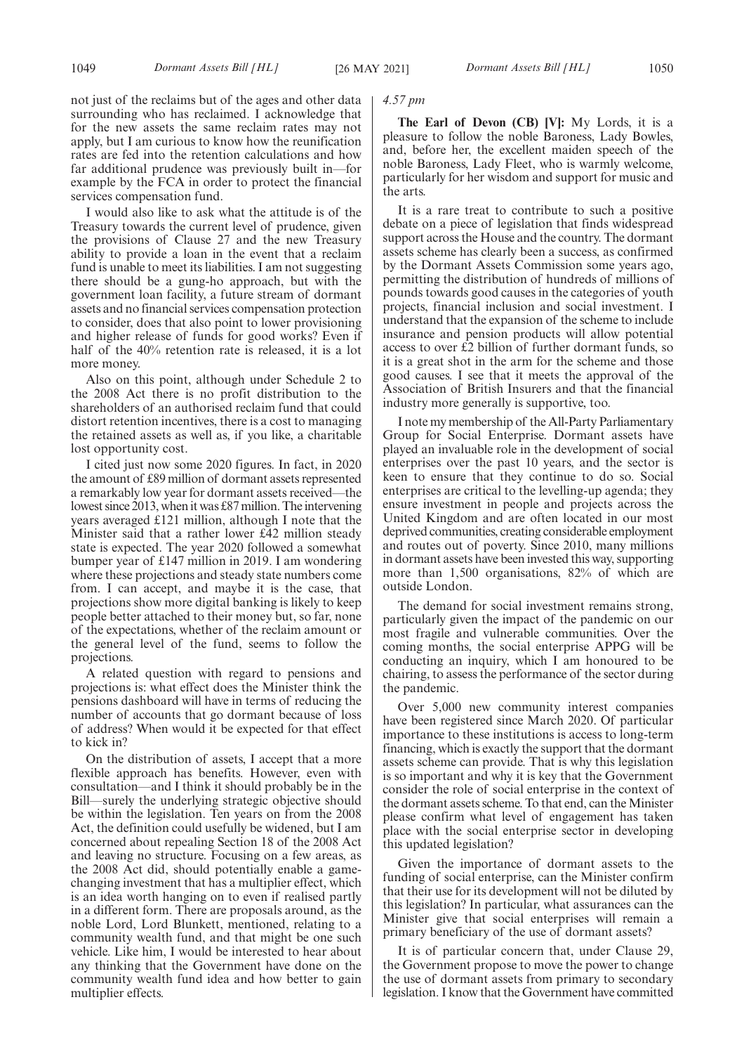not just of the reclaims but of the ages and other data surrounding who has reclaimed. I acknowledge that for the new assets the same reclaim rates may not apply, but I am curious to know how the reunification rates are fed into the retention calculations and how far additional prudence was previously built in—for example by the FCA in order to protect the financial services compensation fund.

I would also like to ask what the attitude is of the Treasury towards the current level of prudence, given the provisions of Clause 27 and the new Treasury ability to provide a loan in the event that a reclaim fund is unable to meet its liabilities. I am not suggesting there should be a gung-ho approach, but with the government loan facility, a future stream of dormant assets and no financial services compensation protection to consider, does that also point to lower provisioning and higher release of funds for good works? Even if half of the 40% retention rate is released, it is a lot more money.

Also on this point, although under Schedule 2 to the 2008 Act there is no profit distribution to the shareholders of an authorised reclaim fund that could distort retention incentives, there is a cost to managing the retained assets as well as, if you like, a charitable lost opportunity cost.

I cited just now some 2020 figures. In fact, in 2020 the amount of £89 million of dormant assets represented a remarkably low year for dormant assets received—the lowest since 2013, when it was £87 million. The intervening years averaged £121 million, although I note that the Minister said that a rather lower £42 million steady state is expected. The year 2020 followed a somewhat bumper year of £147 million in 2019. I am wondering where these projections and steady state numbers come from. I can accept, and maybe it is the case, that projections show more digital banking is likely to keep people better attached to their money but, so far, none of the expectations, whether of the reclaim amount or the general level of the fund, seems to follow the projections.

A related question with regard to pensions and projections is: what effect does the Minister think the pensions dashboard will have in terms of reducing the number of accounts that go dormant because of loss of address? When would it be expected for that effect to kick in?

On the distribution of assets, I accept that a more flexible approach has benefits. However, even with consultation—and I think it should probably be in the Bill—surely the underlying strategic objective should be within the legislation. Ten years on from the 2008 Act, the definition could usefully be widened, but I am concerned about repealing Section 18 of the 2008 Act and leaving no structure. Focusing on a few areas, as the 2008 Act did, should potentially enable a game-changing investment that has a multiplier effect, which is an idea worth hanging on to even if realised partly in a different form. There are proposals around, as the noble Lord, Lord Blunkett, mentioned, relating to a community wealth fund, and that might be one such vehicle. Like him, I would be interested to hear about any thinking that the Government have done on the community wealth fund idea and how better to gain multiplier effects.

*4.57 pm*

**The Earl of Devon (CB) [V]:** My Lords, it is a pleasure to follow the noble Baroness, Lady Bowles, and, before her, the excellent maiden speech of the noble Baroness, Lady Fleet, who is warmly welcome, particularly for her wisdom and support for music and the arts.

It is a rare treat to contribute to such a positive debate on a piece of legislation that finds widespread support across the House and the country. The dormant assets scheme has clearly been a success, as confirmed by the Dormant Assets Commission some years ago, permitting the distribution of hundreds of millions of pounds towards good causes in the categories of youth projects, financial inclusion and social investment. I understand that the expansion of the scheme to include insurance and pension products will allow potential access to over £2 billion of further dormant funds, so it is a great shot in the arm for the scheme and those good causes. I see that it meets the approval of the Association of British Insurers and that the financial industry more generally is supportive, too.

I note my membership of the All-Party Parliamentary Group for Social Enterprise. Dormant assets have played an invaluable role in the development of social enterprises over the past 10 years, and the sector is keen to ensure that they continue to do so. Social enterprises are critical to the levelling-up agenda; they ensure investment in people and projects across the United Kingdom and are often located in our most deprived communities, creating considerable employment and routes out of poverty. Since 2010, many millions in dormant assets have been invested this way, supporting more than 1,500 organisations, 82% of which are outside London.

The demand for social investment remains strong, particularly given the impact of the pandemic on our most fragile and vulnerable communities. Over the coming months, the social enterprise APPG will be conducting an inquiry, which I am honoured to be chairing, to assess the performance of the sector during the pandemic.

Over 5,000 new community interest companies have been registered since March 2020. Of particular importance to these institutions is access to long-term financing, which is exactly the support that the dormant assets scheme can provide. That is why this legislation is so important and why it is key that the Government consider the role of social enterprise in the context of the dormant assets scheme. To that end, can the Minister please confirm what level of engagement has taken place with the social enterprise sector in developing this updated legislation?

Given the importance of dormant assets to the funding of social enterprise, can the Minister confirm that their use for its development will not be diluted by this legislation? In particular, what assurances can the Minister give that social enterprises will remain a primary beneficiary of the use of dormant assets?

It is of particular concern that, under Clause 29, the Government propose to move the power to change the use of dormant assets from primary to secondary legislation. I know that the Government have committed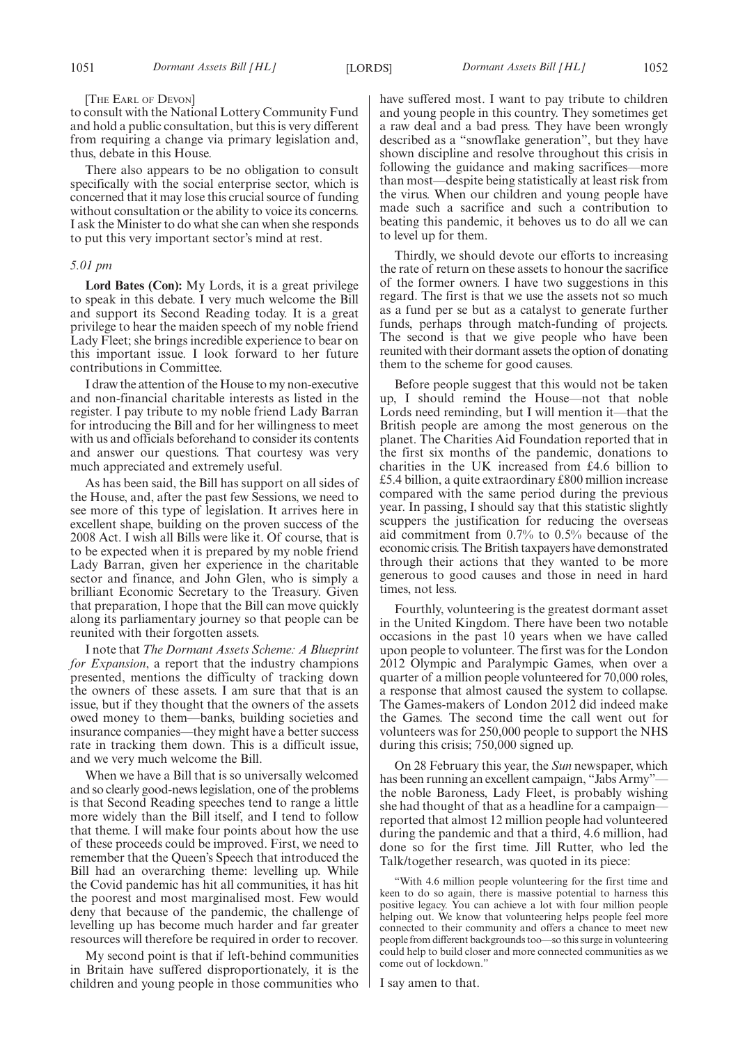[The Earl of Devon]

to consult with the National Lottery Community Fund and hold a public consultation, but this is very different from requiring a change via primary legislation and, thus, debate in this House.

There also appears to be no obligation to consult specifically with the social enterprise sector, which is concerned that it may lose this crucial source of funding without consultation or the ability to voice its concerns. I ask the Minister to do what she can when she responds to put this very important sector's mind at rest.

*5.01 pm*

**Lord Bates (Con):** My Lords, it is a great privilege to speak in this debate. I very much welcome the Bill and support its Second Reading today. It is a great privilege to hear the maiden speech of my noble friend Lady Fleet; she brings incredible experience to bear on this important issue. I look forward to her future contributions in Committee.

I draw the attention of the House to my non-executive and non-financial charitable interests as listed in the register. I pay tribute to my noble friend Lady Barran for introducing the Bill and for her willingness to meet with us and officials beforehand to consider its contents and answer our questions. That courtesy was very much appreciated and extremely useful.

As has been said, the Bill has support on all sides of the House, and, after the past few Sessions, we need to see more of this type of legislation. It arrives here in excellent shape, building on the proven success of the 2008 Act. I wish all Bills were like it. Of course, that is to be expected when it is prepared by my noble friend Lady Barran, given her experience in the charitable sector and finance, and John Glen, who is simply a brilliant Economic Secretary to the Treasury. Given that preparation, I hope that the Bill can move quickly along its parliamentary journey so that people can be reunited with their forgotten assets.

I note that *The Dormant Assets Scheme: A Blueprint for Expansion*, a report that the industry champions presented, mentions the difficulty of tracking down the owners of these assets. I am sure that that is an issue, but if they thought that the owners of the assets owed money to them—banks, building societies and insurance companies—they might have a better success rate in tracking them down. This is a difficult issue, and we very much welcome the Bill.

When we have a Bill that is so universally welcomed and so clearly good-news legislation, one of the problems is that Second Reading speeches tend to range a little more widely than the Bill itself, and I tend to follow that theme. I will make four points about how the use of these proceeds could be improved. First, we need to remember that the Queen's Speech that introduced the Bill had an overarching theme: levelling up. While the Covid pandemic has hit all communities, it has hit the poorest and most marginalised most. Few would deny that because of the pandemic, the challenge of levelling up has become much harder and far greater resources will therefore be required in order to recover.

My second point is that if left-behind communities in Britain have suffered disproportionately, it is the children and young people in those communities who have suffered most. I want to pay tribute to children and young people in this country. They sometimes get a raw deal and a bad press. They have been wrongly described as a "snowflake generation", but they have shown discipline and resolve throughout this crisis in following the guidance and making sacrifices—more than most—despite being statistically at least risk from the virus. When our children and young people have made such a sacrifice and such a contribution to beating this pandemic, it behoves us to do all we can to level up for them.

Thirdly, we should devote our efforts to increasing the rate of return on these assets to honour the sacrifice of the former owners. I have two suggestions in this regard. The first is that we use the assets not so much as a fund per se but as a catalyst to generate further funds, perhaps through match-funding of projects. The second is that we give people who have been reunited with their dormant assets the option of donating them to the scheme for good causes.

Before people suggest that this would not be taken up, I should remind the House—not that noble Lords need reminding, but I will mention it—that the British people are among the most generous on the planet. The Charities Aid Foundation reported that in the first six months of the pandemic, donations to charities in the UK increased from £4.6 billion to £5.4 billion, a quite extraordinary £800 million increase compared with the same period during the previous year. In passing, I should say that this statistic slightly scuppers the justification for reducing the overseas aid commitment from 0.7% to 0.5% because of the economic crisis. The British taxpayers have demonstrated through their actions that they wanted to be more generous to good causes and those in need in hard times, not less.

Fourthly, volunteering is the greatest dormant asset in the United Kingdom. There have been two notable occasions in the past 10 years when we have called upon people to volunteer. The first was for the London 2012 Olympic and Paralympic Games, when over a quarter of a million people volunteered for 70,000 roles, a response that almost caused the system to collapse. The Games-makers of London 2012 did indeed make the Games. The second time the call went out for volunteers was for 250,000 people to support the NHS during this crisis; 750,000 signed up.

On 28 February this year, the *Sun* newspaper, which has been running an excellent campaign, "Jabs Army"—the noble Baroness, Lady Fleet, is probably wishing she had thought of that as a headline for a campaign—reported that almost 12 million people had volunteered during the pandemic and that a third, 4.6 million, had done so for the first time. Jill Rutter, who led the Talk/together research, was quoted in its piece:

> "With 4.6 million people volunteering for the first time and keen to do so again, there is massive potential to harness this positive legacy. You can achieve a lot with four million people helping out. We know that volunteering helps people feel more connected to their community and offers a chance to meet new people from different backgrounds too—so this surge in volunteering could help to build closer and more connected communities as we come out of lockdown."

I say amen to that.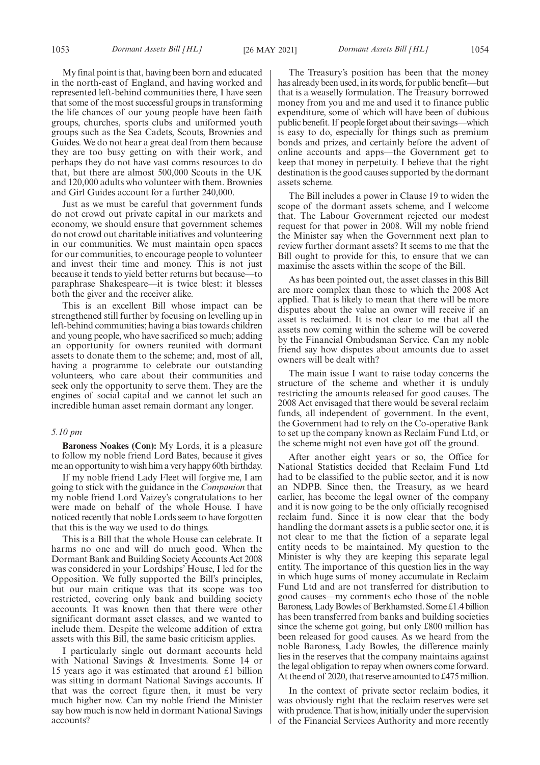My final point is that, having been born and educated in the north-east of England, and having worked and represented left-behind communities there, I have seen that some of the most successful groups in transforming the life chances of our young people have been faith groups, churches, sports clubs and uniformed youth groups such as the Sea Cadets, Scouts, Brownies and Guides. We do not hear a great deal from them because they are too busy getting on with their work, and perhaps they do not have vast comms resources to do that, but there are almost 500,000 Scouts in the UK and 120,000 adults who volunteer with them. Brownies and Girl Guides account for a further 240,000.

Just as we must be careful that government funds do not crowd out private capital in our markets and economy, we should ensure that government schemes do not crowd out charitable initiatives and volunteering in our communities. We must maintain open spaces for our communities, to encourage people to volunteer and invest their time and money. This is not just because it tends to yield better returns but because—to paraphrase Shakespeare—it is twice blest: it blesses both the giver and the receiver alike.

This is an excellent Bill whose impact can be strengthened still further by focusing on levelling up in left-behind communities; having a bias towards children and young people, who have sacrificed so much; adding an opportunity for owners reunited with dormant assets to donate them to the scheme; and, most of all, having a programme to celebrate our outstanding volunteers, who care about their communities and seek only the opportunity to serve them. They are the engines of social capital and we cannot let such an incredible human asset remain dormant any longer.

*5.10 pm*

**Baroness Noakes (Con):** My Lords, it is a pleasure to follow my noble friend Lord Bates, because it gives me an opportunity to wish him a very happy 60th birthday.

If my noble friend Lady Fleet will forgive me, I am going to stick with the guidance in the *Companion* that my noble friend Lord Vaizey's congratulations to her were made on behalf of the whole House. I have noticed recently that noble Lords seem to have forgotten that this is the way we used to do things.

This is a Bill that the whole House can celebrate. It harms no one and will do much good. When the Dormant Bank and Building Society Accounts Act 2008 was considered in your Lordships' House, I led for the Opposition. We fully supported the Bill's principles, but our main critique was that its scope was too restricted, covering only bank and building society accounts. It was known then that there were other significant dormant asset classes, and we wanted to include them. Despite the welcome addition of extra assets with this Bill, the same basic criticism applies.

I particularly single out dormant accounts held with National Savings & Investments. Some 14 or 15 years ago it was estimated that around £1 billion was sitting in dormant National Savings accounts. If that was the correct figure then, it must be very much higher now. Can my noble friend the Minister say how much is now held in dormant National Savings accounts?

The Treasury's position has been that the money has already been used, in its words, for public benefit—but that is a weaselly formulation. The Treasury borrowed money from you and me and used it to finance public expenditure, some of which will have been of dubious public benefit. If people forget about their savings—which is easy to do, especially for things such as premium bonds and prizes, and certainly before the advent of online accounts and apps—the Government get to keep that money in perpetuity. I believe that the right destination is the good causes supported by the dormant assets scheme.

The Bill includes a power in Clause 19 to widen the scope of the dormant assets scheme, and I welcome that. The Labour Government rejected our modest request for that power in 2008. Will my noble friend the Minister say when the Government next plan to review further dormant assets? It seems to me that the Bill ought to provide for this, to ensure that we can maximise the assets within the scope of the Bill.

As has been pointed out, the asset classes in this Bill are more complex than those to which the 2008 Act applied. That is likely to mean that there will be more disputes about the value an owner will receive if an asset is reclaimed. It is not clear to me that all the assets now coming within the scheme will be covered by the Financial Ombudsman Service. Can my noble friend say how disputes about amounts due to asset owners will be dealt with?

The main issue I want to raise today concerns the structure of the scheme and whether it is unduly restricting the amounts released for good causes. The 2008 Act envisaged that there would be several reclaim funds, all independent of government. In the event, the Government had to rely on the Co-operative Bank to set up the company known as Reclaim Fund Ltd, or the scheme might not even have got off the ground.

After another eight years or so, the Office for National Statistics decided that Reclaim Fund Ltd had to be classified to the public sector, and it is now an NDPB. Since then, the Treasury, as we heard earlier, has become the legal owner of the company and it is now going to be the only officially recognised reclaim fund. Since it is now clear that the body handling the dormant assets is a public sector one, it is not clear to me that the fiction of a separate legal entity needs to be maintained. My question to the Minister is why they are keeping this separate legal entity. The importance of this question lies in the way in which huge sums of money accumulate in Reclaim Fund Ltd and are not transferred for distribution to good causes—my comments echo those of the noble Baroness, Lady Bowles of Berkhamsted. Some £1.4 billion has been transferred from banks and building societies since the scheme got going, but only £800 million has been released for good causes. As we heard from the noble Baroness, Lady Bowles, the difference mainly lies in the reserves that the company maintains against the legal obligation to repay when owners come forward. At the end of 2020, that reserve amounted to £475 million.

In the context of private sector reclaim bodies, it was obviously right that the reclaim reserves were set with prudence. That is how, initially under the supervision of the Financial Services Authority and more recently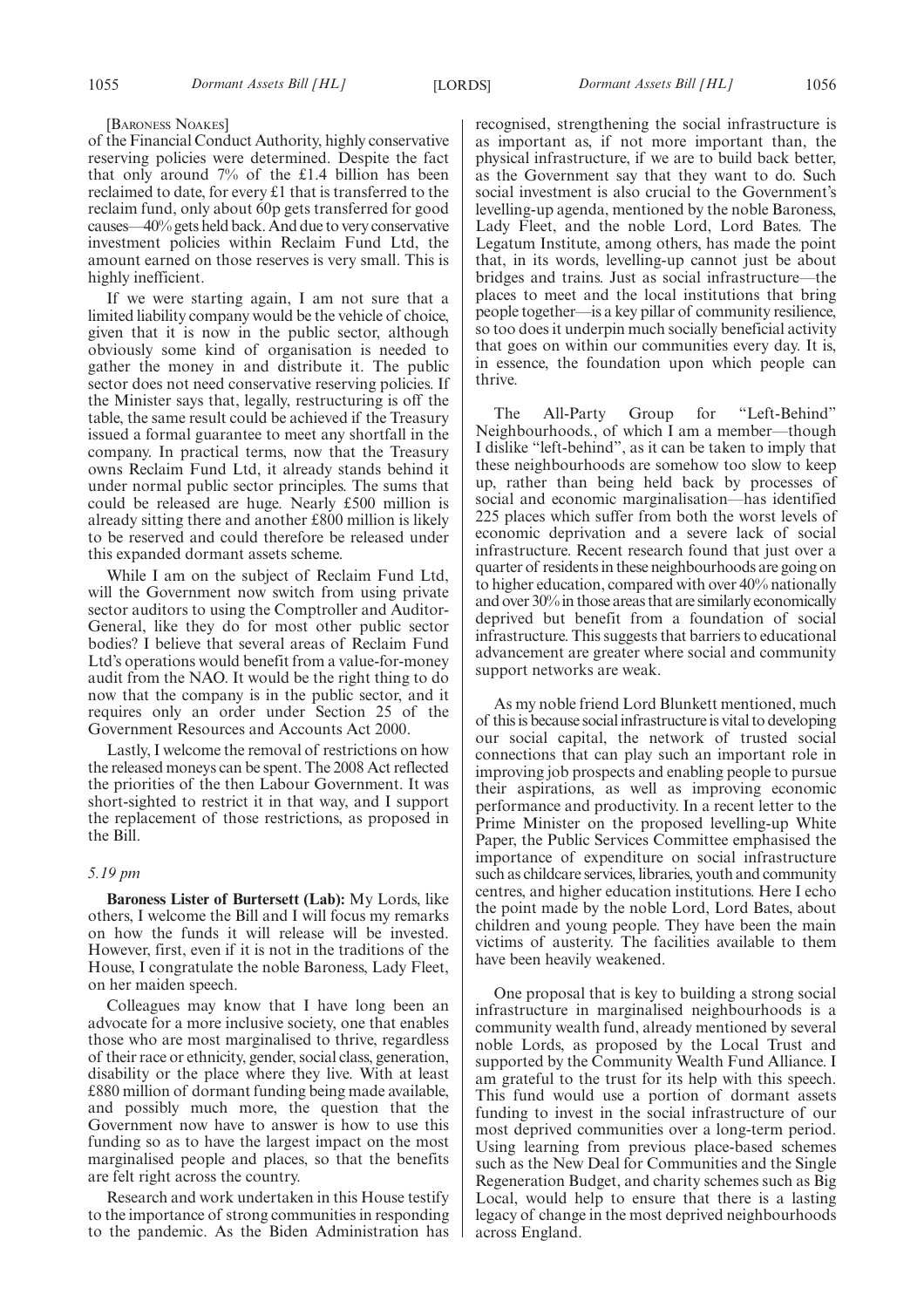[Baroness Noakes]

of the Financial Conduct Authority, highly conservative reserving policies were determined. Despite the fact that only around 7% of the £1.4 billion has been reclaimed to date, for every £1 that is transferred to the reclaim fund, only about 60p gets transferred for good causes—40% gets held back. And due to very conservative investment policies within Reclaim Fund Ltd, the amount earned on those reserves is very small. This is highly inefficient.

If we were starting again, I am not sure that a limited liability company would be the vehicle of choice, given that it is now in the public sector, although obviously some kind of organisation is needed to gather the money in and distribute it. The public sector does not need conservative reserving policies. If the Minister says that, legally, restructuring is off the table, the same result could be achieved if the Treasury issued a formal guarantee to meet any shortfall in the company. In practical terms, now that the Treasury owns Reclaim Fund Ltd, it already stands behind it under normal public sector principles. The sums that could be released are huge. Nearly £500 million is already sitting there and another £800 million is likely to be reserved and could therefore be released under this expanded dormant assets scheme.

While I am on the subject of Reclaim Fund Ltd, will the Government now switch from using private sector auditors to using the Comptroller and Auditor-General, like they do for most other public sector bodies? I believe that several areas of Reclaim Fund Ltd's operations would benefit from a value-for-money audit from the NAO. It would be the right thing to do now that the company is in the public sector, and it requires only an order under Section 25 of the Government Resources and Accounts Act 2000.

Lastly, I welcome the removal of restrictions on how the released moneys can be spent. The 2008 Act reflected the priorities of the then Labour Government. It was short-sighted to restrict it in that way, and I support the replacement of those restrictions, as proposed in the Bill.

*5.19 pm*

**Baroness Lister of Burtersett (Lab):** My Lords, like others, I welcome the Bill and I will focus my remarks on how the funds it will release will be invested. However, first, even if it is not in the traditions of the House, I congratulate the noble Baroness, Lady Fleet, on her maiden speech.

Colleagues may know that I have long been an advocate for a more inclusive society, one that enables those who are most marginalised to thrive, regardless of their race or ethnicity, gender, social class, generation, disability or the place where they live. With at least £880 million of dormant funding being made available, and possibly much more, the question that the Government now have to answer is how to use this funding so as to have the largest impact on the most marginalised people and places, so that the benefits are felt right across the country.

Research and work undertaken in this House testify to the importance of strong communities in responding to the pandemic. As the Biden Administration has recognised, strengthening the social infrastructure is as important as, if not more important than, the physical infrastructure, if we are to build back better, as the Government say that they want to do. Such social investment is also crucial to the Government's levelling-up agenda, mentioned by the noble Baroness, Lady Fleet, and the noble Lord, Lord Bates. The Legatum Institute, among others, has made the point that, in its words, levelling-up cannot just be about bridges and trains. Just as social infrastructure—the places to meet and the local institutions that bring people together—is a key pillar of community resilience, so too does it underpin much socially beneficial activity that goes on within our communities every day. It is, in essence, the foundation upon which people can thrive.

The All-Party Group for "Left-Behind" Neighbourhoods, of which I am a member—though I dislike "left-behind", as it can be taken to imply that these neighbourhoods are somehow too slow to keep up, rather than being held back by processes of social and economic marginalisation—has identified 225 places which suffer from both the worst levels of economic deprivation and a severe lack of social infrastructure. Recent research found that just over a quarter of residents in these neighbourhoods are going on to higher education, compared with over 40% nationally and over 30% in those areas that are similarly economically deprived but benefit from a foundation of social infrastructure. This suggests that barriers to educational advancement are greater where social and community support networks are weak.

As my noble friend Lord Blunkett mentioned, much of this is because social infrastructure is vital to developing our social capital, the network of trusted social connections that can play such an important role in improving job prospects and enabling people to pursue their aspirations, as well as improving economic performance and productivity. In a recent letter to the Prime Minister on the proposed levelling-up White Paper, the Public Services Committee emphasised the importance of expenditure on social infrastructure such as childcare services, libraries, youth and community centres, and higher education institutions. Here I echo the point made by the noble Lord, Lord Bates, about children and young people. They have been the main victims of austerity. The facilities available to them have been heavily weakened.

One proposal that is key to building a strong social infrastructure in marginalised neighbourhoods is a community wealth fund, already mentioned by several noble Lords, as proposed by the Local Trust and supported by the Community Wealth Fund Alliance. I am grateful to the trust for its help with this speech. This fund would use a portion of dormant assets funding to invest in the social infrastructure of our most deprived communities over a long-term period. Using learning from previous place-based schemes such as the New Deal for Communities and the Single Regeneration Budget, and charity schemes such as Big Local, would help to ensure that there is a lasting legacy of change in the most deprived neighbourhoods across England.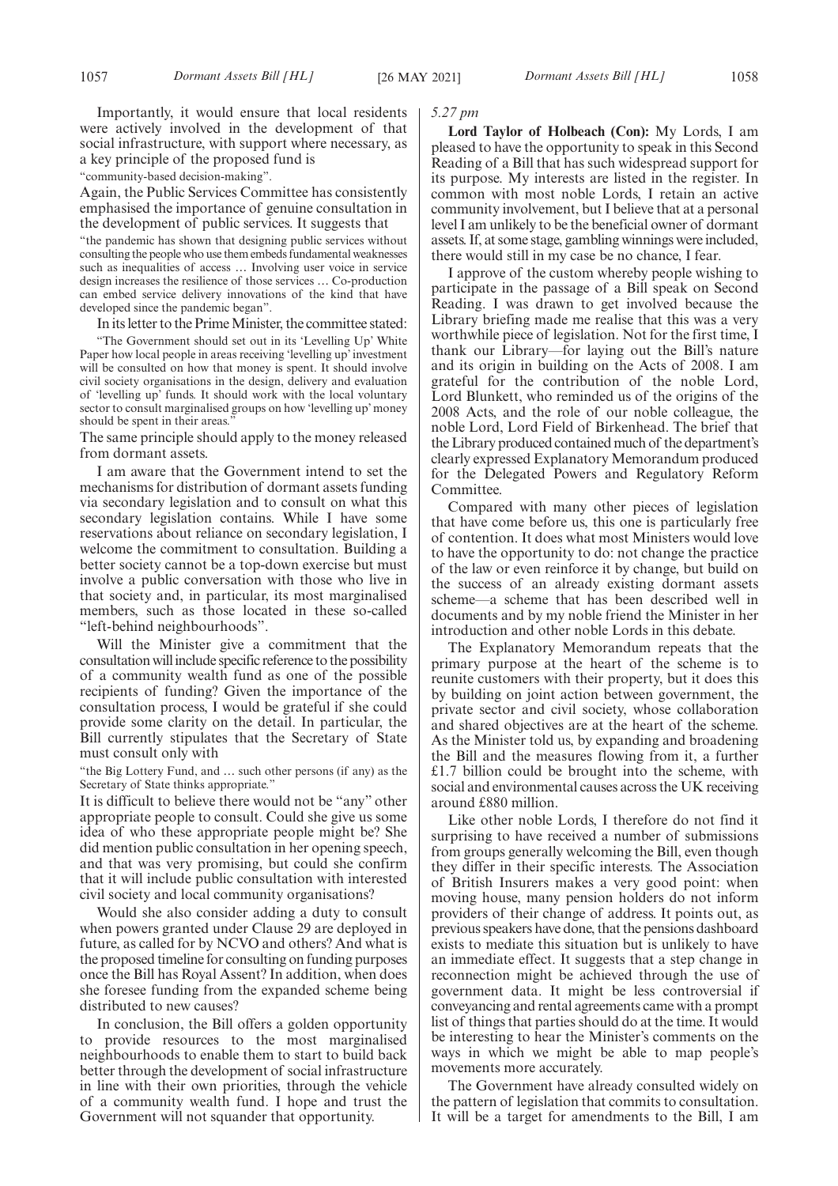Importantly, it would ensure that local residents were actively involved in the development of that social infrastructure, with support where necessary, as a key principle of the proposed fund is

"community-based decision-making".

Again, the Public Services Committee has consistently emphasised the importance of genuine consultation in the development of public services. It suggests that

"the pandemic has shown that designing public services without consulting the people who use them embeds fundamental weaknesses such as inequalities of access … Involving user voice in service design increases the resilience of those services … Co-production can embed service delivery innovations of the kind that have developed since the pandemic began".

In its letter to the Prime Minister, the committee stated:

"The Government should set out in its 'Levelling Up' White Paper how local people in areas receiving 'levelling up' investment will be consulted on how that money is spent. It should involve civil society organisations in the design, delivery and evaluation of 'levelling up' funds. It should work with the local voluntary sector to consult marginalised groups on how 'levelling up' money should be spent in their areas."

The same principle should apply to the money released from dormant assets.

I am aware that the Government intend to set the mechanisms for distribution of dormant assets funding via secondary legislation and to consult on what this secondary legislation contains. While I have some reservations about reliance on secondary legislation, I welcome the commitment to consultation. Building a better society cannot be a top-down exercise but must involve a public conversation with those who live in that society and, in particular, its most marginalised members, such as those located in these so-called "left-behind neighbourhoods".

Will the Minister give a commitment that the consultation will include specific reference to the possibility of a community wealth fund as one of the possible recipients of funding? Given the importance of the consultation process, I would be grateful if she could provide some clarity on the detail. In particular, the Bill currently stipulates that the Secretary of State must consult only with

"the Big Lottery Fund, and … such other persons (if any) as the Secretary of State thinks appropriate."

It is difficult to believe there would not be "any" other appropriate people to consult. Could she give us some idea of who these appropriate people might be? She did mention public consultation in her opening speech, and that was very promising, but could she confirm that it will include public consultation with interested civil society and local community organisations?

Would she also consider adding a duty to consult when powers granted under Clause 29 are deployed in future, as called for by NCVO and others? And what is the proposed timeline for consulting on funding purposes once the Bill has Royal Assent? In addition, when does she foresee funding from the expanded scheme being distributed to new causes?

In conclusion, the Bill offers a golden opportunity to provide resources to the most marginalised neighbourhoods to enable them to start to build back better through the development of social infrastructure in line with their own priorities, through the vehicle of a community wealth fund. I hope and trust the Government will not squander that opportunity.

*5.27 pm*

**Lord Taylor of Holbeach (Con):** My Lords, I am pleased to have the opportunity to speak in this Second Reading of a Bill that has such widespread support for its purpose. My interests are listed in the register. In common with most noble Lords, I retain an active community involvement, but I believe that at a personal level I am unlikely to be the beneficial owner of dormant assets. If, at some stage, gambling winnings were included, there would still in my case be no chance, I fear.

I approve of the custom whereby people wishing to participate in the passage of a Bill speak on Second Reading. I was drawn to get involved because the Library briefing made me realise that this was a very worthwhile piece of legislation. Not for the first time, I thank our Library—for laying out the Bill's nature and its origin in building on the Acts of 2008. I am grateful for the contribution of the noble Lord, Lord Blunkett, who reminded us of the origins of the 2008 Acts, and the role of our noble colleague, the noble Lord, Lord Field of Birkenhead. The brief that the Library produced contained much of the department's clearly expressed Explanatory Memorandum produced for the Delegated Powers and Regulatory Reform Committee.

Compared with many other pieces of legislation that have come before us, this one is particularly free of contention. It does what most Ministers would love to have the opportunity to do: not change the practice of the law or even reinforce it by change, but build on the success of an already existing dormant assets scheme—a scheme that has been described well in documents and by my noble friend the Minister in her introduction and other noble Lords in this debate.

The Explanatory Memorandum repeats that the primary purpose at the heart of the scheme is to reunite customers with their property, but it does this by building on joint action between government, the private sector and civil society, whose collaboration and shared objectives are at the heart of the scheme. As the Minister told us, by expanding and broadening the Bill and the measures flowing from it, a further £1.7 billion could be brought into the scheme, with social and environmental causes across the UK receiving around £880 million.

Like other noble Lords, I therefore do not find it surprising to have received a number of submissions from groups generally welcoming the Bill, even though they differ in their specific interests. The Association of British Insurers makes a very good point: when moving house, many pension holders do not inform providers of their change of address. It points out, as previous speakers have done, that the pensions dashboard exists to mediate this situation but is unlikely to have an immediate effect. It suggests that a step change in reconnection might be achieved through the use of government data. It might be less controversial if conveyancing and rental agreements came with a prompt list of things that parties should do at the time. It would be interesting to hear the Minister's comments on the ways in which we might be able to map people's movements more accurately.

The Government have already consulted widely on the pattern of legislation that commits to consultation. It will be a target for amendments to the Bill, I am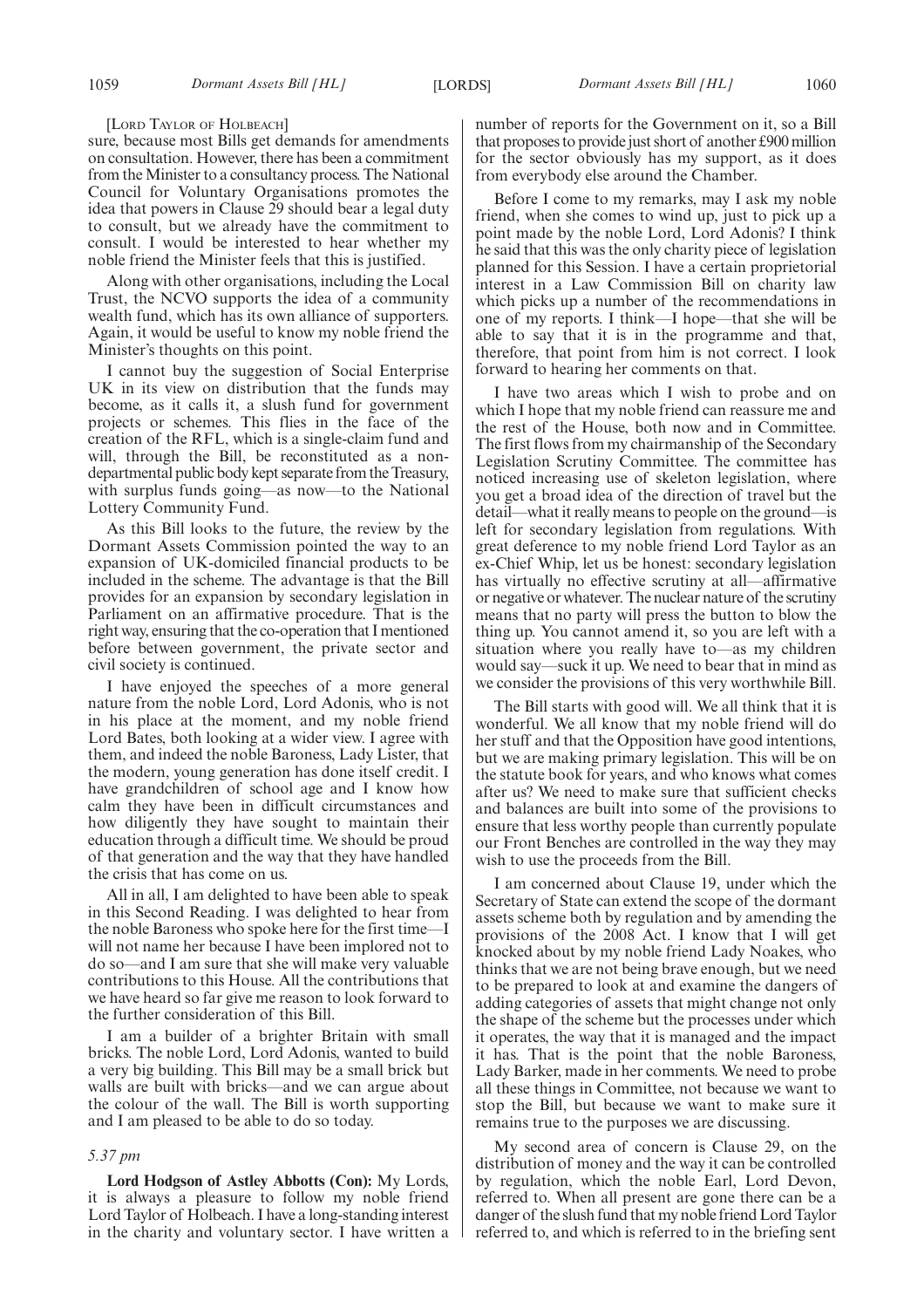[Lord Taylor of Holbeach]

sure, because most Bills get demands for amendments on consultation. However, there has been a commitment from the Minister to a consultancy process. The National Council for Voluntary Organisations promotes the idea that powers in Clause 29 should bear a legal duty to consult, but we already have the commitment to consult. I would be interested to hear whether my noble friend the Minister feels that this is justified.

Along with other organisations, including the Local Trust, the NCVO supports the idea of a community wealth fund, which has its own alliance of supporters. Again, it would be useful to know my noble friend the Minister's thoughts on this point.

I cannot buy the suggestion of Social Enterprise UK in its view on distribution that the funds may become, as it calls it, a slush fund for government projects or schemes. This flies in the face of the creation of the RFL, which is a single-claim fund and will, through the Bill, be reconstituted as a non-departmental public body kept separate from the Treasury, with surplus funds going—as now—to the National Lottery Community Fund.

As this Bill looks to the future, the review by the Dormant Assets Commission pointed the way to an expansion of UK-domiciled financial products to be included in the scheme. The advantage is that the Bill provides for an expansion by secondary legislation in Parliament on an affirmative procedure. That is the right way, ensuring that the co-operation that I mentioned before between government, the private sector and civil society is continued.

I have enjoyed the speeches of a more general nature from the noble Lord, Lord Adonis, who is not in his place at the moment, and my noble friend Lord Bates, both looking at a wider view. I agree with them, and indeed the noble Baroness, Lady Lister, that the modern, young generation has done itself credit. I have grandchildren of school age and I know how calm they have been in difficult circumstances and how diligently they have sought to maintain their education through a difficult time. We should be proud of that generation and the way that they have handled the crisis that has come on us.

All in all, I am delighted to have been able to speak in this Second Reading. I was delighted to hear from the noble Baroness who spoke here for the first time—I will not name her because I have been implored not to do so—and I am sure that she will make very valuable contributions to this House. All the contributions that we have heard so far give me reason to look forward to the further consideration of this Bill.

I am a builder of a brighter Britain with small bricks. The noble Lord, Lord Adonis, wanted to build a very big building. This Bill may be a small brick but walls are built with bricks—and we can argue about the colour of the wall. The Bill is worth supporting and I am pleased to be able to do so today.

*5.37 pm*

**Lord Hodgson of Astley Abbotts (Con):** My Lords, it is always a pleasure to follow my noble friend Lord Taylor of Holbeach. I have a long-standing interest in the charity and voluntary sector. I have written a number of reports for the Government on it, so a Bill that proposes to provide just short of another £900 million for the sector obviously has my support, as it does from everybody else around the Chamber.

Before I come to my remarks, may I ask my noble friend, when she comes to wind up, just to pick up a point made by the noble Lord, Lord Adonis? I think he said that this was the only charity piece of legislation planned for this Session. I have a certain proprietorial interest in a Law Commission Bill on charity law which picks up a number of the recommendations in one of my reports. I think—I hope—that she will be able to say that it is in the programme and that, therefore, that point from him is not correct. I look forward to hearing her comments on that.

I have two areas which I wish to probe and on which I hope that my noble friend can reassure me and the rest of the House, both now and in Committee. The first flows from my chairmanship of the Secondary Legislation Scrutiny Committee. The committee has noticed increasing use of skeleton legislation, where you get a broad idea of the direction of travel but the detail—what it really means to people on the ground—is left for secondary legislation from regulations. With great deference to my noble friend Lord Taylor as an ex-Chief Whip, let us be honest: secondary legislation has virtually no effective scrutiny at all—affirmative or negative or whatever. The nuclear nature of the scrutiny means that no party will press the button to blow the thing up. You cannot amend it, so you are left with a situation where you really have to—as my children would say—suck it up. We need to bear that in mind as we consider the provisions of this very worthwhile Bill.

The Bill starts with good will. We all think that it is wonderful. We all know that my noble friend will do her stuff and that the Opposition have good intentions, but we are making primary legislation. This will be on the statute book for years, and who knows what comes after us? We need to make sure that sufficient checks and balances are built into some of the provisions to ensure that less worthy people than currently populate our Front Benches are controlled in the way they may wish to use the proceeds from the Bill.

I am concerned about Clause 19, under which the Secretary of State can extend the scope of the dormant assets scheme both by regulation and by amending the provisions of the 2008 Act. I know that I will get knocked about by my noble friend Lady Noakes, who thinks that we are not being brave enough, but we need to be prepared to look at and examine the dangers of adding categories of assets that might change not only the shape of the scheme but the processes under which it operates, the way that it is managed and the impact it has. That is the point that the noble Baroness, Lady Barker, made in her comments. We need to probe all these things in Committee, not because we want to stop the Bill, but because we want to make sure it remains true to the purposes we are discussing.

My second area of concern is Clause 29, on the distribution of money and the way it can be controlled by regulation, which the noble Earl, Lord Devon, referred to. When all present are gone there can be a danger of the slush fund that my noble friend Lord Taylor referred to, and which is referred to in the briefing sent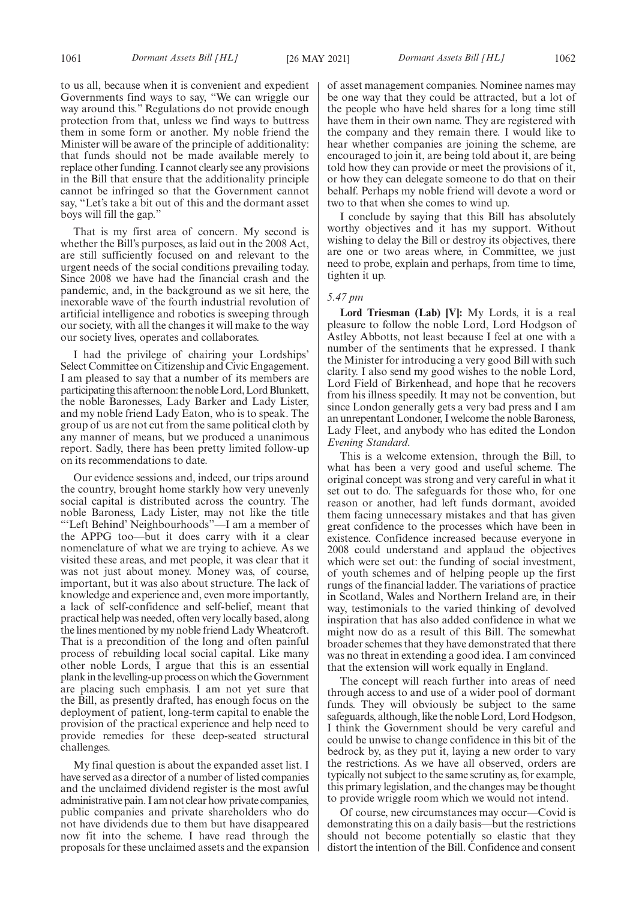to us all, because when it is convenient and expedient Governments find ways to say, "We can wriggle our way around this." Regulations do not provide enough protection from that, unless we find ways to buttress them in some form or another. My noble friend the Minister will be aware of the principle of additionality: that funds should not be made available merely to replace other funding. I cannot clearly see any provisions in the Bill that ensure that the additionality principle cannot be infringed so that the Government cannot say, "Let's take a bit out of this and the dormant asset boys will fill the gap."

That is my first area of concern. My second is whether the Bill's purposes, as laid out in the 2008 Act, are still sufficiently focused on and relevant to the urgent needs of the social conditions prevailing today. Since 2008 we have had the financial crash and the pandemic, and, in the background as we sit here, the inexorable wave of the fourth industrial revolution of artificial intelligence and robotics is sweeping through our society, with all the changes it will make to the way our society lives, operates and collaborates.

I had the privilege of chairing your Lordships' Select Committee on Citizenship and Civic Engagement. I am pleased to say that a number of its members are participating this afternoon: the noble Lord, Lord Blunkett, the noble Baronesses, Lady Barker and Lady Lister, and my noble friend Lady Eaton, who is to speak. The group of us are not cut from the same political cloth by any manner of means, but we produced a unanimous report. Sadly, there has been pretty limited follow-up on its recommendations to date.

Our evidence sessions and, indeed, our trips around the country, brought home starkly how very unevenly social capital is distributed across the country. The noble Baroness, Lady Lister, may not like the title "'Left Behind' Neighbourhoods"—I am a member of the APPG too—but it does carry with it a clear nomenclature of what we are trying to achieve. As we visited these areas, and met people, it was clear that it was not just about money. Money was, of course, important, but it was also about structure. The lack of knowledge and experience and, even more importantly, a lack of self-confidence and self-belief, meant that practical help was needed, often very locally based, along the lines mentioned by my noble friend Lady Wheatcroft. That is a precondition of the long and often painful process of rebuilding local social capital. Like many other noble Lords, I argue that this is an essential plank in the levelling-up process on which the Government are placing such emphasis. I am not yet sure that the Bill, as presently drafted, has enough focus on the deployment of patient, long-term capital to enable the provision of the practical experience and help need to provide remedies for these deep-seated structural challenges.

My final question is about the expanded asset list. I have served as a director of a number of listed companies and the unclaimed dividend register is the most awful administrative pain. I am not clear how private companies, public companies and private shareholders who do not have dividends due to them but have disappeared now fit into the scheme. I have read through the proposals for these unclaimed assets and the expansion of asset management companies. Nominee names may be one way that they could be attracted, but a lot of the people who have held shares for a long time still have them in their own name. They are registered with the company and they remain there. I would like to hear whether companies are joining the scheme, are encouraged to join it, are being told about it, are being told how they can provide or meet the provisions of it, or how they can delegate someone to do that on their behalf. Perhaps my noble friend will devote a word or two to that when she comes to wind up.

I conclude by saying that this Bill has absolutely worthy objectives and it has my support. Without wishing to delay the Bill or destroy its objectives, there are one or two areas where, in Committee, we just need to probe, explain and perhaps, from time to time, tighten it up.

*5.47 pm*

**Lord Triesman (Lab) [V]:** My Lords, it is a real pleasure to follow the noble Lord, Lord Hodgson of Astley Abbotts, not least because I feel at one with a number of the sentiments that he expressed. I thank the Minister for introducing a very good Bill with such clarity. I also send my good wishes to the noble Lord, Lord Field of Birkenhead, and hope that he recovers from his illness speedily. It may not be convention, but since London generally gets a very bad press and I am an unrepentant Londoner, I welcome the noble Baroness, Lady Fleet, and anybody who has edited the London *Evening Standard*.

This is a welcome extension, through the Bill, to what has been a very good and useful scheme. The original concept was strong and very careful in what it set out to do. The safeguards for those who, for one reason or another, had left funds dormant, avoided them facing unnecessary mistakes and that has given great confidence to the processes which have been in existence. Confidence increased because everyone in 2008 could understand and applaud the objectives which were set out: the funding of social investment, of youth schemes and of helping people up the first rungs of the financial ladder. The variations of practice in Scotland, Wales and Northern Ireland are, in their way, testimonials to the varied thinking of devolved inspiration that has also added confidence in what we might now do as a result of this Bill. The somewhat broader schemes that they have demonstrated that there was no threat in extending a good idea. I am convinced that the extension will work equally in England.

The concept will reach further into areas of need through access to and use of a wider pool of dormant funds. They will obviously be subject to the same safeguards, although, like the noble Lord, Lord Hodgson, I think the Government should be very careful and could be unwise to change confidence in this bit of the bedrock by, as they put it, laying a new order to vary the restrictions. As we have all observed, orders are typically not subject to the same scrutiny as, for example, this primary legislation, and the changes may be thought to provide wriggle room which we would not intend.

Of course, new circumstances may occur—Covid is demonstrating this on a daily basis—but the restrictions should not become potentially so elastic that they distort the intention of the Bill. Confidence and consent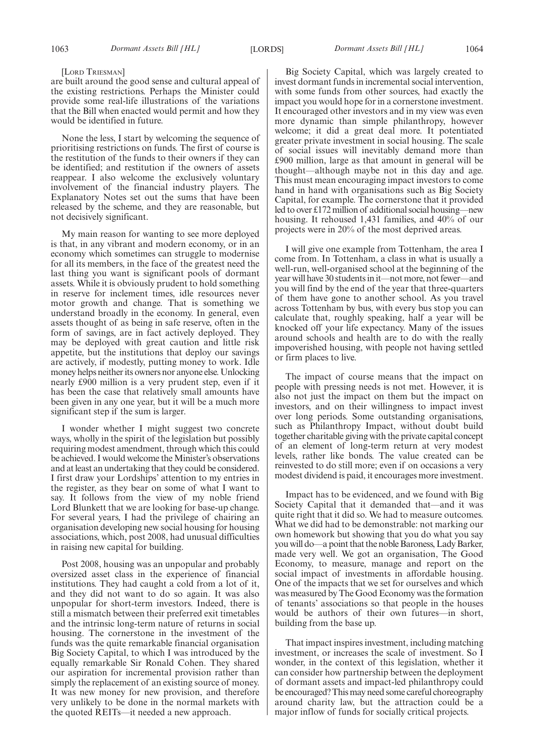[LORD TRIESMAN]

are built around the good sense and cultural appeal of the existing restrictions. Perhaps the Minister could provide some real-life illustrations of the variations that the Bill when enacted would permit and how they would be identified in future.

None the less, I start by welcoming the sequence of prioritising restrictions on funds. The first of course is the restitution of the funds to their owners if they can be identified; and restitution if the owners of assets reappear. I also welcome the exclusively voluntary involvement of the financial industry players. The Explanatory Notes set out the sums that have been released by the scheme, and they are reasonable, but not decisively significant.

My main reason for wanting to see more deployed is that, in any vibrant and modern economy, or in an economy which sometimes can struggle to modernise for all its members, in the face of the greatest need the last thing you want is significant pools of dormant assets. While it is obviously prudent to hold something in reserve for inclement times, idle resources never motor growth and change. That is something we understand broadly in the economy. In general, even assets thought of as being in safe reserve, often in the form of savings, are in fact actively deployed. They may be deployed with great caution and little risk appetite, but the institutions that deploy our savings are actively, if modestly, putting money to work. Idle money helps neither its owners nor anyone else. Unlocking nearly £900 million is a very prudent step, even if it has been the case that relatively small amounts have been given in any one year, but it will be a much more significant step if the sum is larger.

I wonder whether I might suggest two concrete ways, wholly in the spirit of the legislation but possibly requiring modest amendment, through which this could be achieved. I would welcome the Minister's observations and at least an undertaking that they could be considered. I first draw your Lordships' attention to my entries in the register, as they bear on some of what I want to say. It follows from the view of my noble friend Lord Blunkett that we are looking for base-up change. For several years, I had the privilege of chairing an organisation developing new social housing for housing associations, which, post 2008, had unusual difficulties in raising new capital for building.

Post 2008, housing was an unpopular and probably oversized asset class in the experience of financial institutions. They had caught a cold from a lot of it, and they did not want to do so again. It was also unpopular for short-term investors. Indeed, there is still a mismatch between their preferred exit timetables and the intrinsic long-term nature of returns in social housing. The cornerstone in the investment of the funds was the quite remarkable financial organisation Big Society Capital, to which I was introduced by the equally remarkable Sir Ronald Cohen. They shared our aspiration for incremental provision rather than simply the replacement of an existing source of money. It was new money for new provision, and therefore very unlikely to be done in the normal markets with the quoted REITs—it needed a new approach.

Big Society Capital, which was largely created to invest dormant funds in incremental social intervention, with some funds from other sources, had exactly the impact you would hope for in a cornerstone investment. It encouraged other investors and in my view was even more dynamic than simple philanthropy, however welcome; it did a great deal more. It potentiated greater private investment in social housing. The scale of social issues will inevitably demand more than £900 million, large as that amount in general will be thought—although maybe not in this day and age. This must mean encouraging impact investors to come hand in hand with organisations such as Big Society Capital, for example. The cornerstone that it provided led to over £172 million of additional social housing—new housing. It rehoused 1,431 families, and 40% of our projects were in 20% of the most deprived areas.

I will give one example from Tottenham, the area I come from. In Tottenham, a class in what is usually a well-run, well-organised school at the beginning of the year will have 30 students in it—not more, not fewer—and you will find by the end of the year that three-quarters of them have gone to another school. As you travel across Tottenham by bus, with every bus stop you can calculate that, roughly speaking, half a year will be knocked off your life expectancy. Many of the issues around schools and health are to do with the really impoverished housing, with people not having settled or firm places to live.

The impact of course means that the impact on people with pressing needs is not met. However, it is also not just the impact on them but the impact on investors, and on their willingness to impact invest over long periods. Some outstanding organisations, such as Philanthropy Impact, without doubt build together charitable giving with the private capital concept of an element of long-term return at very modest levels, rather like bonds. The value created can be reinvested to do still more; even if on occasions a very modest dividend is paid, it encourages more investment.

Impact has to be evidenced, and we found with Big Society Capital that it demanded that—and it was quite right that it did so. We had to measure outcomes. What we did had to be demonstrable: not marking our own homework but showing that you do what you say you will do—a point that the noble Baroness, Lady Barker, made very well. We got an organisation, The Good Economy, to measure, manage and report on the social impact of investments in affordable housing. One of the impacts that we set for ourselves and which was measured by The Good Economy was the formation of tenants' associations so that people in the houses would be authors of their own futures—in short, building from the base up.

That impact inspires investment, including matching investment, or increases the scale of investment. So I wonder, in the context of this legislation, whether it can consider how partnership between the deployment of dormant assets and impact-led philanthropy could be encouraged? This may need some careful choreography around charity law, but the attraction could be a major inflow of funds for socially critical projects.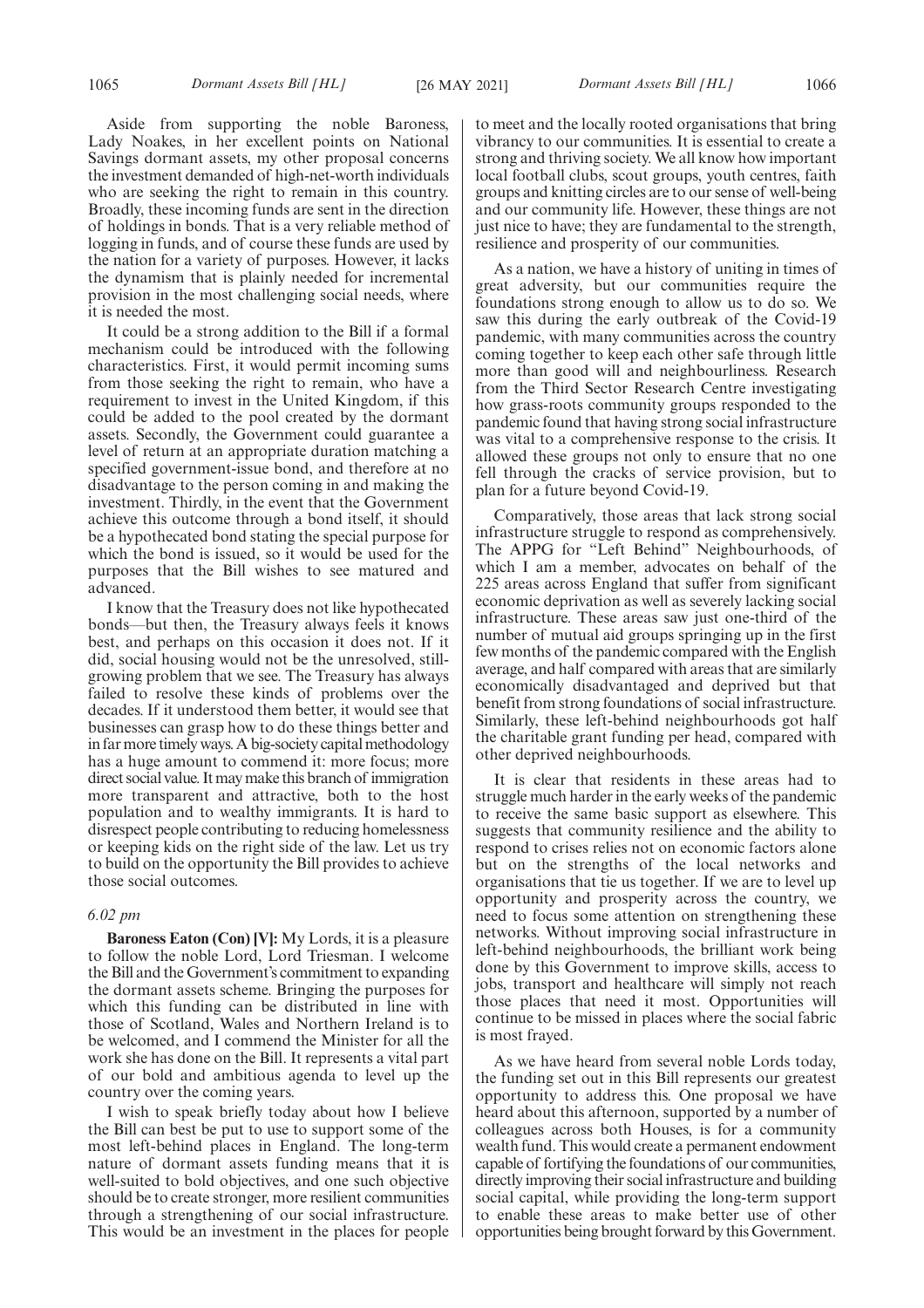Aside from supporting the noble Baroness, Lady Noakes, in her excellent points on National Savings dormant assets, my other proposal concerns the investment demanded of high-net-worth individuals who are seeking the right to remain in this country. Broadly, these incoming funds are sent in the direction of holdings in bonds. That is a very reliable method of logging in funds, and of course these funds are used by the nation for a variety of purposes. However, it lacks the dynamism that is plainly needed for incremental provision in the most challenging social needs, where it is needed the most.

It could be a strong addition to the Bill if a formal mechanism could be introduced with the following characteristics. First, it would permit incoming sums from those seeking the right to remain, who have a requirement to invest in the United Kingdom, if this could be added to the pool created by the dormant assets. Secondly, the Government could guarantee a level of return at an appropriate duration matching a specified government-issue bond, and therefore at no disadvantage to the person coming in and making the investment. Thirdly, in the event that the Government achieve this outcome through a bond itself, it should be a hypothecated bond stating the special purpose for which the bond is issued, so it would be used for the purposes that the Bill wishes to see matured and advanced.

I know that the Treasury does not like hypothecated bonds—but then, the Treasury always feels it knows best, and perhaps on this occasion it does not. If it did, social housing would not be the unresolved, still-growing problem that we see. The Treasury has always failed to resolve these kinds of problems over the decades. If it understood them better, it would see that businesses can grasp how to do these things better and in far more timely ways. A big-society capital methodology has a huge amount to commend it: more focus; more direct social value. It may make this branch of immigration more transparent and attractive, both to the host population and to wealthy immigrants. It is hard to disrespect people contributing to reducing homelessness or keeping kids on the right side of the law. Let us try to build on the opportunity the Bill provides to achieve those social outcomes.

*6.02 pm*

**Baroness Eaton (Con) [V]:** My Lords, it is a pleasure to follow the noble Lord, Lord Triesman. I welcome the Bill and the Government's commitment to expanding the dormant assets scheme. Bringing the purposes for which this funding can be distributed in line with those of Scotland, Wales and Northern Ireland is to be welcomed, and I commend the Minister for all the work she has done on the Bill. It represents a vital part of our bold and ambitious agenda to level up the country over the coming years.

I wish to speak briefly today about how I believe the Bill can best be put to use to support some of the most left-behind places in England. The long-term nature of dormant assets funding means that it is well-suited to bold objectives, and one such objective should be to create stronger, more resilient communities through a strengthening of our social infrastructure. This would be an investment in the places for people to meet and the locally rooted organisations that bring vibrancy to our communities. It is essential to create a strong and thriving society. We all know how important local football clubs, scout groups, youth centres, faith groups and knitting circles are to our sense of well-being and our community life. However, these things are not just nice to have; they are fundamental to the strength, resilience and prosperity of our communities.

As a nation, we have a history of uniting in times of great adversity, but our communities require the foundations strong enough to allow us to do so. We saw this during the early outbreak of the Covid-19 pandemic, with many communities across the country coming together to keep each other safe through little more than good will and neighbourliness. Research from the Third Sector Research Centre investigating how grass-roots community groups responded to the pandemic found that having strong social infrastructure was vital to a comprehensive response to the crisis. It allowed these groups not only to ensure that no one fell through the cracks of service provision, but to plan for a future beyond Covid-19.

Comparatively, those areas that lack strong social infrastructure struggle to respond as comprehensively. The APPG for "Left Behind" Neighbourhoods, of which I am a member, advocates on behalf of the 225 areas across England that suffer from significant economic deprivation as well as severely lacking social infrastructure. These areas saw just one-third of the number of mutual aid groups springing up in the first few months of the pandemic compared with the English average, and half compared with areas that are similarly economically disadvantaged and deprived but that benefit from strong foundations of social infrastructure. Similarly, these left-behind neighbourhoods got half the charitable grant funding per head, compared with other deprived neighbourhoods.

It is clear that residents in these areas had to struggle much harder in the early weeks of the pandemic to receive the same basic support as elsewhere. This suggests that community resilience and the ability to respond to crises relies not on economic factors alone but on the strengths of the local networks and organisations that tie us together. If we are to level up opportunity and prosperity across the country, we need to focus some attention on strengthening these networks. Without improving social infrastructure in left-behind neighbourhoods, the brilliant work being done by this Government to improve skills, access to jobs, transport and healthcare will simply not reach those places that need it most. Opportunities will continue to be missed in places where the social fabric is most frayed.

As we have heard from several noble Lords today, the funding set out in this Bill represents our greatest opportunity to address this. One proposal we have heard about this afternoon, supported by a number of colleagues across both Houses, is for a community wealth fund. This would create a permanent endowment capable of fortifying the foundations of our communities, directly improving their social infrastructure and building social capital, while providing the long-term support to enable these areas to make better use of other opportunities being brought forward by this Government.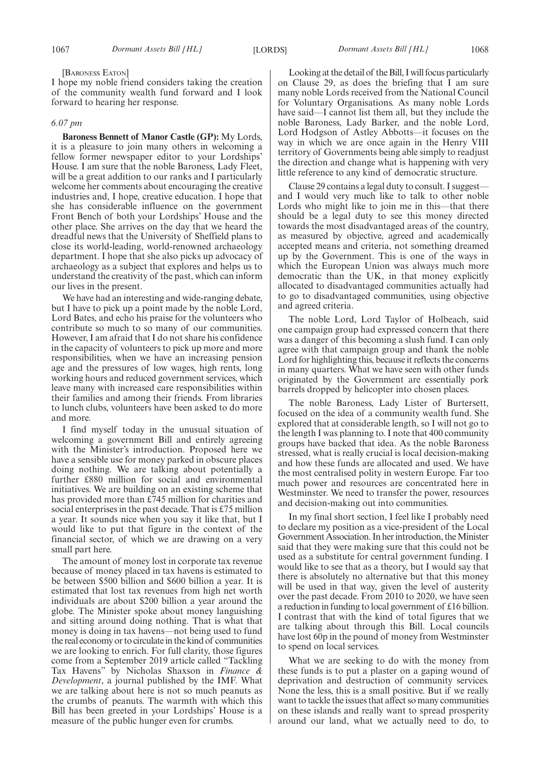[Baroness Eaton]

I hope my noble friend considers taking the creation of the community wealth fund forward and I look forward to hearing her response.

*6.07 pm*

**Baroness Bennett of Manor Castle (GP):** My Lords, it is a pleasure to join many others in welcoming a fellow former newspaper editor to your Lordships' House. I am sure that the noble Baroness, Lady Fleet, will be a great addition to our ranks and I particularly welcome her comments about encouraging the creative industries and, I hope, creative education. I hope that she has considerable influence on the government Front Bench of both your Lordships' House and the other place. She arrives on the day that we heard the dreadful news that the University of Sheffield plans to close its world-leading, world-renowned archaeology department. I hope that she also picks up advocacy of archaeology as a subject that explores and helps us to understand the creativity of the past, which can inform our lives in the present.

We have had an interesting and wide-ranging debate, but I have to pick up a point made by the noble Lord, Lord Bates, and echo his praise for the volunteers who contribute so much to so many of our communities. However, I am afraid that I do not share his confidence in the capacity of volunteers to pick up more and more responsibilities, when we have an increasing pension age and the pressures of low wages, high rents, long working hours and reduced government services, which leave many with increased care responsibilities within their families and among their friends. From libraries to lunch clubs, volunteers have been asked to do more and more.

I find myself today in the unusual situation of welcoming a government Bill and entirely agreeing with the Minister's introduction. Proposed here we have a sensible use for money parked in obscure places doing nothing. We are talking about potentially a further £880 million for social and environmental initiatives. We are building on an existing scheme that has provided more than £745 million for charities and social enterprises in the past decade. That is £75 million a year. It sounds nice when you say it like that, but I would like to put that figure in the context of the financial sector, of which we are drawing on a very small part here.

The amount of money lost in corporate tax revenue because of money placed in tax havens is estimated to be between $500 billion and $600 billion a year. It is estimated that lost tax revenues from high net worth individuals are about $200 billion a year around the globe. The Minister spoke about money languishing and sitting around doing nothing. That is what that money is doing in tax havens—not being used to fund the real economy or to circulate in the kind of communities we are looking to enrich. For full clarity, those figures come from a September 2019 article called "Tackling Tax Havens" by Nicholas Shaxson in *Finance & Development*, a journal published by the IMF. What we are talking about here is not so much peanuts as the crumbs of peanuts. The warmth with which this Bill has been greeted in your Lordships' House is a measure of the public hunger even for crumbs.

Looking at the detail of the Bill, I will focus particularly on Clause 29, as does the briefing that I am sure many noble Lords received from the National Council for Voluntary Organisations. As many noble Lords have said—I cannot list them all, but they include the noble Baroness, Lady Barker, and the noble Lord, Lord Hodgson of Astley Abbotts—it focuses on the way in which we are once again in the Henry VIII territory of Governments being able simply to readjust the direction and change what is happening with very little reference to any kind of democratic structure.

Clause 29 contains a legal duty to consult. I suggest—and I would very much like to talk to other noble Lords who might like to join me in this—that there should be a legal duty to see this money directed towards the most disadvantaged areas of the country, as measured by objective, agreed and academically accepted means and criteria, not something dreamed up by the Government. This is one of the ways in which the European Union was always much more democratic than the UK, in that money explicitly allocated to disadvantaged communities actually had to go to disadvantaged communities, using objective and agreed criteria.

The noble Lord, Lord Taylor of Holbeach, said one campaign group had expressed concern that there was a danger of this becoming a slush fund. I can only agree with that campaign group and thank the noble Lord for highlighting this, because it reflects the concerns in many quarters. What we have seen with other funds originated by the Government are essentially pork barrels dropped by helicopter into chosen places.

The noble Baroness, Lady Lister of Burtersett, focused on the idea of a community wealth fund. She explored that at considerable length, so I will not go to the length I was planning to. I note that 400 community groups have backed that idea. As the noble Baroness stressed, what is really crucial is local decision-making and how these funds are allocated and used. We have the most centralised polity in western Europe. Far too much power and resources are concentrated here in Westminster. We need to transfer the power, resources and decision-making out into communities.

In my final short section, I feel like I probably need to declare my position as a vice-president of the Local Government Association. In her introduction, the Minister said that they were making sure that this could not be used as a substitute for central government funding. I would like to see that as a theory, but I would say that there is absolutely no alternative but that this money will be used in that way, given the level of austerity over the past decade. From 2010 to 2020, we have seen a reduction in funding to local government of £16 billion. I contrast that with the kind of total figures that we are talking about through this Bill. Local councils have lost 60p in the pound of money from Westminster to spend on local services.

What we are seeking to do with the money from these funds is to put a plaster on a gaping wound of deprivation and destruction of community services. None the less, this is a small positive. But if we really want to tackle the issues that affect so many communities on these islands and really want to spread prosperity around our land, what we actually need to do, to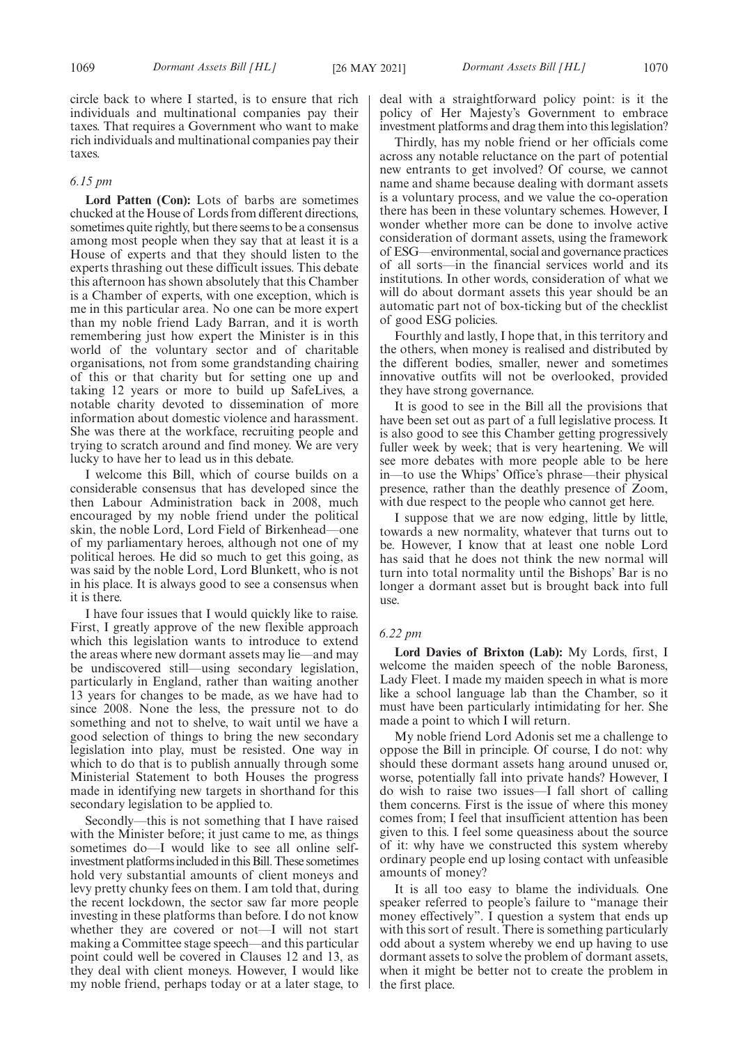circle back to where I started, is to ensure that rich individuals and multinational companies pay their taxes. That requires a Government who want to make rich individuals and multinational companies pay their taxes.

*6.15 pm*

**Lord Patten (Con):** Lots of barbs are sometimes chucked at the House of Lords from different directions, sometimes quite rightly, but there seems to be a consensus among most people when they say that at least it is a House of experts and that they should listen to the experts thrashing out these difficult issues. This debate this afternoon has shown absolutely that this Chamber is a Chamber of experts, with one exception, which is me in this particular area. No one can be more expert than my noble friend Lady Barran, and it is worth remembering just how expert the Minister is in this world of the voluntary sector and of charitable organisations, not from some grandstanding chairing of this or that charity but for setting one up and taking 12 years or more to build up SafeLives, a notable charity devoted to dissemination of more information about domestic violence and harassment. She was there at the workface, recruiting people and trying to scratch around and find money. We are very lucky to have her to lead us in this debate.

I welcome this Bill, which of course builds on a considerable consensus that has developed since the then Labour Administration back in 2008, much encouraged by my noble friend under the political skin, the noble Lord, Lord Field of Birkenhead—one of my parliamentary heroes, although not one of my political heroes. He did so much to get this going, as was said by the noble Lord, Lord Blunkett, who is not in his place. It is always good to see a consensus when it is there.

I have four issues that I would quickly like to raise. First, I greatly approve of the new flexible approach which this legislation wants to introduce to extend the areas where new dormant assets may lie—and may be undiscovered still—using secondary legislation, particularly in England, rather than waiting another 13 years for changes to be made, as we have had to since 2008. None the less, the pressure not to do something and not to shelve, to wait until we have a good selection of things to bring the new secondary legislation into play, must be resisted. One way in which to do that is to publish annually through some Ministerial Statement to both Houses the progress made in identifying new targets in shorthand for this secondary legislation to be applied to.

Secondly—this is not something that I have raised with the Minister before; it just came to me, as things sometimes do—I would like to see all online self-investment platforms included in this Bill. These sometimes hold very substantial amounts of client moneys and levy pretty chunky fees on them. I am told that, during the recent lockdown, the sector saw far more people investing in these platforms than before. I do not know whether they are covered or not—I will not start making a Committee stage speech—and this particular point could well be covered in Clauses 12 and 13, as they deal with client moneys. However, I would like my noble friend, perhaps today or at a later stage, to deal with a straightforward policy point: is it the policy of Her Majesty's Government to embrace investment platforms and drag them into this legislation?

Thirdly, has my noble friend or her officials come across any notable reluctance on the part of potential new entrants to get involved? Of course, we cannot name and shame because dealing with dormant assets is a voluntary process, and we value the co-operation there has been in these voluntary schemes. However, I wonder whether more can be done to involve active consideration of dormant assets, using the framework of ESG—environmental, social and governance practices of all sorts—in the financial services world and its institutions. In other words, consideration of what we will do about dormant assets this year should be an automatic part not of box-ticking but of the checklist of good ESG policies.

Fourthly and lastly, I hope that, in this territory and the others, when money is realised and distributed by the different bodies, smaller, newer and sometimes innovative outfits will not be overlooked, provided they have strong governance.

It is good to see in the Bill all the provisions that have been set out as part of a full legislative process. It is also good to see this Chamber getting progressively fuller week by week; that is very heartening. We will see more debates with more people able to be here in—to use the Whips' Office's phrase—their physical presence, rather than the deathly presence of Zoom, with due respect to the people who cannot get here.

I suppose that we are now edging, little by little, towards a new normality, whatever that turns out to be. However, I know that at least one noble Lord has said that he does not think the new normal will turn into total normality until the Bishops' Bar is no longer a dormant asset but is brought back into full use.

*6.22 pm*

**Lord Davies of Brixton (Lab):** My Lords, first, I welcome the maiden speech of the noble Baroness, Lady Fleet. I made my maiden speech in what is more like a school language lab than the Chamber, so it must have been particularly intimidating for her. She made a point to which I will return.

My noble friend Lord Adonis set me a challenge to oppose the Bill in principle. Of course, I do not: why should these dormant assets hang around unused or, worse, potentially fall into private hands? However, I do wish to raise two issues—I fall short of calling them concerns. First is the issue of where this money comes from; I feel that insufficient attention has been given to this. I feel some queasiness about the source of it: why have we constructed this system whereby ordinary people end up losing contact with unfeasible amounts of money?

It is all too easy to blame the individuals. One speaker referred to people's failure to "manage their money effectively". I question a system that ends up with this sort of result. There is something particularly odd about a system whereby we end up having to use dormant assets to solve the problem of dormant assets, when it might be better not to create the problem in the first place.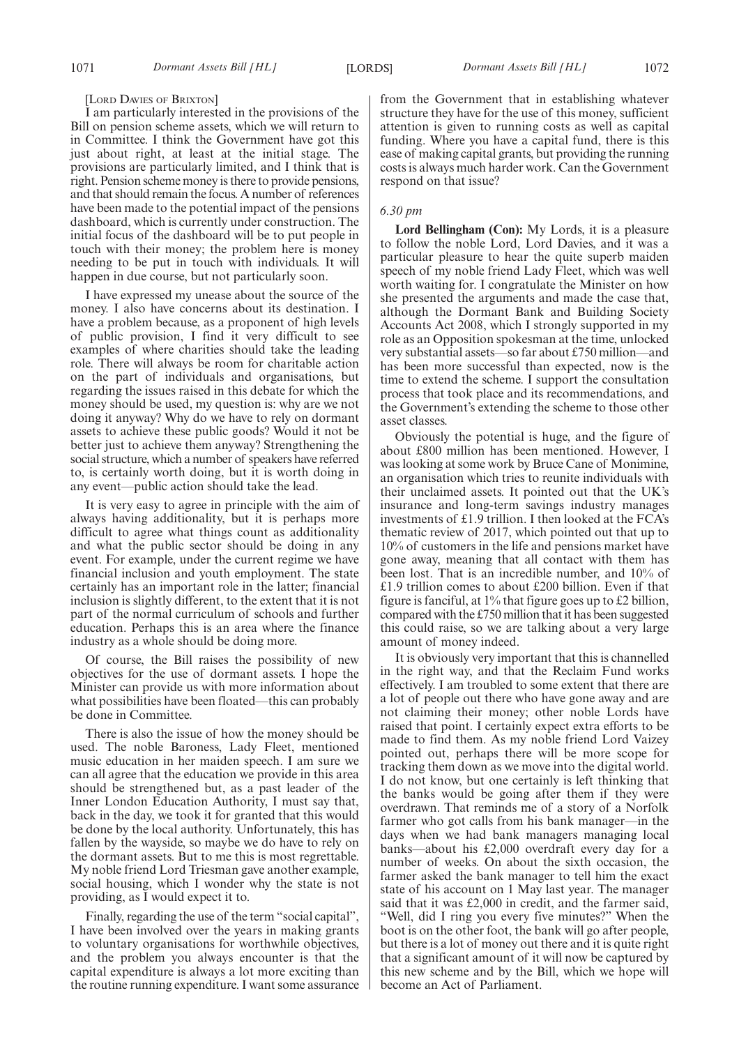[LORD DAVIES OF BRIXTON]

I am particularly interested in the provisions of the Bill on pension scheme assets, which we will return to in Committee. I think the Government have got this just about right, at least at the initial stage. The provisions are particularly limited, and I think that is right. Pension scheme money is there to provide pensions, and that should remain the focus. A number of references have been made to the potential impact of the pensions dashboard, which is currently under construction. The initial focus of the dashboard will be to put people in touch with their money; the problem here is money needing to be put in touch with individuals. It will happen in due course, but not particularly soon.

I have expressed my unease about the source of the money. I also have concerns about its destination. I have a problem because, as a proponent of high levels of public provision, I find it very difficult to see examples of where charities should take the leading role. There will always be room for charitable action on the part of individuals and organisations, but regarding the issues raised in this debate for which the money should be used, my question is: why are we not doing it anyway? Why do we have to rely on dormant assets to achieve these public goods? Would it not be better just to achieve them anyway? Strengthening the social structure, which a number of speakers have referred to, is certainly worth doing, but it is worth doing in any event—public action should take the lead.

It is very easy to agree in principle with the aim of always having additionality, but it is perhaps more difficult to agree what things count as additionality and what the public sector should be doing in any event. For example, under the current regime we have financial inclusion and youth employment. The state certainly has an important role in the latter; financial inclusion is slightly different, to the extent that it is not part of the normal curriculum of schools and further education. Perhaps this is an area where the finance industry as a whole should be doing more.

Of course, the Bill raises the possibility of new objectives for the use of dormant assets. I hope the Minister can provide us with more information about what possibilities have been floated—this can probably be done in Committee.

There is also the issue of how the money should be used. The noble Baroness, Lady Fleet, mentioned music education in her maiden speech. I am sure we can all agree that the education we provide in this area should be strengthened but, as a past leader of the Inner London Education Authority, I must say that, back in the day, we took it for granted that this would be done by the local authority. Unfortunately, this has fallen by the wayside, so maybe we do have to rely on the dormant assets. But to me this is most regrettable. My noble friend Lord Triesman gave another example, social housing, which I wonder why the state is not providing, as I would expect it to.

Finally, regarding the use of the term "social capital", I have been involved over the years in making grants to voluntary organisations for worthwhile objectives, and the problem you always encounter is that the capital expenditure is always a lot more exciting than the routine running expenditure. I want some assurance from the Government that in establishing whatever structure they have for the use of this money, sufficient attention is given to running costs as well as capital funding. Where you have a capital fund, there is this ease of making capital grants, but providing the running costs is always much harder work. Can the Government respond on that issue?

*6.30 pm*

**Lord Bellingham (Con):** My Lords, it is a pleasure to follow the noble Lord, Lord Davies, and it was a particular pleasure to hear the quite superb maiden speech of my noble friend Lady Fleet, which was well worth waiting for. I congratulate the Minister on how she presented the arguments and made the case that, although the Dormant Bank and Building Society Accounts Act 2008, which I strongly supported in my role as an Opposition spokesman at the time, unlocked very substantial assets—so far about £750 million—and has been more successful than expected, now is the time to extend the scheme. I support the consultation process that took place and its recommendations, and the Government's extending the scheme to those other asset classes.

Obviously the potential is huge, and the figure of about £800 million has been mentioned. However, I was looking at some work by Bruce Cane of Monimine, an organisation which tries to reunite individuals with their unclaimed assets. It pointed out that the UK's insurance and long-term savings industry manages investments of £1.9 trillion. I then looked at the FCA's thematic review of 2017, which pointed out that up to 10% of customers in the life and pensions market have gone away, meaning that all contact with them has been lost. That is an incredible number, and 10% of £1.9 trillion comes to about £200 billion. Even if that figure is fanciful, at 1% that figure goes up to £2 billion, compared with the £750 million that it has been suggested this could raise, so we are talking about a very large amount of money indeed.

It is obviously very important that this is channelled in the right way, and that the Reclaim Fund works effectively. I am troubled to some extent that there are a lot of people out there who have gone away and are not claiming their money; other noble Lords have raised that point. I certainly expect extra efforts to be made to find them. As my noble friend Lord Vaizey pointed out, perhaps there will be more scope for tracking them down as we move into the digital world. I do not know, but one certainly is left thinking that the banks would be going after them if they were overdrawn. That reminds me of a story of a Norfolk farmer who got calls from his bank manager—in the days when we had bank managers managing local banks—about his £2,000 overdraft every day for a number of weeks. On about the sixth occasion, the farmer asked the bank manager to tell him the exact state of his account on 1 May last year. The manager said that it was £2,000 in credit, and the farmer said, "Well, did I ring you every five minutes?" When the boot is on the other foot, the bank will go after people, but there is a lot of money out there and it is quite right that a significant amount of it will now be captured by this new scheme and by the Bill, which we hope will become an Act of Parliament.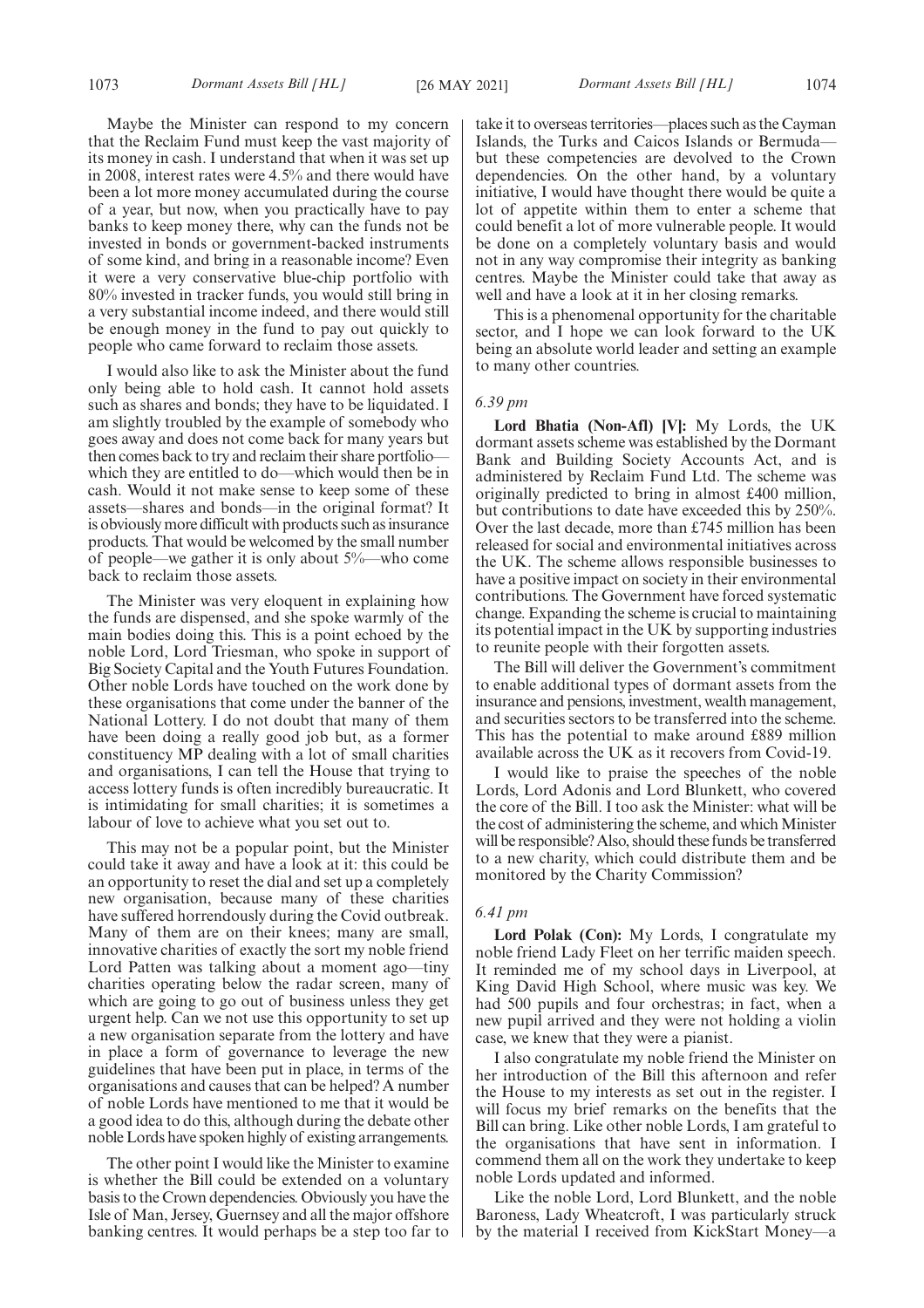Maybe the Minister can respond to my concern that the Reclaim Fund must keep the vast majority of its money in cash. I understand that when it was set up in 2008, interest rates were 4.5% and there would have been a lot more money accumulated during the course of a year, but now, when you practically have to pay banks to keep money there, why can the funds not be invested in bonds or government-backed instruments of some kind, and bring in a reasonable income? Even if it were a very conservative blue-chip portfolio with 80% invested in tracker funds, you would still bring in a very substantial income indeed, and there would still be enough money in the fund to pay out quickly to people who came forward to reclaim those assets.

I would also like to ask the Minister about the fund only being able to hold cash. It cannot hold assets such as shares and bonds; they have to be liquidated. I am slightly troubled by the example of somebody who goes away and does not come back for many years but then comes back to try and reclaim their share portfolio—which they are entitled to do—which would then be in cash. Would it not make sense to keep some of these assets—shares and bonds—in the original format? It is obviously more difficult with products such as insurance products. That would be welcomed by the small number of people—we gather it is only about 5%—who come back to reclaim those assets.

The Minister was very eloquent in explaining how the funds are dispensed, and she spoke warmly of the main bodies doing this. This is a point echoed by the noble Lord, Lord Triesman, who spoke in support of Big Society Capital and the Youth Futures Foundation. Other noble Lords have touched on the work done by these organisations that come under the banner of the National Lottery. I do not doubt that many of them have been doing a really good job but, as a former constituency MP dealing with a lot of small charities and organisations, I can tell the House that trying to access lottery funds is often incredibly bureaucratic. It is intimidating for small charities; it is sometimes a labour of love to achieve what you set out to.

This may not be a popular point, but the Minister could take it away and have a look at it: this could be an opportunity to reset the dial and set up a completely new organisation, because many of these charities have suffered horrendously during the Covid outbreak. Many of them are on their knees; many are small, innovative charities of exactly the sort my noble friend Lord Patten was talking about a moment ago—tiny charities operating below the radar screen, many of which are going to go out of business unless they get urgent help. Can we not use this opportunity to set up a new organisation separate from the lottery and have in place a form of governance to leverage the new guidelines that have been put in place, in terms of the organisations and causes that can be helped? A number of noble Lords have mentioned to me that it would be a good idea to do this, although during the debate other noble Lords have spoken highly of existing arrangements.

The other point I would like the Minister to examine is whether the Bill could be extended on a voluntary basis to the Crown dependencies. Obviously you have the Isle of Man, Jersey, Guernsey and all the major offshore banking centres. It would perhaps be a step too far to take it to overseas territories—places such as the Cayman Islands, the Turks and Caicos Islands or Bermuda—but these competencies are devolved to the Crown dependencies. On the other hand, by a voluntary initiative, I would have thought there would be quite a lot of appetite within them to enter a scheme that could benefit a lot of more vulnerable people. It would be done on a completely voluntary basis and would not in any way compromise their integrity as banking centres. Maybe the Minister could take that away as well and have a look at it in her closing remarks.

This is a phenomenal opportunity for the charitable sector, and I hope we can look forward to the UK being an absolute world leader and setting an example to many other countries.

*6.39 pm*

**Lord Bhatia (Non-Afl) [V]:** My Lords, the UK dormant assets scheme was established by the Dormant Bank and Building Society Accounts Act, and is administered by Reclaim Fund Ltd. The scheme was originally predicted to bring in almost £400 million, but contributions to date have exceeded this by 250%. Over the last decade, more than £745 million has been released for social and environmental initiatives across the UK. The scheme allows responsible businesses to have a positive impact on society in their environmental contributions. The Government have forced systematic change. Expanding the scheme is crucial to maintaining its potential impact in the UK by supporting industries to reunite people with their forgotten assets.

The Bill will deliver the Government's commitment to enable additional types of dormant assets from the insurance and pensions, investment, wealth management, and securities sectors to be transferred into the scheme. This has the potential to make around £889 million available across the UK as it recovers from Covid-19.

I would like to praise the speeches of the noble Lords, Lord Adonis and Lord Blunkett, who covered the core of the Bill. I too ask the Minister: what will be the cost of administering the scheme, and which Minister will be responsible? Also, should these funds be transferred to a new charity, which could distribute them and be monitored by the Charity Commission?

*6.41 pm*

**Lord Polak (Con):** My Lords, I congratulate my noble friend Lady Fleet on her terrific maiden speech. It reminded me of my school days in Liverpool, at King David High School, where music was key. We had 500 pupils and four orchestras; in fact, when a new pupil arrived and they were not holding a violin case, we knew that they were a pianist.

I also congratulate my noble friend the Minister on her introduction of the Bill this afternoon and refer the House to my interests as set out in the register. I will focus my brief remarks on the benefits that the Bill can bring. Like other noble Lords, I am grateful to the organisations that have sent in information. I commend them all on the work they undertake to keep noble Lords updated and informed.

Like the noble Lord, Lord Blunkett, and the noble Baroness, Lady Wheatcroft, I was particularly struck by the material I received from KickStart Money—a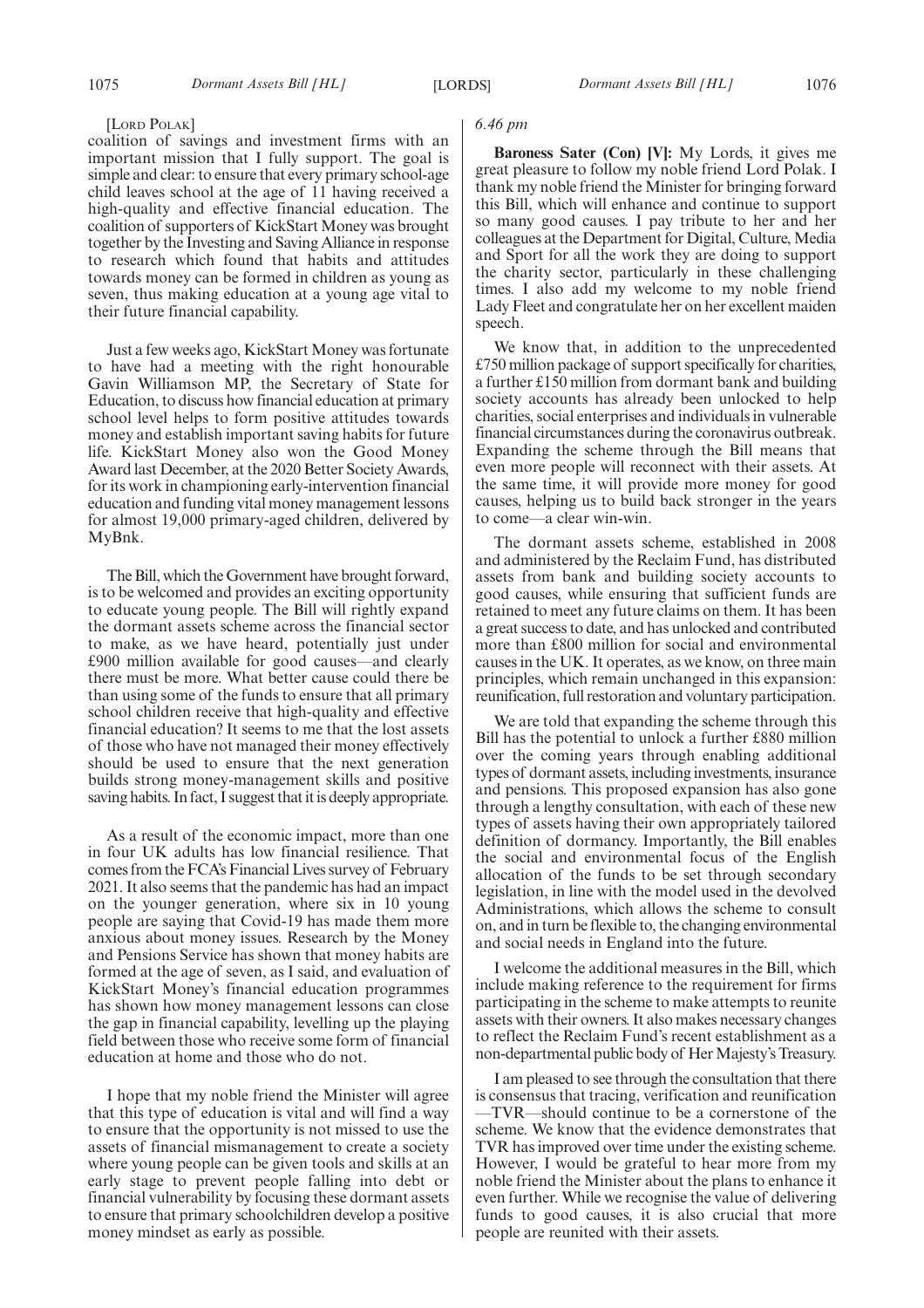[LORD POLAK]

coalition of savings and investment firms with an important mission that I fully support. The goal is simple and clear: to ensure that every primary school-age child leaves school at the age of 11 having received a high-quality and effective financial education. The coalition of supporters of KickStart Money was brought together by the Investing and Saving Alliance in response to research which found that habits and attitudes towards money can be formed in children as young as seven, thus making education at a young age vital to their future financial capability.

Just a few weeks ago, KickStart Money was fortunate to have had a meeting with the right honourable Gavin Williamson MP, the Secretary of State for Education, to discuss how financial education at primary school level helps to form positive attitudes towards money and establish important saving habits for future life. KickStart Money also won the Good Money Award last December, at the 2020 Better Society Awards, for its work in championing early-intervention financial education and funding vital money management lessons for almost 19,000 primary-aged children, delivered by MyBnk.

The Bill, which the Government have brought forward, is to be welcomed and provides an exciting opportunity to educate young people. The Bill will rightly expand the dormant assets scheme across the financial sector to make, as we have heard, potentially just under £900 million available for good causes—and clearly there must be more. What better cause could there be than using some of the funds to ensure that all primary school children receive that high-quality and effective financial education? It seems to me that the lost assets of those who have not managed their money effectively should be used to ensure that the next generation builds strong money-management skills and positive saving habits. In fact, I suggest that it is deeply appropriate.

As a result of the economic impact, more than one in four UK adults has low financial resilience. That comes from the FCA's Financial Lives survey of February 2021. It also seems that the pandemic has had an impact on the younger generation, where six in 10 young people are saying that Covid-19 has made them more anxious about money issues. Research by the Money and Pensions Service has shown that money habits are formed at the age of seven, as I said, and evaluation of KickStart Money's financial education programmes has shown how money management lessons can close the gap in financial capability, levelling up the playing field between those who receive some form of financial education at home and those who do not.

I hope that my noble friend the Minister will agree that this type of education is vital and will find a way to ensure that the opportunity is not missed to use the assets of financial mismanagement to create a society where young people can be given tools and skills at an early stage to prevent people falling into debt or financial vulnerability by focusing these dormant assets to ensure that primary schoolchildren develop a positive money mindset as early as possible.

*6.46 pm*

**Baroness Sater (Con) [V]:** My Lords, it gives me great pleasure to follow my noble friend Lord Polak. I thank my noble friend the Minister for bringing forward this Bill, which will enhance and continue to support so many good causes. I pay tribute to her and her colleagues at the Department for Digital, Culture, Media and Sport for all the work they are doing to support the charity sector, particularly in these challenging times. I also add my welcome to my noble friend Lady Fleet and congratulate her on her excellent maiden speech.

We know that, in addition to the unprecedented £750 million package of support specifically for charities, a further £150 million from dormant bank and building society accounts has already been unlocked to help charities, social enterprises and individuals in vulnerable financial circumstances during the coronavirus outbreak. Expanding the scheme through the Bill means that even more people will reconnect with their assets. At the same time, it will provide more money for good causes, helping us to build back stronger in the years to come—a clear win-win.

The dormant assets scheme, established in 2008 and administered by the Reclaim Fund, has distributed assets from bank and building society accounts to good causes, while ensuring that sufficient funds are retained to meet any future claims on them. It has been a great success to date, and has unlocked and contributed more than £800 million for social and environmental causes in the UK. It operates, as we know, on three main principles, which remain unchanged in this expansion: reunification, full restoration and voluntary participation.

We are told that expanding the scheme through this Bill has the potential to unlock a further £880 million over the coming years through enabling additional types of dormant assets, including investments, insurance and pensions. This proposed expansion has also gone through a lengthy consultation, with each of these new types of assets having their own appropriately tailored definition of dormancy. Importantly, the Bill enables the social and environmental focus of the English allocation of the funds to be set through secondary legislation, in line with the model used in the devolved Administrations, which allows the scheme to consult on, and in turn be flexible to, the changing environmental and social needs in England into the future.

I welcome the additional measures in the Bill, which include making reference to the requirement for firms participating in the scheme to make attempts to reunite assets with their owners. It also makes necessary changes to reflect the Reclaim Fund's recent establishment as a non-departmental public body of Her Majesty's Treasury.

I am pleased to see through the consultation that there is consensus that tracing, verification and reunification—TVR—should continue to be a cornerstone of the scheme. We know that the evidence demonstrates that TVR has improved over time under the existing scheme. However, I would be grateful to hear more from my noble friend the Minister about the plans to enhance it even further. While we recognise the value of delivering funds to good causes, it is also crucial that more people are reunited with their assets.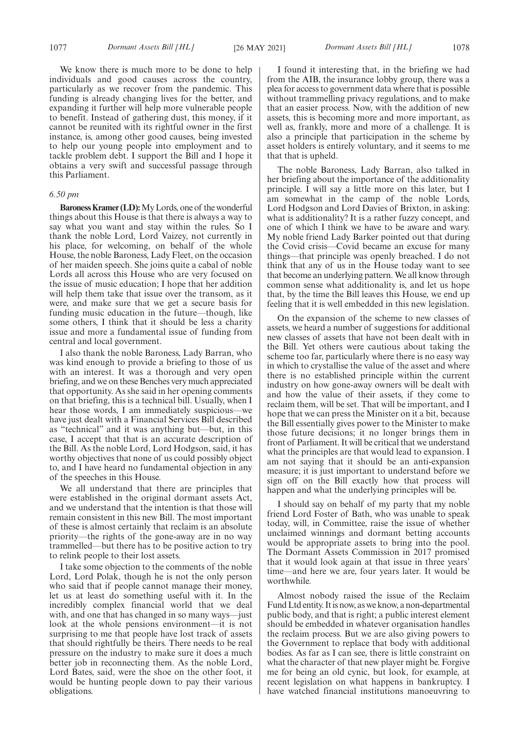We know there is much more to be done to help individuals and good causes across the country, particularly as we recover from the pandemic. This funding is already changing lives for the better, and expanding it further will help more vulnerable people to benefit. Instead of gathering dust, this money, if it cannot be reunited with its rightful owner in the first instance, is, among other good causes, being invested to help our young people into employment and to tackle problem debt. I support the Bill and I hope it obtains a very swift and successful passage through this Parliament.

*6.50 pm*

**Baroness Kramer (LD):** My Lords, one of the wonderful things about this House is that there is always a way to say what you want and stay within the rules. So I thank the noble Lord, Lord Vaizey, not currently in his place, for welcoming, on behalf of the whole House, the noble Baroness, Lady Fleet, on the occasion of her maiden speech. She joins quite a cabal of noble Lords all across this House who are very focused on the issue of music education; I hope that her addition will help them take that issue over the transom, as it were, and make sure that we get a secure basis for funding music education in the future—though, like some others, I think that it should be less a charity issue and more a fundamental issue of funding from central and local government.

I also thank the noble Baroness, Lady Barran, who was kind enough to provide a briefing to those of us with an interest. It was a thorough and very open briefing, and we on these Benches very much appreciated that opportunity. As she said in her opening comments on that briefing, this is a technical bill. Usually, when I hear those words, I am immediately suspicious—we have just dealt with a Financial Services Bill described as "technical" and it was anything but—but, in this case, I accept that that is an accurate description of the Bill. As the noble Lord, Lord Hodgson, said, it has worthy objectives that none of us could possibly object to, and I have heard no fundamental objection in any of the speeches in this House.

We all understand that there are principles that were established in the original dormant assets Act, and we understand that the intention is that those will remain consistent in this new Bill. The most important of these is almost certainly that reclaim is an absolute priority—the rights of the gone-away are in no way trammelled—but there has to be positive action to try to relink people to their lost assets.

I take some objection to the comments of the noble Lord, Lord Polak, though he is not the only person who said that if people cannot manage their money, let us at least do something useful with it. In the incredibly complex financial world that we deal with, and one that has changed in so many ways—just look at the whole pensions environment—it is not surprising to me that people have lost track of assets that should rightfully be theirs. There needs to be real pressure on the industry to make sure it does a much better job in reconnecting them. As the noble Lord, Lord Bates, said, were the shoe on the other foot, it would be hunting people down to pay their various obligations.

I found it interesting that, in the briefing we had from the AIB, the insurance lobby group, there was a plea for access to government data where that is possible without trammelling privacy regulations, and to make that an easier process. Now, with the addition of new assets, this is becoming more and more important, as well as, frankly, more and more of a challenge. It is also a principle that participation in the scheme by asset holders is entirely voluntary, and it seems to me that that is upheld.

The noble Baroness, Lady Barran, also talked in her briefing about the importance of the additionality principle. I will say a little more on this later, but I am somewhat in the camp of the noble Lords, Lord Hodgson and Lord Davies of Brixton, in asking: what is additionality? It is a rather fuzzy concept, and one of which I think we have to be aware and wary. My noble friend Lady Barker pointed out that during the Covid crisis—Covid became an excuse for many things—that principle was openly breached. I do not think that any of us in the House today want to see that become an underlying pattern. We all know through common sense what additionality is, and let us hope that, by the time the Bill leaves this House, we end up feeling that it is well embedded in this new legislation.

On the expansion of the scheme to new classes of assets, we heard a number of suggestions for additional new classes of assets that have not been dealt with in the Bill. Yet others were cautious about taking the scheme too far, particularly where there is no easy way in which to crystallise the value of the asset and where there is no established principle within the current industry on how gone-away owners will be dealt with and how the value of their assets, if they come to reclaim them, will be set. That will be important, and I hope that we can press the Minister on it a bit, because the Bill essentially gives power to the Minister to make those future decisions; it no longer brings them in front of Parliament. It will be critical that we understand what the principles are that would lead to expansion. I am not saying that it should be an anti-expansion measure; it is just important to understand before we sign off on the Bill exactly how that process will happen and what the underlying principles will be.

I should say on behalf of my party that my noble friend Lord Foster of Bath, who was unable to speak today, will, in Committee, raise the issue of whether unclaimed winnings and dormant betting accounts would be appropriate assets to bring into the pool. The Dormant Assets Commission in 2017 promised that it would look again at that issue in three years' time—and here we are, four years later. It would be worthwhile.

Almost nobody raised the issue of the Reclaim Fund Ltd entity. It is now, as we know, a non-departmental public body, and that is right; a public interest element should be embedded in whatever organisation handles the reclaim process. But we are also giving powers to the Government to replace that body with additional bodies. As far as I can see, there is little constraint on what the character of that new player might be. Forgive me for being an old cynic, but look, for example, at recent legislation on what happens in bankruptcy. I have watched financial institutions manoeuvring to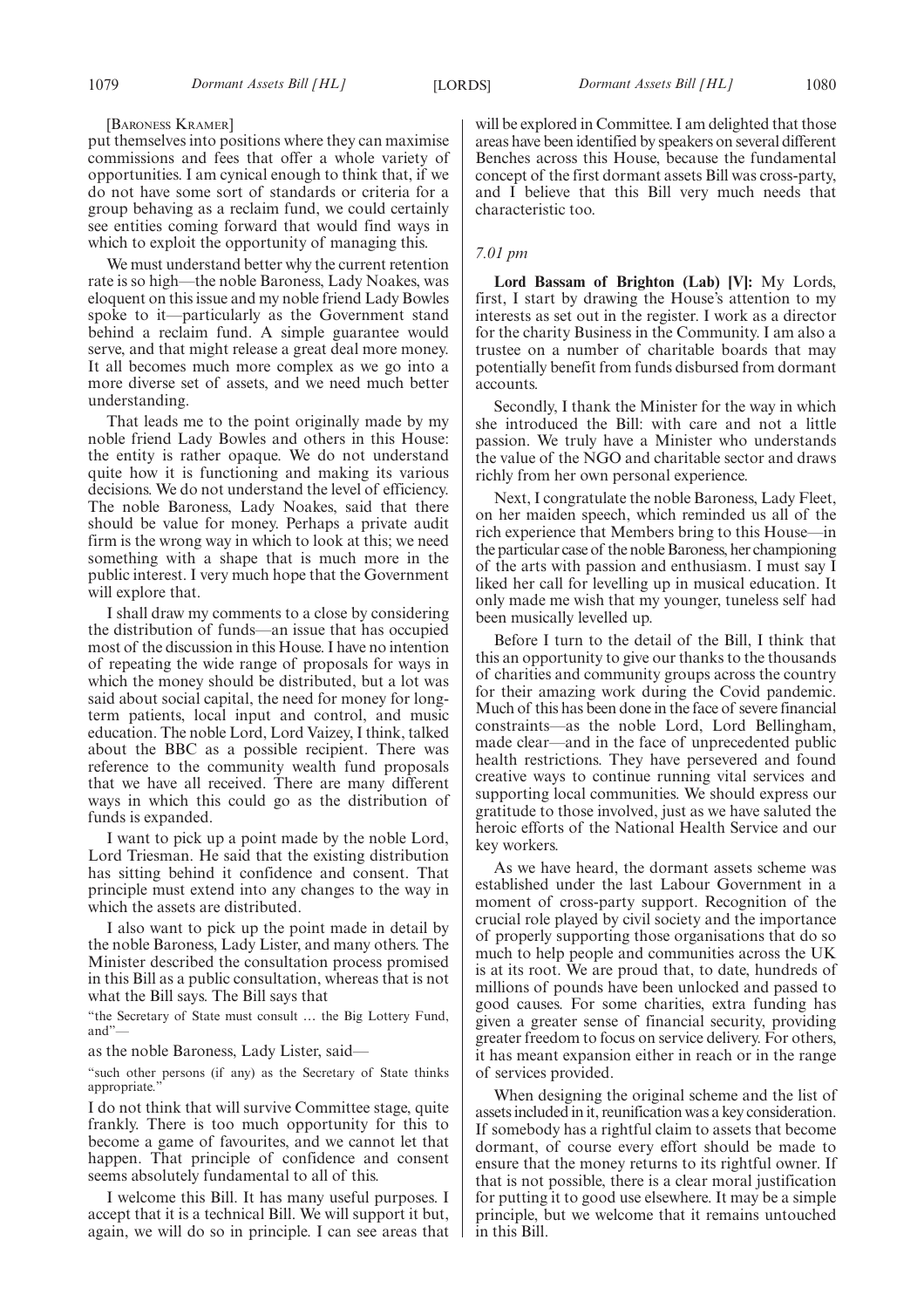[BARONESS KRAMER]

put themselves into positions where they can maximise commissions and fees that offer a whole variety of opportunities. I am cynical enough to think that, if we do not have some sort of standards or criteria for a group behaving as a reclaim fund, we could certainly see entities coming forward that would find ways in which to exploit the opportunity of managing this.

We must understand better why the current retention rate is so high—the noble Baroness, Lady Noakes, was eloquent on this issue and my noble friend Lady Bowles spoke to it—particularly as the Government stand behind a reclaim fund. A simple guarantee would serve, and that might release a great deal more money. It all becomes much more complex as we go into a more diverse set of assets, and we need much better understanding.

That leads me to the point originally made by my noble friend Lady Bowles and others in this House: the entity is rather opaque. We do not understand quite how it is functioning and making its various decisions. We do not understand the level of efficiency. The noble Baroness, Lady Noakes, said that there should be value for money. Perhaps a private audit firm is the wrong way in which to look at this; we need something with a shape that is much more in the public interest. I very much hope that the Government will explore that.

I shall draw my comments to a close by considering the distribution of funds—an issue that has occupied most of the discussion in this House. I have no intention of repeating the wide range of proposals for ways in which the money should be distributed, but a lot was said about social capital, the need for money for long-term patients, local input and control, and music education. The noble Lord, Lord Vaizey, I think, talked about the BBC as a possible recipient. There was reference to the community wealth fund proposals that we have all received. There are many different ways in which this could go as the distribution of funds is expanded.

I want to pick up a point made by the noble Lord, Lord Triesman. He said that the existing distribution has sitting behind it confidence and consent. That principle must extend into any changes to the way in which the assets are distributed.

I also want to pick up the point made in detail by the noble Baroness, Lady Lister, and many others. The Minister described the consultation process promised in this Bill as a public consultation, whereas that is not what the Bill says. The Bill says that

"the Secretary of State must consult … the Big Lottery Fund, and"—

as the noble Baroness, Lady Lister, said—

"such other persons (if any) as the Secretary of State thinks appropriate."

I do not think that will survive Committee stage, quite frankly. There is too much opportunity for this to become a game of favourites, and we cannot let that happen. That principle of confidence and consent seems absolutely fundamental to all of this.

I welcome this Bill. It has many useful purposes. I accept that it is a technical Bill. We will support it but, again, we will do so in principle. I can see areas that will be explored in Committee. I am delighted that those areas have been identified by speakers on several different Benches across this House, because the fundamental concept of the first dormant assets Bill was cross-party, and I believe that this Bill very much needs that characteristic too.

*7.01 pm*

**Lord Bassam of Brighton (Lab) [V]:** My Lords, first, I start by drawing the House's attention to my interests as set out in the register. I work as a director for the charity Business in the Community. I am also a trustee on a number of charitable boards that may potentially benefit from funds disbursed from dormant accounts.

Secondly, I thank the Minister for the way in which she introduced the Bill: with care and not a little passion. We truly have a Minister who understands the value of the NGO and charitable sector and draws richly from her own personal experience.

Next, I congratulate the noble Baroness, Lady Fleet, on her maiden speech, which reminded us all of the rich experience that Members bring to this House—in the particular case of the noble Baroness, her championing of the arts with passion and enthusiasm. I must say I liked her call for levelling up in musical education. It only made me wish that my younger, tuneless self had been musically levelled up.

Before I turn to the detail of the Bill, I think that this an opportunity to give our thanks to the thousands of charities and community groups across the country for their amazing work during the Covid pandemic. Much of this has been done in the face of severe financial constraints—as the noble Lord, Lord Bellingham, made clear—and in the face of unprecedented public health restrictions. They have persevered and found creative ways to continue running vital services and supporting local communities. We should express our gratitude to those involved, just as we have saluted the heroic efforts of the National Health Service and our key workers.

As we have heard, the dormant assets scheme was established under the last Labour Government in a moment of cross-party support. Recognition of the crucial role played by civil society and the importance of properly supporting those organisations that do so much to help people and communities across the UK is at its root. We are proud that, to date, hundreds of millions of pounds have been unlocked and passed to good causes. For some charities, extra funding has given a greater sense of financial security, providing greater freedom to focus on service delivery. For others, it has meant expansion either in reach or in the range of services provided.

When designing the original scheme and the list of assets included in it, reunification was a key consideration. If somebody has a rightful claim to assets that become dormant, of course every effort should be made to ensure that the money returns to its rightful owner. If that is not possible, there is a clear moral justification for putting it to good use elsewhere. It may be a simple principle, but we welcome that it remains untouched in this Bill.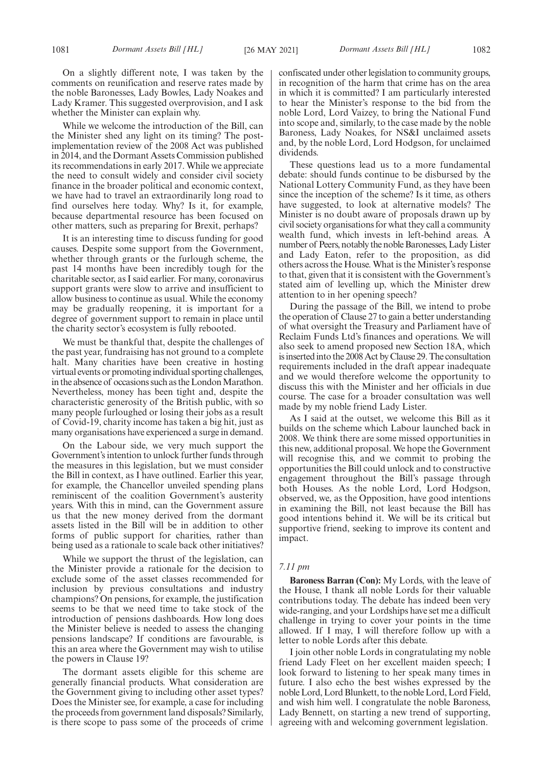On a slightly different note, I was taken by the comments on reunification and reserve rates made by the noble Baronesses, Lady Bowles, Lady Noakes and Lady Kramer. This suggested overprovision, and I ask whether the Minister can explain why.

While we welcome the introduction of the Bill, can the Minister shed any light on its timing? The post-implementation review of the 2008 Act was published in 2014, and the Dormant Assets Commission published its recommendations in early 2017. While we appreciate the need to consult widely and consider civil society finance in the broader political and economic context, we have had to travel an extraordinarily long road to find ourselves here today. Why? Is it, for example, because departmental resource has been focused on other matters, such as preparing for Brexit, perhaps?

It is an interesting time to discuss funding for good causes. Despite some support from the Government, whether through grants or the furlough scheme, the past 14 months have been incredibly tough for the charitable sector, as I said earlier. For many, coronavirus support grants were slow to arrive and insufficient to allow business to continue as usual. While the economy may be gradually reopening, it is important for a degree of government support to remain in place until the charity sector's ecosystem is fully rebooted.

We must be thankful that, despite the challenges of the past year, fundraising has not ground to a complete halt. Many charities have been creative in hosting virtual events or promoting individual sporting challenges, in the absence of occasions such as the London Marathon. Nevertheless, money has been tight and, despite the characteristic generosity of the British public, with so many people furloughed or losing their jobs as a result of Covid-19, charity income has taken a big hit, just as many organisations have experienced a surge in demand.

On the Labour side, we very much support the Government's intention to unlock further funds through the measures in this legislation, but we must consider the Bill in context, as I have outlined. Earlier this year, for example, the Chancellor unveiled spending plans reminiscent of the coalition Government's austerity years. With this in mind, can the Government assure us that the new money derived from the dormant assets listed in the Bill will be in addition to other forms of public support for charities, rather than being used as a rationale to scale back other initiatives?

While we support the thrust of the legislation, can the Minister provide a rationale for the decision to exclude some of the asset classes recommended for inclusion by previous consultations and industry champions? On pensions, for example, the justification seems to be that we need time to take stock of the introduction of pensions dashboards. How long does the Minister believe is needed to assess the changing pensions landscape? If conditions are favourable, is this an area where the Government may wish to utilise the powers in Clause 19?

The dormant assets eligible for this scheme are generally financial products. What consideration are the Government giving to including other asset types? Does the Minister see, for example, a case for including the proceeds from government land disposals? Similarly, is there scope to pass some of the proceeds of crime confiscated under other legislation to community groups, in recognition of the harm that crime has on the area in which it is committed? I am particularly interested to hear the Minister's response to the bid from the noble Lord, Lord Vaizey, to bring the National Fund into scope and, similarly, to the case made by the noble Baroness, Lady Noakes, for NS&I unclaimed assets and, by the noble Lord, Lord Hodgson, for unclaimed dividends.

These questions lead us to a more fundamental debate: should funds continue to be disbursed by the National Lottery Community Fund, as they have been since the inception of the scheme? Is it time, as others have suggested, to look at alternative models? The Minister is no doubt aware of proposals drawn up by civil society organisations for what they call a community wealth fund, which invests in left-behind areas. A number of Peers, notably the noble Baronesses, Lady Lister and Lady Eaton, refer to the proposition, as did others across the House. What is the Minister's response to that, given that it is consistent with the Government's stated aim of levelling up, which the Minister drew attention to in her opening speech?

During the passage of the Bill, we intend to probe the operation of Clause 27 to gain a better understanding of what oversight the Treasury and Parliament have of Reclaim Funds Ltd's finances and operations. We will also seek to amend proposed new Section 18A, which is inserted into the 2008 Act by Clause 29. The consultation requirements included in the draft appear inadequate and we would therefore welcome the opportunity to discuss this with the Minister and her officials in due course. The case for a broader consultation was well made by my noble friend Lady Lister.

As I said at the outset, we welcome this Bill as it builds on the scheme which Labour launched back in 2008. We think there are some missed opportunities in this new, additional proposal. We hope the Government will recognise this, and we commit to probing the opportunities the Bill could unlock and to constructive engagement throughout the Bill's passage through both Houses. As the noble Lord, Lord Hodgson, observed, we, as the Opposition, have good intentions in examining the Bill, not least because the Bill has good intentions behind it. We will be its critical but supportive friend, seeking to improve its content and impact.

*7.11 pm*

**Baroness Barran (Con):** My Lords, with the leave of the House, I thank all noble Lords for their valuable contributions today. The debate has indeed been very wide-ranging, and your Lordships have set me a difficult challenge in trying to cover your points in the time allowed. If I may, I will therefore follow up with a letter to noble Lords after this debate.

I join other noble Lords in congratulating my noble friend Lady Fleet on her excellent maiden speech; I look forward to listening to her speak many times in future. I also echo the best wishes expressed by the noble Lord, Lord Blunkett, to the noble Lord, Lord Field, and wish him well. I congratulate the noble Baroness, Lady Bennett, on starting a new trend of supporting, agreeing with and welcoming government legislation.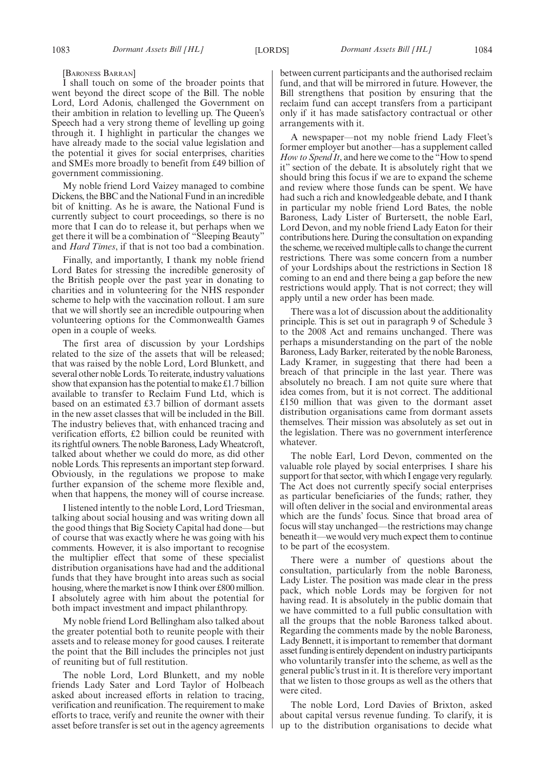[BARONESS BARRAN]

I shall touch on some of the broader points that went beyond the direct scope of the Bill. The noble Lord, Lord Adonis, challenged the Government on their ambition in relation to levelling up. The Queen's Speech had a very strong theme of levelling up going through it. I highlight in particular the changes we have already made to the social value legislation and the potential it gives for social enterprises, charities and SMEs more broadly to benefit from £49 billion of government commissioning.

My noble friend Lord Vaizey managed to combine Dickens, the BBC and the National Fund in an incredible bit of knitting. As he is aware, the National Fund is currently subject to court proceedings, so there is no more that I can do to release it, but perhaps when we get there it will be a combination of "Sleeping Beauty" and *Hard Times*, if that is not too bad a combination.

Finally, and importantly, I thank my noble friend Lord Bates for stressing the incredible generosity of the British people over the past year in donating to charities and in volunteering for the NHS responder scheme to help with the vaccination rollout. I am sure that we will shortly see an incredible outpouring when volunteering options for the Commonwealth Games open in a couple of weeks.

The first area of discussion by your Lordships related to the size of the assets that will be released; that was raised by the noble Lord, Lord Blunkett, and several other noble Lords. To reiterate, industry valuations show that expansion has the potential to make £1.7 billion available to transfer to Reclaim Fund Ltd, which is based on an estimated £3.7 billion of dormant assets in the new asset classes that will be included in the Bill. The industry believes that, with enhanced tracing and verification efforts, £2 billion could be reunited with its rightful owners. The noble Baroness, Lady Wheatcroft, talked about whether we could do more, as did other noble Lords. This represents an important step forward. Obviously, in the regulations we propose to make further expansion of the scheme more flexible and, when that happens, the money will of course increase.

I listened intently to the noble Lord, Lord Triesman, talking about social housing and was writing down all the good things that Big Society Capital had done—but of course that was exactly where he was going with his comments. However, it is also important to recognise the multiplier effect that some of these specialist distribution organisations have had and the additional funds that they have brought into areas such as social housing, where the market is now I think over £800 million. I absolutely agree with him about the potential for both impact investment and impact philanthropy.

My noble friend Lord Bellingham also talked about the greater potential both to reunite people with their assets and to release money for good causes. I reiterate the point that the Bill includes the principles not just of reuniting but of full restitution.

The noble Lord, Lord Blunkett, and my noble friends Lady Sater and Lord Taylor of Holbeach asked about increased efforts in relation to tracing, verification and reunification. The requirement to make efforts to trace, verify and reunite the owner with their asset before transfer is set out in the agency agreements between current participants and the authorised reclaim fund, and that will be mirrored in future. However, the Bill strengthens that position by ensuring that the reclaim fund can accept transfers from a participant only if it has made satisfactory contractual or other arrangements with it.

A newspaper—not my noble friend Lady Fleet's former employer but another—has a supplement called *How to Spend It*, and here we come to the "How to spend it" section of the debate. It is absolutely right that we should bring this focus if we are to expand the scheme and review where those funds can be spent. We have had such a rich and knowledgeable debate, and I thank in particular my noble friend Lord Bates, the noble Baroness, Lady Lister of Burtersett, the noble Earl, Lord Devon, and my noble friend Lady Eaton for their contributions here. During the consultation on expanding the scheme, we received multiple calls to change the current restrictions. There was some concern from a number of your Lordships about the restrictions in Section 18 coming to an end and there being a gap before the new restrictions would apply. That is not correct; they will apply until a new order has been made.

There was a lot of discussion about the additionality principle. This is set out in paragraph 9 of Schedule 3 to the 2008 Act and remains unchanged. There was perhaps a misunderstanding on the part of the noble Baroness, Lady Barker, reiterated by the noble Baroness, Lady Kramer, in suggesting that there had been a breach of that principle in the last year. There was absolutely no breach. I am not quite sure where that idea comes from, but it is not correct. The additional £150 million that was given to the dormant asset distribution organisations came from dormant assets themselves. Their mission was absolutely as set out in the legislation. There was no government interference whatever.

The noble Earl, Lord Devon, commented on the valuable role played by social enterprises. I share his support for that sector, with which I engage very regularly. The Act does not currently specify social enterprises as particular beneficiaries of the funds; rather, they will often deliver in the social and environmental areas which are the funds' focus. Since that broad area of focus will stay unchanged—the restrictions may change beneath it—we would very much expect them to continue to be part of the ecosystem.

There were a number of questions about the consultation, particularly from the noble Baroness, Lady Lister. The position was made clear in the press pack, which noble Lords may be forgiven for not having read. It is absolutely in the public domain that we have committed to a full public consultation with all the groups that the noble Baroness talked about. Regarding the comments made by the noble Baroness, Lady Bennett, it is important to remember that dormant asset funding is entirely dependent on industry participants who voluntarily transfer into the scheme, as well as the general public's trust in it. It is therefore very important that we listen to those groups as well as the others that were cited.

The noble Lord, Lord Davies of Brixton, asked about capital versus revenue funding. To clarify, it is up to the distribution organisations to decide what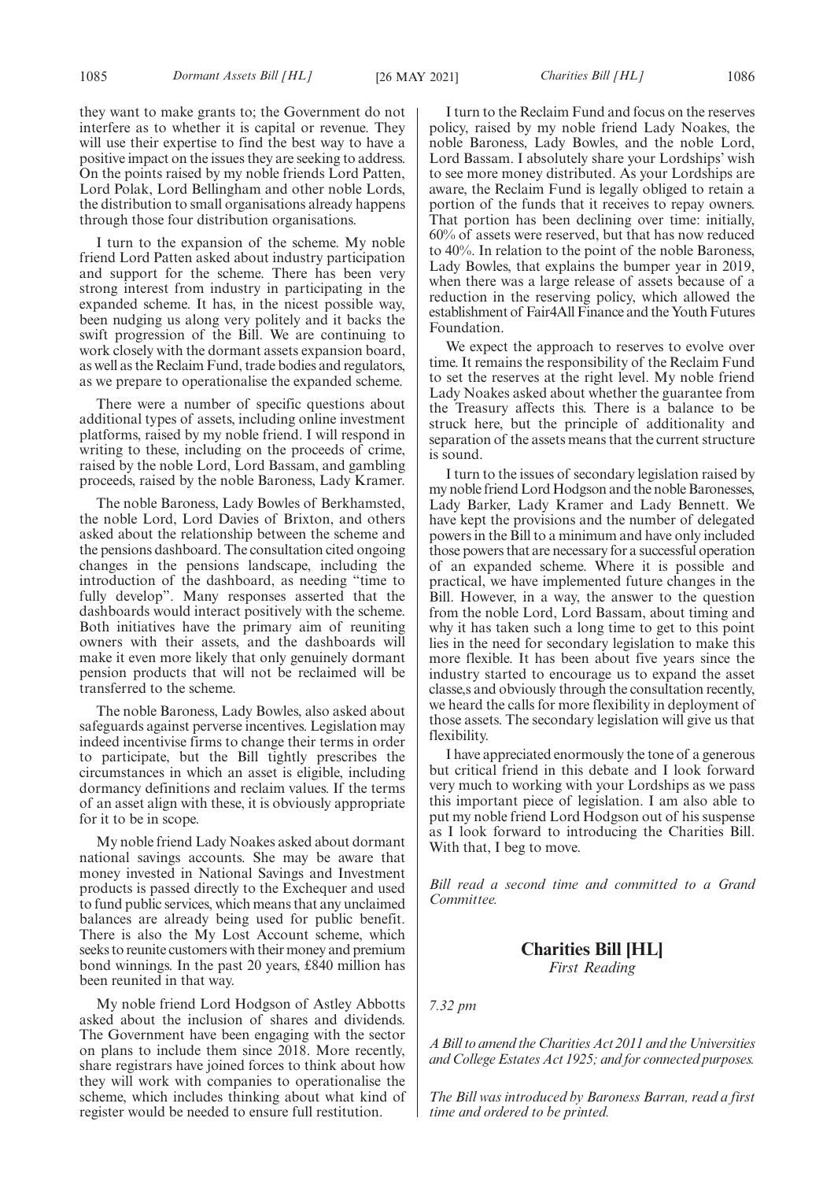they want to make grants to; the Government do not interfere as to whether it is capital or revenue. They will use their expertise to find the best way to have a positive impact on the issues they are seeking to address. On the points raised by my noble friends Lord Patten, Lord Polak, Lord Bellingham and other noble Lords, the distribution to small organisations already happens through those four distribution organisations.

I turn to the expansion of the scheme. My noble friend Lord Patten asked about industry participation and support for the scheme. There has been very strong interest from industry in participating in the expanded scheme. It has, in the nicest possible way, been nudging us along very politely and it backs the swift progression of the Bill. We are continuing to work closely with the dormant assets expansion board, as well as the Reclaim Fund, trade bodies and regulators, as we prepare to operationalise the expanded scheme.

There were a number of specific questions about additional types of assets, including online investment platforms, raised by my noble friend. I will respond in writing to these, including on the proceeds of crime, raised by the noble Lord, Lord Bassam, and gambling proceeds, raised by the noble Baroness, Lady Kramer.

The noble Baroness, Lady Bowles of Berkhamsted, the noble Lord, Lord Davies of Brixton, and others asked about the relationship between the scheme and the pensions dashboard. The consultation cited ongoing changes in the pensions landscape, including the introduction of the dashboard, as needing "time to fully develop". Many responses asserted that the dashboards would interact positively with the scheme. Both initiatives have the primary aim of reuniting owners with their assets, and the dashboards will make it even more likely that only genuinely dormant pension products that will not be reclaimed will be transferred to the scheme.

The noble Baroness, Lady Bowles, also asked about safeguards against perverse incentives. Legislation may indeed incentivise firms to change their terms in order to participate, but the Bill tightly prescribes the circumstances in which an asset is eligible, including dormancy definitions and reclaim values. If the terms of an asset align with these, it is obviously appropriate for it to be in scope.

My noble friend Lady Noakes asked about dormant national savings accounts. She may be aware that money invested in National Savings and Investment products is passed directly to the Exchequer and used to fund public services, which means that any unclaimed balances are already being used for public benefit. There is also the My Lost Account scheme, which seeks to reunite customers with their money and premium bond winnings. In the past 20 years, £840 million has been reunited in that way.

My noble friend Lord Hodgson of Astley Abbotts asked about the inclusion of shares and dividends. The Government have been engaging with the sector on plans to include them since 2018. More recently, share registrars have joined forces to think about how they will work with companies to operationalise the scheme, which includes thinking about what kind of register would be needed to ensure full restitution.

I turn to the Reclaim Fund and focus on the reserves policy, raised by my noble friend Lady Noakes, the noble Baroness, Lady Bowles, and the noble Lord, Lord Bassam. I absolutely share your Lordships' wish to see more money distributed. As your Lordships are aware, the Reclaim Fund is legally obliged to retain a portion of the funds that it receives to repay owners. That portion has been declining over time: initially, 60% of assets were reserved, but that has now reduced to 40%. In relation to the point of the noble Baroness, Lady Bowles, that explains the bumper year in 2019, when there was a large release of assets because of a reduction in the reserving policy, which allowed the establishment of Fair4All Finance and the Youth Futures Foundation.

We expect the approach to reserves to evolve over time. It remains the responsibility of the Reclaim Fund to set the reserves at the right level. My noble friend Lady Noakes asked about whether the guarantee from the Treasury affects this. There is a balance to be struck here, but the principle of additionality and separation of the assets means that the current structure is sound.

I turn to the issues of secondary legislation raised by my noble friend Lord Hodgson and the noble Baronesses, Lady Barker, Lady Kramer and Lady Bennett. We have kept the provisions and the number of delegated powers in the Bill to a minimum and have only included those powers that are necessary for a successful operation of an expanded scheme. Where it is possible and practical, we have implemented future changes in the Bill. However, in a way, the answer to the question from the noble Lord, Lord Bassam, about timing and why it has taken such a long time to get to this point lies in the need for secondary legislation to make this more flexible. It has been about five years since the industry started to encourage us to expand the asset classe,s and obviously through the consultation recently, we heard the calls for more flexibility in deployment of those assets. The secondary legislation will give us that flexibility.

I have appreciated enormously the tone of a generous but critical friend in this debate and I look forward very much to working with your Lordships as we pass this important piece of legislation. I am also able to put my noble friend Lord Hodgson out of his suspense as I look forward to introducing the Charities Bill. With that, I beg to move.

*Bill read a second time and committed to a Grand Committee.*

## Charities Bill [HL]

*First Reading*

*7.32 pm*

*A Bill to amend the Charities Act 2011 and the Universities and College Estates Act 1925; and for connected purposes.*

*The Bill was introduced by Baroness Barran, read a first time and ordered to be printed.*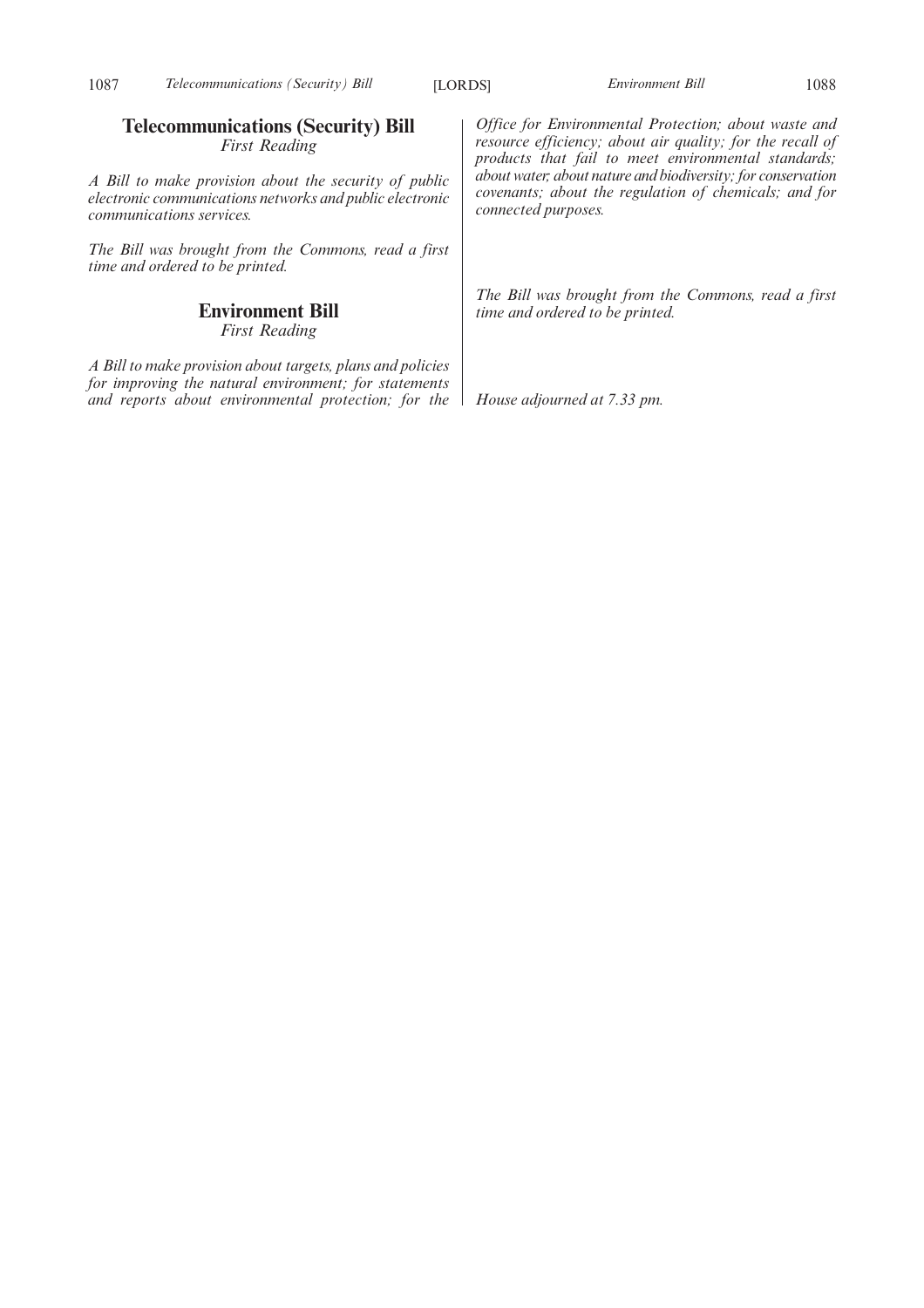## Telecommunications (Security) Bill

*First Reading*

*A Bill to make provision about the security of public electronic communications networks and public electronic communications services.*

*The Bill was brought from the Commons, read a first time and ordered to be printed.*

## Environment Bill

*First Reading*

*A Bill to make provision about targets, plans and policies for improving the natural environment; for statements and reports about environmental protection; for the Office for Environmental Protection; about waste and resource efficiency; about air quality; for the recall of products that fail to meet environmental standards; about water; about nature and biodiversity; for conservation covenants; about the regulation of chemicals; and for connected purposes.*

*The Bill was brought from the Commons, read a first time and ordered to be printed.*

*House adjourned at 7.33 pm.*